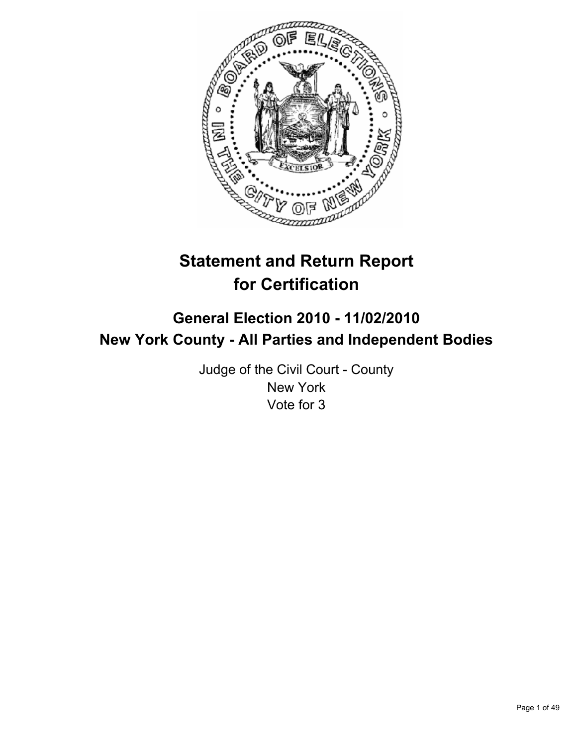# Statement and Return Report for Certification

## General Election 2010 - 11/02/2010
## New York County - All Parties and Independent Bodies

Judge of the Civil Court - County
New York
Vote for 3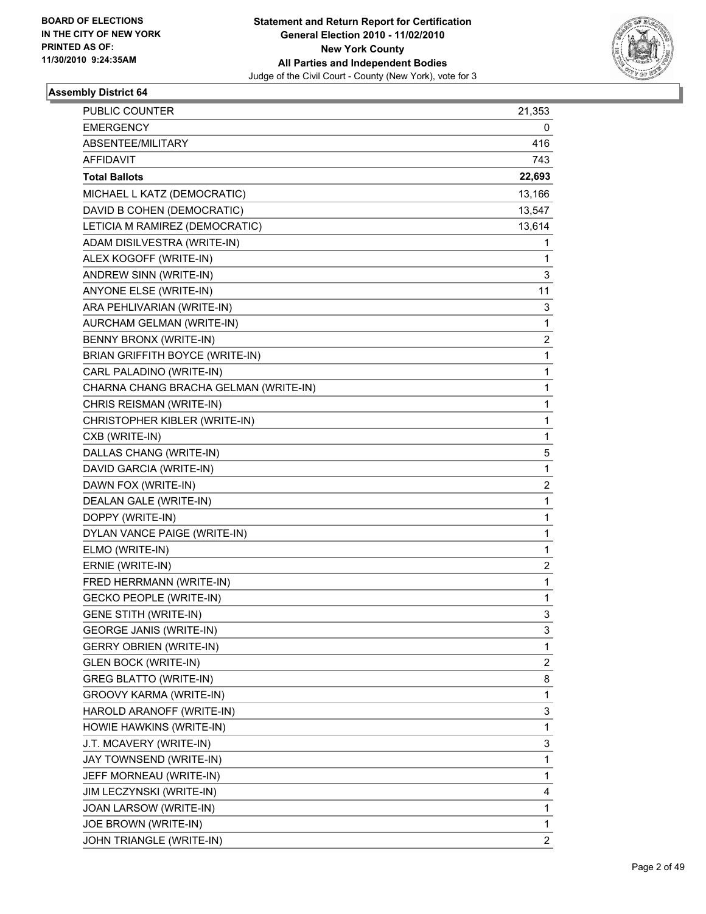BOARD OF ELECTIONS
IN THE CITY OF NEW YORK
PRINTED AS OF:
11/30/2010 9:24:35AM

**Statement and Return Report for Certification**
**General Election 2010 - 11/02/2010**
**New York County**
**All Parties and Independent Bodies**
Judge of the Civil Court - County (New York), vote for 3

### Assembly District 64

| | |
|---|---|
| PUBLIC COUNTER | 21,353 |
| EMERGENCY | 0 |
| ABSENTEE/MILITARY | 416 |
| AFFIDAVIT | 743 |
| **Total Ballots** | **22,693** |
| MICHAEL L KATZ (DEMOCRATIC) | 13,166 |
| DAVID B COHEN (DEMOCRATIC) | 13,547 |
| LETICIA M RAMIREZ (DEMOCRATIC) | 13,614 |
| ADAM DISILVESTRA (WRITE-IN) | 1 |
| ALEX KOGOFF (WRITE-IN) | 1 |
| ANDREW SINN (WRITE-IN) | 3 |
| ANYONE ELSE (WRITE-IN) | 11 |
| ARA PEHLIVARIAN (WRITE-IN) | 3 |
| AURCHAM GELMAN (WRITE-IN) | 1 |
| BENNY BRONX (WRITE-IN) | 2 |
| BRIAN GRIFFITH BOYCE (WRITE-IN) | 1 |
| CARL PALADINO (WRITE-IN) | 1 |
| CHARNA CHANG BRACHA GELMAN (WRITE-IN) | 1 |
| CHRIS REISMAN (WRITE-IN) | 1 |
| CHRISTOPHER KIBLER (WRITE-IN) | 1 |
| CXB (WRITE-IN) | 1 |
| DALLAS CHANG (WRITE-IN) | 5 |
| DAVID GARCIA (WRITE-IN) | 1 |
| DAWN FOX (WRITE-IN) | 2 |
| DEALAN GALE (WRITE-IN) | 1 |
| DOPPY (WRITE-IN) | 1 |
| DYLAN VANCE PAIGE (WRITE-IN) | 1 |
| ELMO (WRITE-IN) | 1 |
| ERNIE (WRITE-IN) | 2 |
| FRED HERRMANN (WRITE-IN) | 1 |
| GECKO PEOPLE (WRITE-IN) | 1 |
| GENE STITH (WRITE-IN) | 3 |
| GEORGE JANIS (WRITE-IN) | 3 |
| GERRY OBRIEN (WRITE-IN) | 1 |
| GLEN BOCK (WRITE-IN) | 2 |
| GREG BLATTO (WRITE-IN) | 8 |
| GROOVY KARMA (WRITE-IN) | 1 |
| HAROLD ARANOFF (WRITE-IN) | 3 |
| HOWIE HAWKINS (WRITE-IN) | 1 |
| J.T. MCAVERY (WRITE-IN) | 3 |
| JAY TOWNSEND (WRITE-IN) | 1 |
| JEFF MORNEAU (WRITE-IN) | 1 |
| JIM LECZYNSKI (WRITE-IN) | 4 |
| JOAN LARSOW (WRITE-IN) | 1 |
| JOE BROWN (WRITE-IN) | 1 |
| JOHN TRIANGLE (WRITE-IN) | 2 |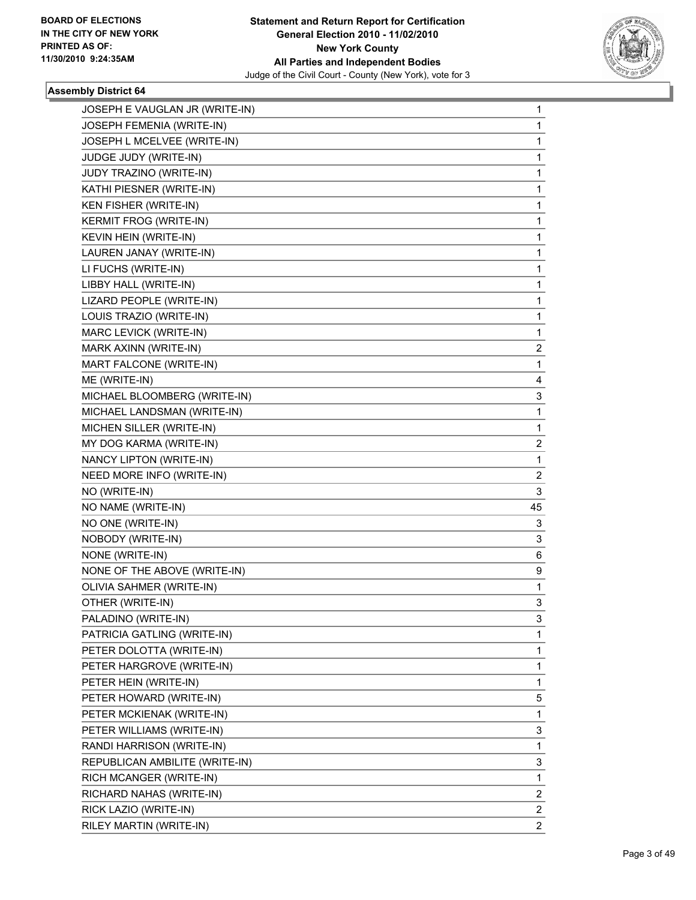**BOARD OF ELECTIONS IN THE CITY OF NEW YORK PRINTED AS OF: 11/30/2010 9:24:35AM**

**Statement and Return Report for Certification General Election 2010 - 11/02/2010 New York County All Parties and Independent Bodies**

Judge of the Civil Court - County (New York), vote for 3

### Assembly District 64

| | |
|---|---|
| JOSEPH E VAUGLAN JR (WRITE-IN) | 1 |
| JOSEPH FEMENIA (WRITE-IN) | 1 |
| JOSEPH L MCELVEE (WRITE-IN) | 1 |
| JUDGE JUDY (WRITE-IN) | 1 |
| JUDY TRAZINO (WRITE-IN) | 1 |
| KATHI PIESNER (WRITE-IN) | 1 |
| KEN FISHER (WRITE-IN) | 1 |
| KERMIT FROG (WRITE-IN) | 1 |
| KEVIN HEIN (WRITE-IN) | 1 |
| LAUREN JANAY (WRITE-IN) | 1 |
| LI FUCHS (WRITE-IN) | 1 |
| LIBBY HALL (WRITE-IN) | 1 |
| LIZARD PEOPLE (WRITE-IN) | 1 |
| LOUIS TRAZIO (WRITE-IN) | 1 |
| MARC LEVICK (WRITE-IN) | 1 |
| MARK AXINN (WRITE-IN) | 2 |
| MART FALCONE (WRITE-IN) | 1 |
| ME (WRITE-IN) | 4 |
| MICHAEL BLOOMBERG (WRITE-IN) | 3 |
| MICHAEL LANDSMAN (WRITE-IN) | 1 |
| MICHEN SILLER (WRITE-IN) | 1 |
| MY DOG KARMA (WRITE-IN) | 2 |
| NANCY LIPTON (WRITE-IN) | 1 |
| NEED MORE INFO (WRITE-IN) | 2 |
| NO (WRITE-IN) | 3 |
| NO NAME (WRITE-IN) | 45 |
| NO ONE (WRITE-IN) | 3 |
| NOBODY (WRITE-IN) | 3 |
| NONE (WRITE-IN) | 6 |
| NONE OF THE ABOVE (WRITE-IN) | 9 |
| OLIVIA SAHMER (WRITE-IN) | 1 |
| OTHER (WRITE-IN) | 3 |
| PALADINO (WRITE-IN) | 3 |
| PATRICIA GATLING (WRITE-IN) | 1 |
| PETER DOLOTTA (WRITE-IN) | 1 |
| PETER HARGROVE (WRITE-IN) | 1 |
| PETER HEIN (WRITE-IN) | 1 |
| PETER HOWARD (WRITE-IN) | 5 |
| PETER MCKIENAK (WRITE-IN) | 1 |
| PETER WILLIAMS (WRITE-IN) | 3 |
| RANDI HARRISON (WRITE-IN) | 1 |
| REPUBLICAN AMBILITE (WRITE-IN) | 3 |
| RICH MCANGER (WRITE-IN) | 1 |
| RICHARD NAHAS (WRITE-IN) | 2 |
| RICK LAZIO (WRITE-IN) | 2 |
| RILEY MARTIN (WRITE-IN) | 2 |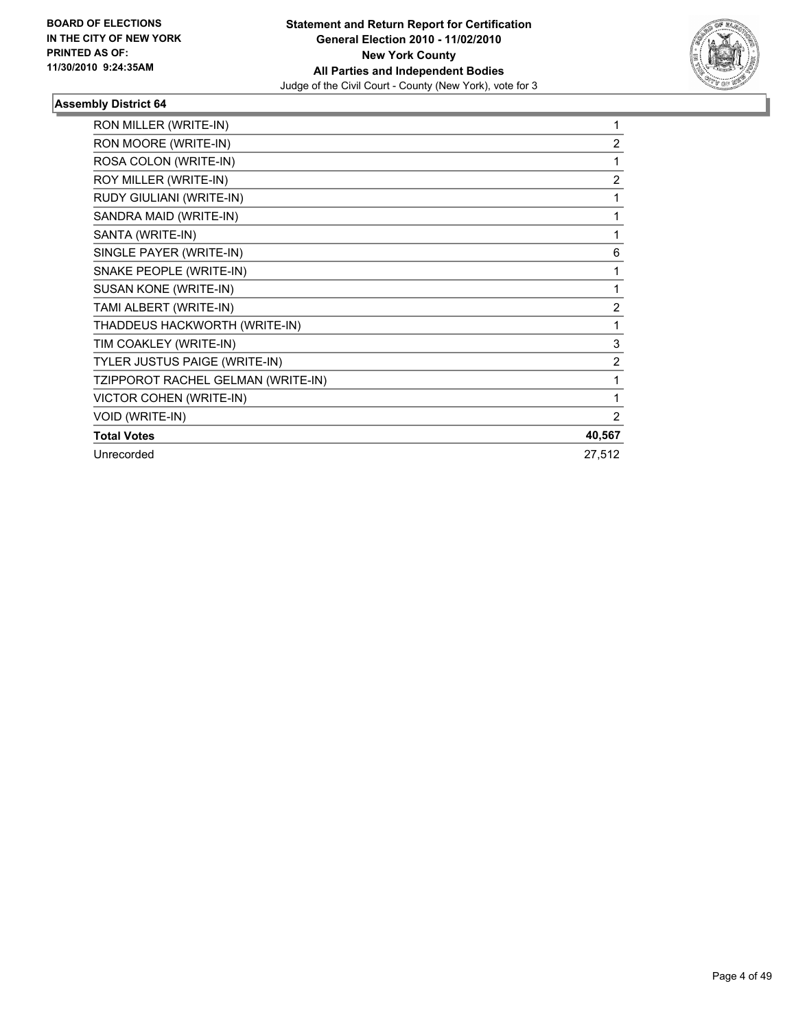**BOARD OF ELECTIONS IN THE CITY OF NEW YORK PRINTED AS OF: 11/30/2010 9:24:35AM**

**Statement and Return Report for Certification General Election 2010 - 11/02/2010 New York County All Parties and Independent Bodies**

Judge of the Civil Court - County (New York), vote for 3

### Assembly District 64

| | |
|---|---|
| RON MILLER (WRITE-IN) | 1 |
| RON MOORE (WRITE-IN) | 2 |
| ROSA COLON (WRITE-IN) | 1 |
| ROY MILLER (WRITE-IN) | 2 |
| RUDY GIULIANI (WRITE-IN) | 1 |
| SANDRA MAID (WRITE-IN) | 1 |
| SANTA (WRITE-IN) | 1 |
| SINGLE PAYER (WRITE-IN) | 6 |
| SNAKE PEOPLE (WRITE-IN) | 1 |
| SUSAN KONE (WRITE-IN) | 1 |
| TAMI ALBERT (WRITE-IN) | 2 |
| THADDEUS HACKWORTH (WRITE-IN) | 1 |
| TIM COAKLEY (WRITE-IN) | 3 |
| TYLER JUSTUS PAIGE (WRITE-IN) | 2 |
| TZIPPOROT RACHEL GELMAN (WRITE-IN) | 1 |
| VICTOR COHEN (WRITE-IN) | 1 |
| VOID (WRITE-IN) | 2 |
| **Total Votes** | **40,567** |
| Unrecorded | 27,512 |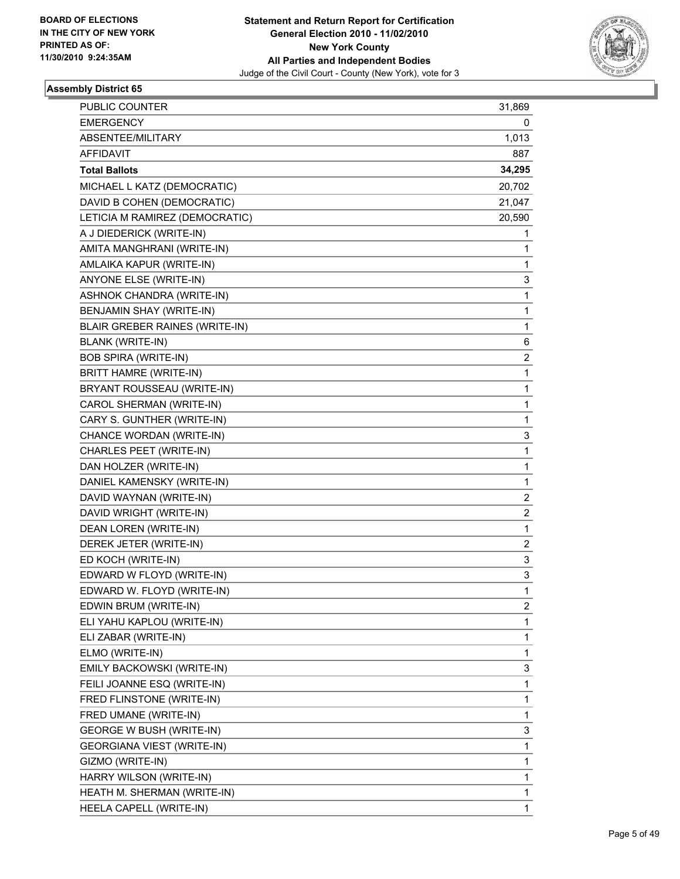BOARD OF ELECTIONS
IN THE CITY OF NEW YORK
PRINTED AS OF:
11/30/2010 9:24:35AM

**Statement and Return Report for Certification**
**General Election 2010 - 11/02/2010**
**New York County**
**All Parties and Independent Bodies**
Judge of the Civil Court - County (New York), vote for 3

### Assembly District 65

| | |
|---|---|
| PUBLIC COUNTER | 31,869 |
| EMERGENCY | 0 |
| ABSENTEE/MILITARY | 1,013 |
| AFFIDAVIT | 887 |
| **Total Ballots** | **34,295** |
| MICHAEL L KATZ (DEMOCRATIC) | 20,702 |
| DAVID B COHEN (DEMOCRATIC) | 21,047 |
| LETICIA M RAMIREZ (DEMOCRATIC) | 20,590 |
| A J DIEDERICK (WRITE-IN) | 1 |
| AMITA MANGHRANI (WRITE-IN) | 1 |
| AMLAIKA KAPUR (WRITE-IN) | 1 |
| ANYONE ELSE (WRITE-IN) | 3 |
| ASHNOK CHANDRA (WRITE-IN) | 1 |
| BENJAMIN SHAY (WRITE-IN) | 1 |
| BLAIR GREBER RAINES (WRITE-IN) | 1 |
| BLANK (WRITE-IN) | 6 |
| BOB SPIRA (WRITE-IN) | 2 |
| BRITT HAMRE (WRITE-IN) | 1 |
| BRYANT ROUSSEAU (WRITE-IN) | 1 |
| CAROL SHERMAN (WRITE-IN) | 1 |
| CARY S. GUNTHER (WRITE-IN) | 1 |
| CHANCE WORDAN (WRITE-IN) | 3 |
| CHARLES PEET (WRITE-IN) | 1 |
| DAN HOLZER (WRITE-IN) | 1 |
| DANIEL KAMENSKY (WRITE-IN) | 1 |
| DAVID WAYNAN (WRITE-IN) | 2 |
| DAVID WRIGHT (WRITE-IN) | 2 |
| DEAN LOREN (WRITE-IN) | 1 |
| DEREK JETER (WRITE-IN) | 2 |
| ED KOCH (WRITE-IN) | 3 |
| EDWARD W FLOYD (WRITE-IN) | 3 |
| EDWARD W. FLOYD (WRITE-IN) | 1 |
| EDWIN BRUM (WRITE-IN) | 2 |
| ELI YAHU KAPLOU (WRITE-IN) | 1 |
| ELI ZABAR (WRITE-IN) | 1 |
| ELMO (WRITE-IN) | 1 |
| EMILY BACKOWSKI (WRITE-IN) | 3 |
| FEILI JOANNE ESQ (WRITE-IN) | 1 |
| FRED FLINSTONE (WRITE-IN) | 1 |
| FRED UMANE (WRITE-IN) | 1 |
| GEORGE W BUSH (WRITE-IN) | 3 |
| GEORGIANA VIEST (WRITE-IN) | 1 |
| GIZMO (WRITE-IN) | 1 |
| HARRY WILSON (WRITE-IN) | 1 |
| HEATH M. SHERMAN (WRITE-IN) | 1 |
| HEELA CAPELL (WRITE-IN) | 1 |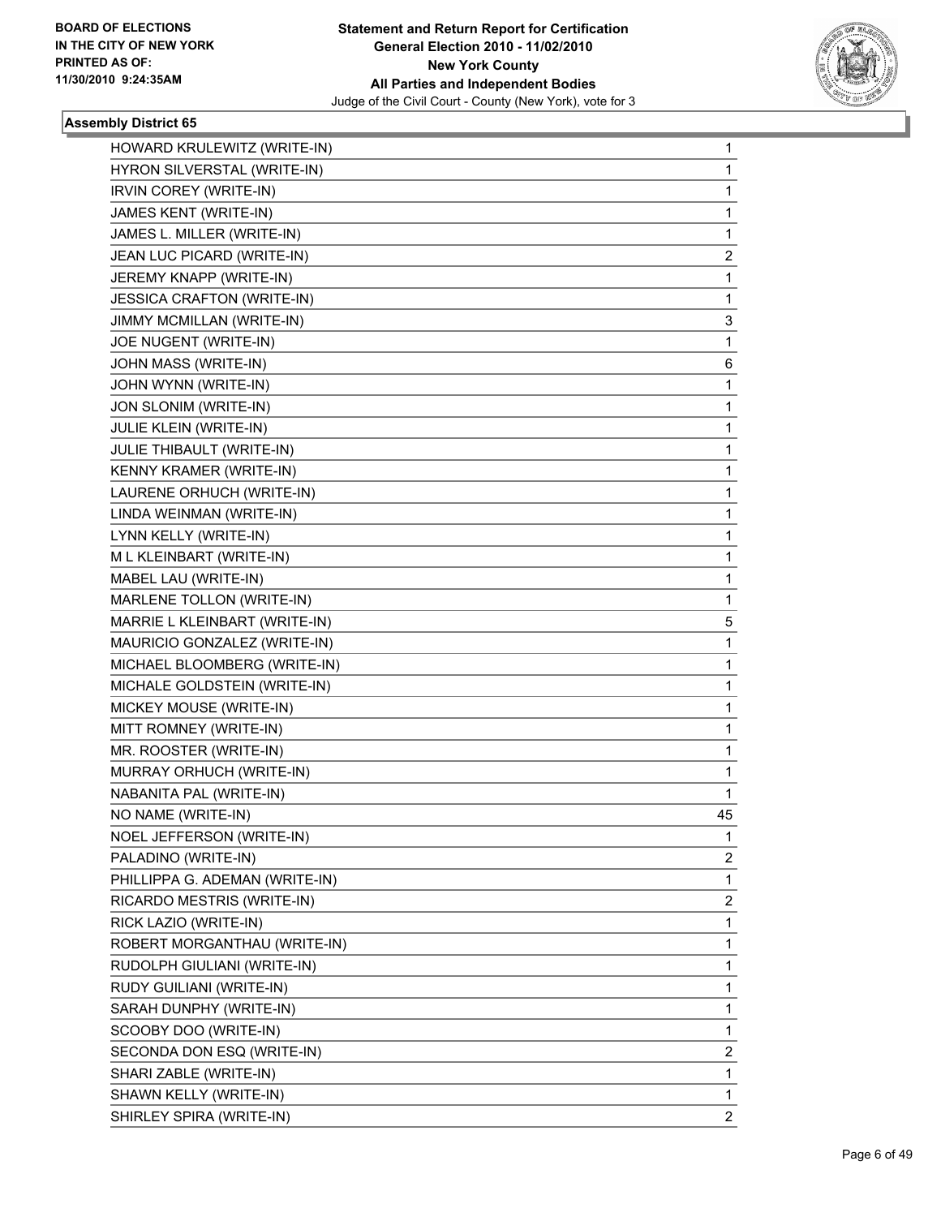**BOARD OF ELECTIONS IN THE CITY OF NEW YORK PRINTED AS OF: 11/30/2010 9:24:35AM**

**Statement and Return Report for Certification General Election 2010 - 11/02/2010 New York County All Parties and Independent Bodies**

Judge of the Civil Court - County (New York), vote for 3

### Assembly District 65

| Candidate | Votes |
|---|---|
| HOWARD KRULEWITZ (WRITE-IN) | 1 |
| HYRON SILVERSTAL (WRITE-IN) | 1 |
| IRVIN COREY (WRITE-IN) | 1 |
| JAMES KENT (WRITE-IN) | 1 |
| JAMES L. MILLER (WRITE-IN) | 1 |
| JEAN LUC PICARD (WRITE-IN) | 2 |
| JEREMY KNAPP (WRITE-IN) | 1 |
| JESSICA CRAFTON (WRITE-IN) | 1 |
| JIMMY MCMILLAN (WRITE-IN) | 3 |
| JOE NUGENT (WRITE-IN) | 1 |
| JOHN MASS (WRITE-IN) | 6 |
| JOHN WYNN (WRITE-IN) | 1 |
| JON SLONIM (WRITE-IN) | 1 |
| JULIE KLEIN (WRITE-IN) | 1 |
| JULIE THIBAULT (WRITE-IN) | 1 |
| KENNY KRAMER (WRITE-IN) | 1 |
| LAURENE ORHUCH (WRITE-IN) | 1 |
| LINDA WEINMAN (WRITE-IN) | 1 |
| LYNN KELLY (WRITE-IN) | 1 |
| M L KLEINBART (WRITE-IN) | 1 |
| MABEL LAU (WRITE-IN) | 1 |
| MARLENE TOLLON (WRITE-IN) | 1 |
| MARRIE L KLEINBART (WRITE-IN) | 5 |
| MAURICIO GONZALEZ (WRITE-IN) | 1 |
| MICHAEL BLOOMBERG (WRITE-IN) | 1 |
| MICHALE GOLDSTEIN (WRITE-IN) | 1 |
| MICKEY MOUSE (WRITE-IN) | 1 |
| MITT ROMNEY (WRITE-IN) | 1 |
| MR. ROOSTER (WRITE-IN) | 1 |
| MURRAY ORHUCH (WRITE-IN) | 1 |
| NABANITA PAL (WRITE-IN) | 1 |
| NO NAME (WRITE-IN) | 45 |
| NOEL JEFFERSON (WRITE-IN) | 1 |
| PALADINO (WRITE-IN) | 2 |
| PHILLIPPA G. ADEMAN (WRITE-IN) | 1 |
| RICARDO MESTRIS (WRITE-IN) | 2 |
| RICK LAZIO (WRITE-IN) | 1 |
| ROBERT MORGANTHAU (WRITE-IN) | 1 |
| RUDOLPH GIULIANI (WRITE-IN) | 1 |
| RUDY GUILIANI (WRITE-IN) | 1 |
| SARAH DUNPHY (WRITE-IN) | 1 |
| SCOOBY DOO (WRITE-IN) | 1 |
| SECONDA DON ESQ (WRITE-IN) | 2 |
| SHARI ZABLE (WRITE-IN) | 1 |
| SHAWN KELLY (WRITE-IN) | 1 |
| SHIRLEY SPIRA (WRITE-IN) | 2 |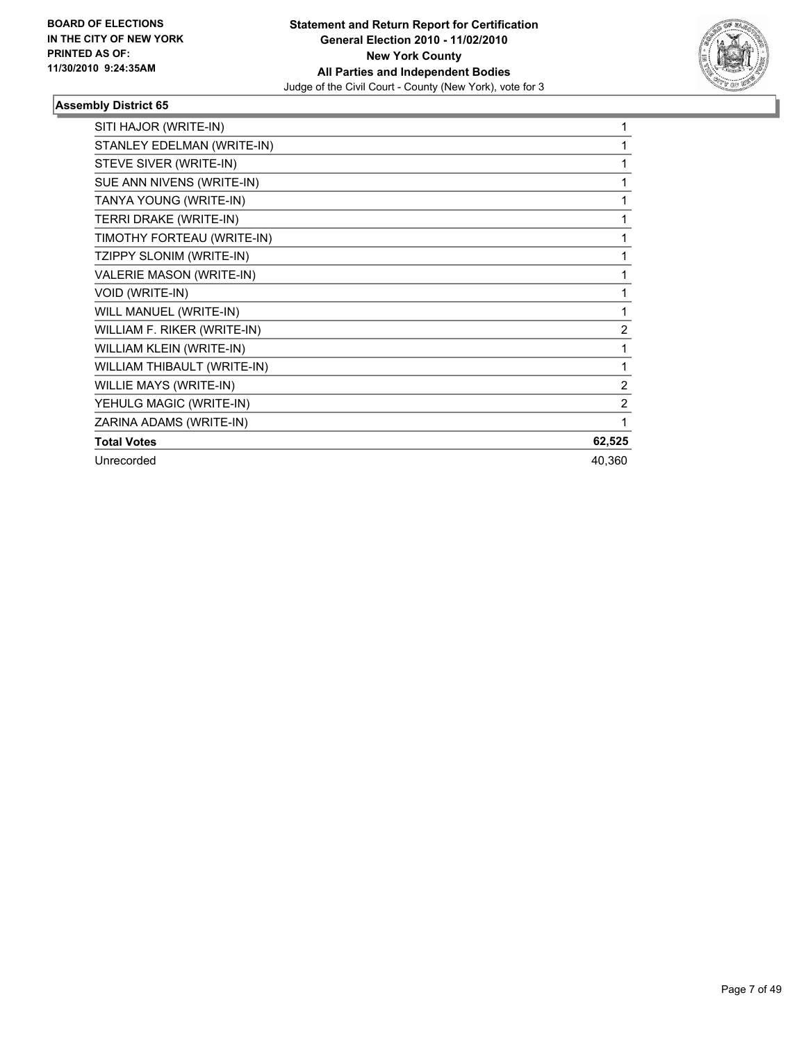**BOARD OF ELECTIONS IN THE CITY OF NEW YORK PRINTED AS OF: 11/30/2010 9:24:35AM**

**Statement and Return Report for Certification**
**General Election 2010 - 11/02/2010**
**New York County**
**All Parties and Independent Bodies**
Judge of the Civil Court - County (New York), vote for 3

### Assembly District 65

| | |
|---|---|
| SITI HAJOR (WRITE-IN) | 1 |
| STANLEY EDELMAN (WRITE-IN) | 1 |
| STEVE SIVER (WRITE-IN) | 1 |
| SUE ANN NIVENS (WRITE-IN) | 1 |
| TANYA YOUNG (WRITE-IN) | 1 |
| TERRI DRAKE (WRITE-IN) | 1 |
| TIMOTHY FORTEAU (WRITE-IN) | 1 |
| TZIPPY SLONIM (WRITE-IN) | 1 |
| VALERIE MASON (WRITE-IN) | 1 |
| VOID (WRITE-IN) | 1 |
| WILL MANUEL (WRITE-IN) | 1 |
| WILLIAM F. RIKER (WRITE-IN) | 2 |
| WILLIAM KLEIN (WRITE-IN) | 1 |
| WILLIAM THIBAULT (WRITE-IN) | 1 |
| WILLIE MAYS (WRITE-IN) | 2 |
| YEHULG MAGIC (WRITE-IN) | 2 |
| ZARINA ADAMS (WRITE-IN) | 1 |
| **Total Votes** | **62,525** |
| Unrecorded | 40,360 |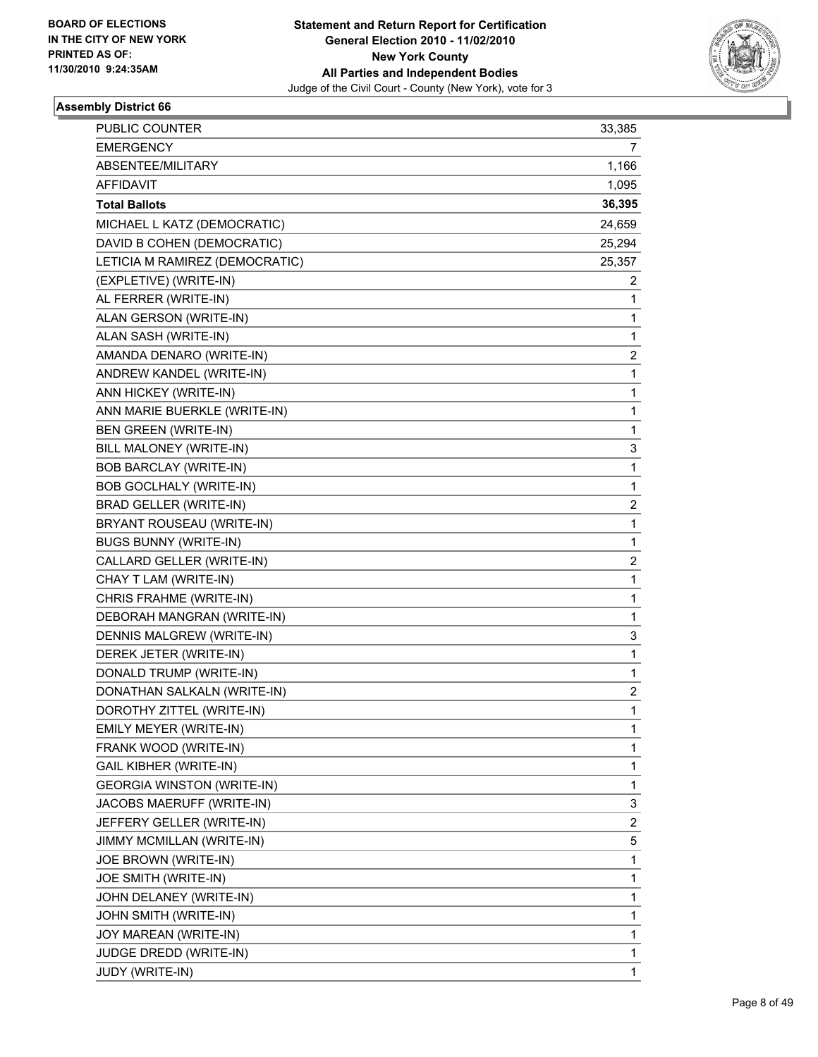**BOARD OF ELECTIONS IN THE CITY OF NEW YORK PRINTED AS OF: 11/30/2010 9:24:35AM**

**Statement and Return Report for Certification General Election 2010 - 11/02/2010 New York County All Parties and Independent Bodies**

Judge of the Civil Court - County (New York), vote for 3

### Assembly District 66

| | |
|---|---|
| PUBLIC COUNTER | 33,385 |
| EMERGENCY | 7 |
| ABSENTEE/MILITARY | 1,166 |
| AFFIDAVIT | 1,095 |
| **Total Ballots** | **36,395** |
| MICHAEL L KATZ (DEMOCRATIC) | 24,659 |
| DAVID B COHEN (DEMOCRATIC) | 25,294 |
| LETICIA M RAMIREZ (DEMOCRATIC) | 25,357 |
| (EXPLETIVE) (WRITE-IN) | 2 |
| AL FERRER (WRITE-IN) | 1 |
| ALAN GERSON (WRITE-IN) | 1 |
| ALAN SASH (WRITE-IN) | 1 |
| AMANDA DENARO (WRITE-IN) | 2 |
| ANDREW KANDEL (WRITE-IN) | 1 |
| ANN HICKEY (WRITE-IN) | 1 |
| ANN MARIE BUERKLE (WRITE-IN) | 1 |
| BEN GREEN (WRITE-IN) | 1 |
| BILL MALONEY (WRITE-IN) | 3 |
| BOB BARCLAY (WRITE-IN) | 1 |
| BOB GOCLHALY (WRITE-IN) | 1 |
| BRAD GELLER (WRITE-IN) | 2 |
| BRYANT ROUSEAU (WRITE-IN) | 1 |
| BUGS BUNNY (WRITE-IN) | 1 |
| CALLARD GELLER (WRITE-IN) | 2 |
| CHAY T LAM (WRITE-IN) | 1 |
| CHRIS FRAHME (WRITE-IN) | 1 |
| DEBORAH MANGRAN (WRITE-IN) | 1 |
| DENNIS MALGREW (WRITE-IN) | 3 |
| DEREK JETER (WRITE-IN) | 1 |
| DONALD TRUMP (WRITE-IN) | 1 |
| DONATHAN SALKALN (WRITE-IN) | 2 |
| DOROTHY ZITTEL (WRITE-IN) | 1 |
| EMILY MEYER (WRITE-IN) | 1 |
| FRANK WOOD (WRITE-IN) | 1 |
| GAIL KIBHER (WRITE-IN) | 1 |
| GEORGIA WINSTON (WRITE-IN) | 1 |
| JACOBS MAERUFF (WRITE-IN) | 3 |
| JEFFERY GELLER (WRITE-IN) | 2 |
| JIMMY MCMILLAN (WRITE-IN) | 5 |
| JOE BROWN (WRITE-IN) | 1 |
| JOE SMITH (WRITE-IN) | 1 |
| JOHN DELANEY (WRITE-IN) | 1 |
| JOHN SMITH (WRITE-IN) | 1 |
| JOY MAREAN (WRITE-IN) | 1 |
| JUDGE DREDD (WRITE-IN) | 1 |
| JUDY (WRITE-IN) | 1 |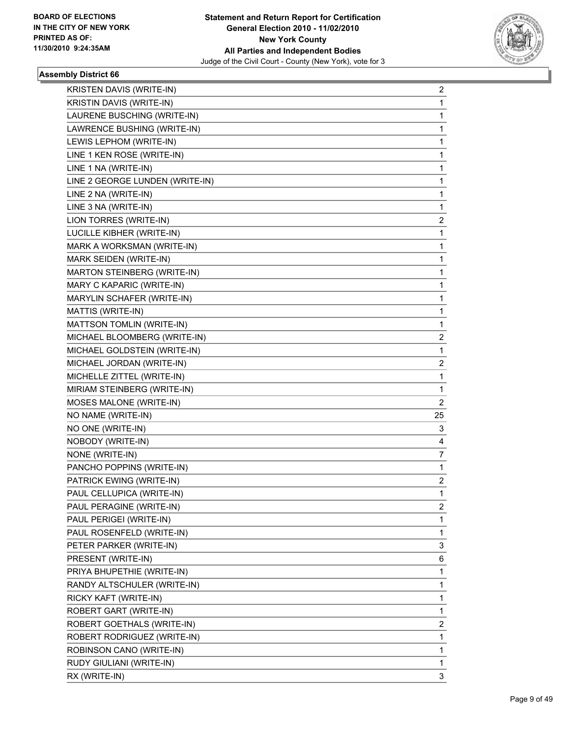### Assembly District 66

| | |
|---|---|
| KRISTEN DAVIS (WRITE-IN) | 2 |
| KRISTIN DAVIS (WRITE-IN) | 1 |
| LAURENE BUSCHING (WRITE-IN) | 1 |
| LAWRENCE BUSHING (WRITE-IN) | 1 |
| LEWIS LEPHOM (WRITE-IN) | 1 |
| LINE 1 KEN ROSE (WRITE-IN) | 1 |
| LINE 1 NA (WRITE-IN) | 1 |
| LINE 2 GEORGE LUNDEN (WRITE-IN) | 1 |
| LINE 2 NA (WRITE-IN) | 1 |
| LINE 3 NA (WRITE-IN) | 1 |
| LION TORRES (WRITE-IN) | 2 |
| LUCILLE KIBHER (WRITE-IN) | 1 |
| MARK A WORKSMAN (WRITE-IN) | 1 |
| MARK SEIDEN (WRITE-IN) | 1 |
| MARTON STEINBERG (WRITE-IN) | 1 |
| MARY C KAPARIC (WRITE-IN) | 1 |
| MARYLIN SCHAFER (WRITE-IN) | 1 |
| MATTIS (WRITE-IN) | 1 |
| MATTSON TOMLIN (WRITE-IN) | 1 |
| MICHAEL BLOOMBERG (WRITE-IN) | 2 |
| MICHAEL GOLDSTEIN (WRITE-IN) | 1 |
| MICHAEL JORDAN (WRITE-IN) | 2 |
| MICHELLE ZITTEL (WRITE-IN) | 1 |
| MIRIAM STEINBERG (WRITE-IN) | 1 |
| MOSES MALONE (WRITE-IN) | 2 |
| NO NAME (WRITE-IN) | 25 |
| NO ONE (WRITE-IN) | 3 |
| NOBODY (WRITE-IN) | 4 |
| NONE (WRITE-IN) | 7 |
| PANCHO POPPINS (WRITE-IN) | 1 |
| PATRICK EWING (WRITE-IN) | 2 |
| PAUL CELLUPICA (WRITE-IN) | 1 |
| PAUL PERAGINE (WRITE-IN) | 2 |
| PAUL PERIGEI (WRITE-IN) | 1 |
| PAUL ROSENFELD (WRITE-IN) | 1 |
| PETER PARKER (WRITE-IN) | 3 |
| PRESENT (WRITE-IN) | 6 |
| PRIYA BHUPETHIE (WRITE-IN) | 1 |
| RANDY ALTSCHULER (WRITE-IN) | 1 |
| RICKY KAFT (WRITE-IN) | 1 |
| ROBERT GART (WRITE-IN) | 1 |
| ROBERT GOETHALS (WRITE-IN) | 2 |
| ROBERT RODRIGUEZ (WRITE-IN) | 1 |
| ROBINSON CANO (WRITE-IN) | 1 |
| RUDY GIULIANI (WRITE-IN) | 1 |
| RX (WRITE-IN) | 3 |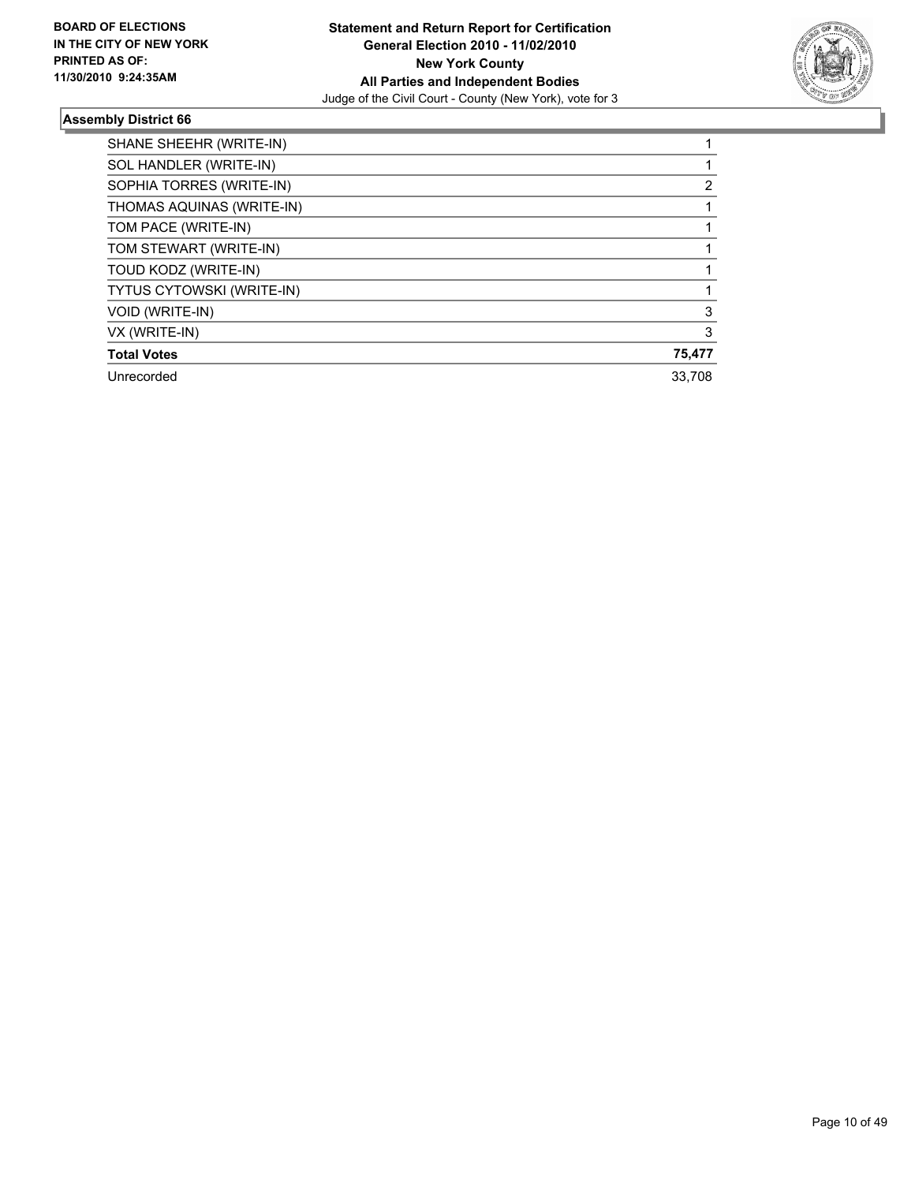**BOARD OF ELECTIONS IN THE CITY OF NEW YORK PRINTED AS OF: 11/30/2010 9:24:35AM**

**Statement and Return Report for Certification**
**General Election 2010 - 11/02/2010**
**New York County**
**All Parties and Independent Bodies**
Judge of the Civil Court - County (New York), vote for 3

### Assembly District 66

| | |
|---|---|
| SHANE SHEEHR (WRITE-IN) | 1 |
| SOL HANDLER (WRITE-IN) | 1 |
| SOPHIA TORRES (WRITE-IN) | 2 |
| THOMAS AQUINAS (WRITE-IN) | 1 |
| TOM PACE (WRITE-IN) | 1 |
| TOM STEWART (WRITE-IN) | 1 |
| TOUD KODZ (WRITE-IN) | 1 |
| TYTUS CYTOWSKI (WRITE-IN) | 1 |
| VOID (WRITE-IN) | 3 |
| VX (WRITE-IN) | 3 |
| **Total Votes** | **75,477** |
| Unrecorded | 33,708 |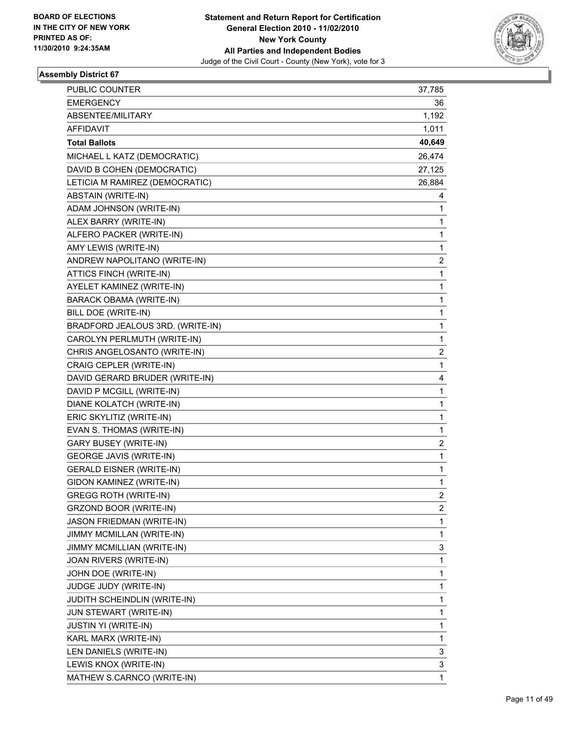**BOARD OF ELECTIONS IN THE CITY OF NEW YORK PRINTED AS OF: 11/30/2010 9:24:35AM**

**Statement and Return Report for Certification General Election 2010 - 11/02/2010 New York County All Parties and Independent Bodies**

Judge of the Civil Court - County (New York), vote for 3

### Assembly District 67

| | |
|---|---|
| PUBLIC COUNTER | 37,785 |
| EMERGENCY | 36 |
| ABSENTEE/MILITARY | 1,192 |
| AFFIDAVIT | 1,011 |
| **Total Ballots** | **40,649** |
| MICHAEL L KATZ (DEMOCRATIC) | 26,474 |
| DAVID B COHEN (DEMOCRATIC) | 27,125 |
| LETICIA M RAMIREZ (DEMOCRATIC) | 26,884 |
| ABSTAIN (WRITE-IN) | 4 |
| ADAM JOHNSON (WRITE-IN) | 1 |
| ALEX BARRY (WRITE-IN) | 1 |
| ALFERO PACKER (WRITE-IN) | 1 |
| AMY LEWIS (WRITE-IN) | 1 |
| ANDREW NAPOLITANO (WRITE-IN) | 2 |
| ATTICS FINCH (WRITE-IN) | 1 |
| AYELET KAMINEZ (WRITE-IN) | 1 |
| BARACK OBAMA (WRITE-IN) | 1 |
| BILL DOE (WRITE-IN) | 1 |
| BRADFORD JEALOUS 3RD. (WRITE-IN) | 1 |
| CAROLYN PERLMUTH (WRITE-IN) | 1 |
| CHRIS ANGELOSANTO (WRITE-IN) | 2 |
| CRAIG CEPLER (WRITE-IN) | 1 |
| DAVID GERARD BRUDER (WRITE-IN) | 4 |
| DAVID P MCGILL (WRITE-IN) | 1 |
| DIANE KOLATCH (WRITE-IN) | 1 |
| ERIC SKYLITIZ (WRITE-IN) | 1 |
| EVAN S. THOMAS (WRITE-IN) | 1 |
| GARY BUSEY (WRITE-IN) | 2 |
| GEORGE JAVIS (WRITE-IN) | 1 |
| GERALD EISNER (WRITE-IN) | 1 |
| GIDON KAMINEZ (WRITE-IN) | 1 |
| GREGG ROTH (WRITE-IN) | 2 |
| GRZOND BOOR (WRITE-IN) | 2 |
| JASON FRIEDMAN (WRITE-IN) | 1 |
| JIMMY MCMILLAN (WRITE-IN) | 1 |
| JIMMY MCMILLIAN (WRITE-IN) | 3 |
| JOAN RIVERS (WRITE-IN) | 1 |
| JOHN DOE (WRITE-IN) | 1 |
| JUDGE JUDY (WRITE-IN) | 1 |
| JUDITH SCHEINDLIN (WRITE-IN) | 1 |
| JUN STEWART (WRITE-IN) | 1 |
| JUSTIN YI (WRITE-IN) | 1 |
| KARL MARX (WRITE-IN) | 1 |
| LEN DANIELS (WRITE-IN) | 3 |
| LEWIS KNOX (WRITE-IN) | 3 |
| MATHEW S.CARNCO (WRITE-IN) | 1 |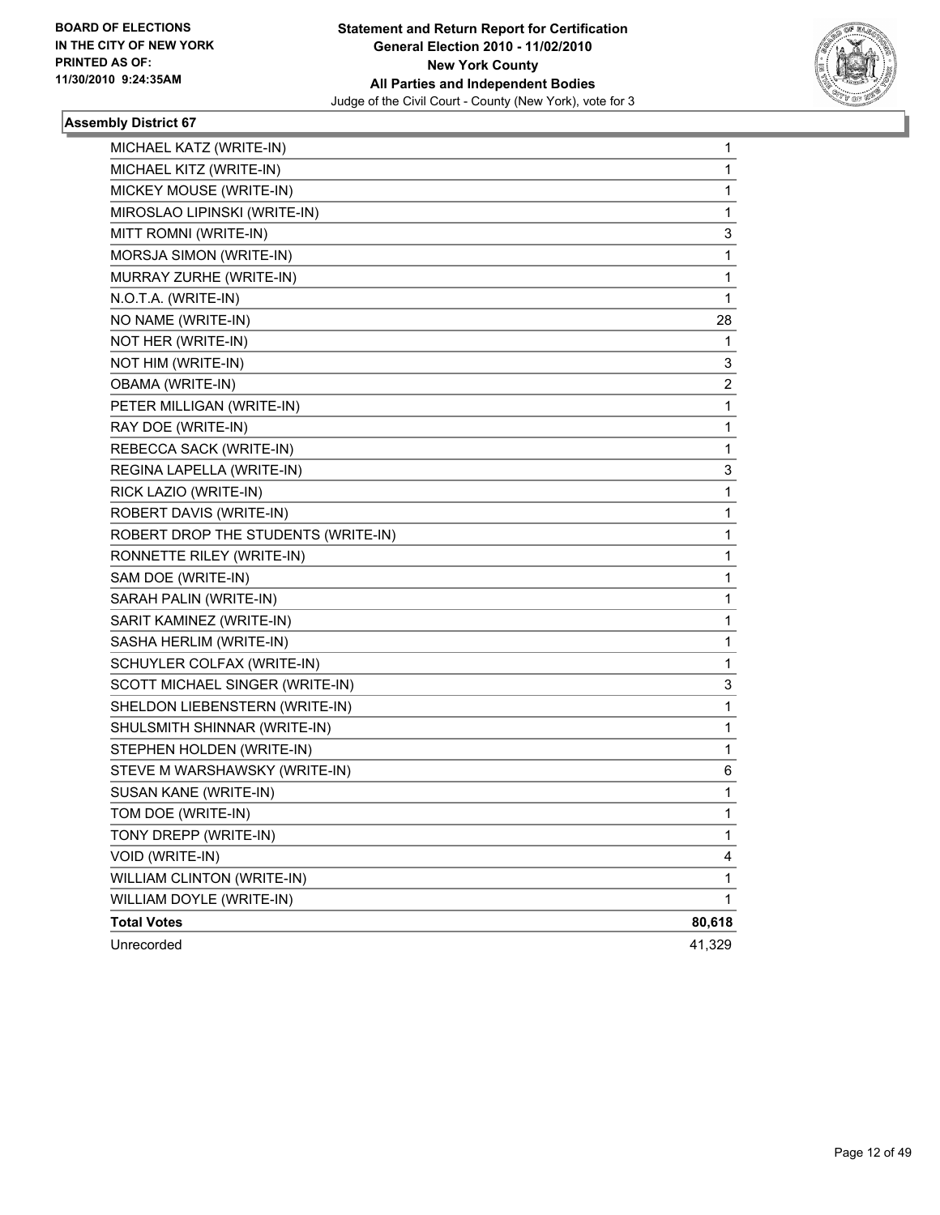**BOARD OF ELECTIONS IN THE CITY OF NEW YORK PRINTED AS OF: 11/30/2010 9:24:35AM**

**Statement and Return Report for Certification General Election 2010 - 11/02/2010 New York County All Parties and Independent Bodies**
Judge of the Civil Court - County (New York), vote for 3

### Assembly District 67

| | |
|---|---|
| MICHAEL KATZ (WRITE-IN) | 1 |
| MICHAEL KITZ (WRITE-IN) | 1 |
| MICKEY MOUSE (WRITE-IN) | 1 |
| MIROSLAO LIPINSKI (WRITE-IN) | 1 |
| MITT ROMNI (WRITE-IN) | 3 |
| MORSJA SIMON (WRITE-IN) | 1 |
| MURRAY ZURHE (WRITE-IN) | 1 |
| N.O.T.A. (WRITE-IN) | 1 |
| NO NAME (WRITE-IN) | 28 |
| NOT HER (WRITE-IN) | 1 |
| NOT HIM (WRITE-IN) | 3 |
| OBAMA (WRITE-IN) | 2 |
| PETER MILLIGAN (WRITE-IN) | 1 |
| RAY DOE (WRITE-IN) | 1 |
| REBECCA SACK (WRITE-IN) | 1 |
| REGINA LAPELLA (WRITE-IN) | 3 |
| RICK LAZIO (WRITE-IN) | 1 |
| ROBERT DAVIS (WRITE-IN) | 1 |
| ROBERT DROP THE STUDENTS (WRITE-IN) | 1 |
| RONNETTE RILEY (WRITE-IN) | 1 |
| SAM DOE (WRITE-IN) | 1 |
| SARAH PALIN (WRITE-IN) | 1 |
| SARIT KAMINEZ (WRITE-IN) | 1 |
| SASHA HERLIM (WRITE-IN) | 1 |
| SCHUYLER COLFAX (WRITE-IN) | 1 |
| SCOTT MICHAEL SINGER (WRITE-IN) | 3 |
| SHELDON LIEBENSTERN (WRITE-IN) | 1 |
| SHULSMITH SHINNAR (WRITE-IN) | 1 |
| STEPHEN HOLDEN (WRITE-IN) | 1 |
| STEVE M WARSHAWSKY (WRITE-IN) | 6 |
| SUSAN KANE (WRITE-IN) | 1 |
| TOM DOE (WRITE-IN) | 1 |
| TONY DREPP (WRITE-IN) | 1 |
| VOID (WRITE-IN) | 4 |
| WILLIAM CLINTON (WRITE-IN) | 1 |
| WILLIAM DOYLE (WRITE-IN) | 1 |
| **Total Votes** | **80,618** |
| Unrecorded | 41,329 |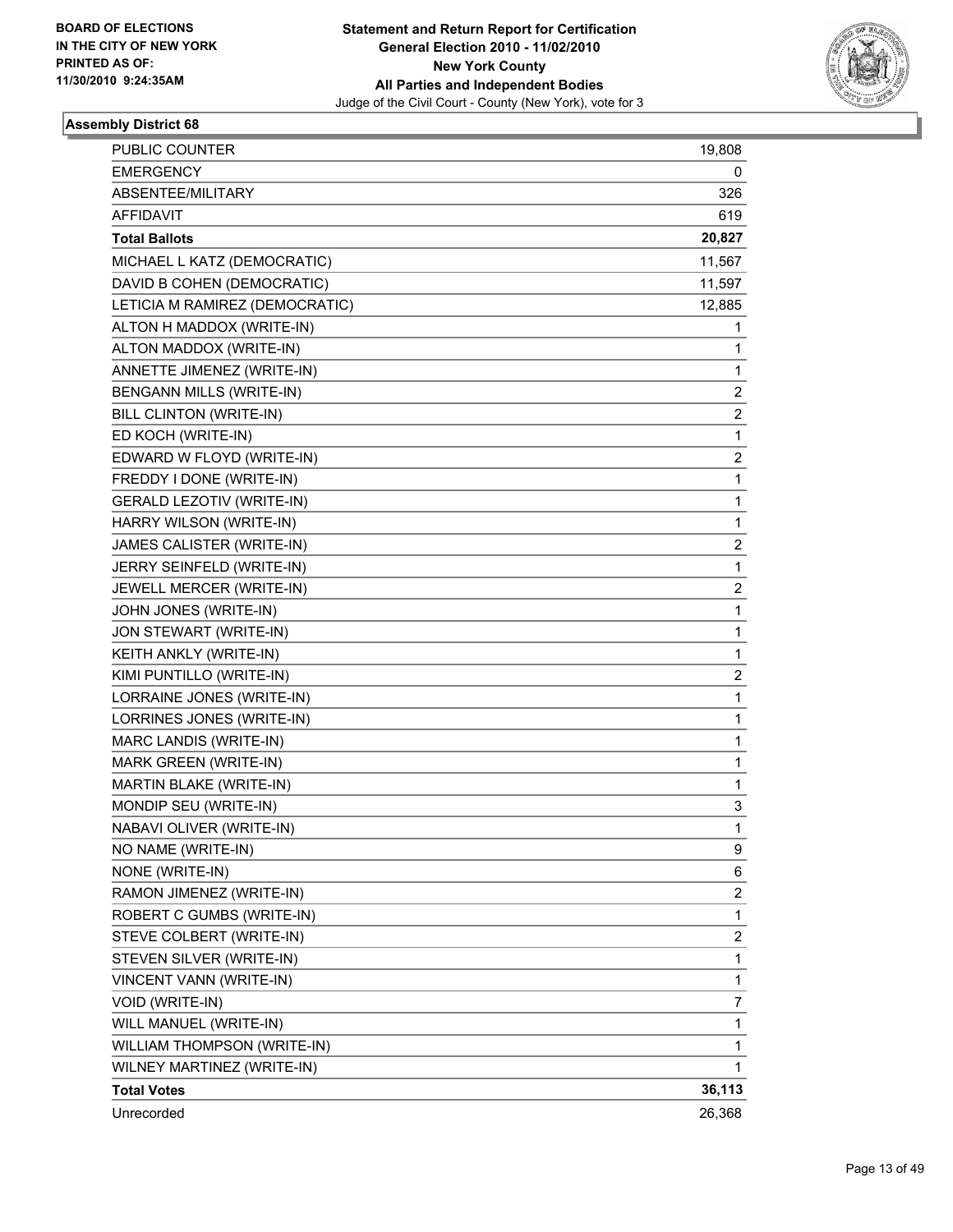BOARD OF ELECTIONS
IN THE CITY OF NEW YORK
PRINTED AS OF:
11/30/2010 9:24:35AM

**Statement and Return Report for Certification**
**General Election 2010 - 11/02/2010**
**New York County**
**All Parties and Independent Bodies**
Judge of the Civil Court - County (New York), vote for 3

### Assembly District 68

| | |
|---|---|
| PUBLIC COUNTER | 19,808 |
| EMERGENCY | 0 |
| ABSENTEE/MILITARY | 326 |
| AFFIDAVIT | 619 |
| **Total Ballots** | **20,827** |
| MICHAEL L KATZ (DEMOCRATIC) | 11,567 |
| DAVID B COHEN (DEMOCRATIC) | 11,597 |
| LETICIA M RAMIREZ (DEMOCRATIC) | 12,885 |
| ALTON H MADDOX (WRITE-IN) | 1 |
| ALTON MADDOX (WRITE-IN) | 1 |
| ANNETTE JIMENEZ (WRITE-IN) | 1 |
| BENGANN MILLS (WRITE-IN) | 2 |
| BILL CLINTON (WRITE-IN) | 2 |
| ED KOCH (WRITE-IN) | 1 |
| EDWARD W FLOYD (WRITE-IN) | 2 |
| FREDDY I DONE (WRITE-IN) | 1 |
| GERALD LEZOTIV (WRITE-IN) | 1 |
| HARRY WILSON (WRITE-IN) | 1 |
| JAMES CALISTER (WRITE-IN) | 2 |
| JERRY SEINFELD (WRITE-IN) | 1 |
| JEWELL MERCER (WRITE-IN) | 2 |
| JOHN JONES (WRITE-IN) | 1 |
| JON STEWART (WRITE-IN) | 1 |
| KEITH ANKLY (WRITE-IN) | 1 |
| KIMI PUNTILLO (WRITE-IN) | 2 |
| LORRAINE JONES (WRITE-IN) | 1 |
| LORRINES JONES (WRITE-IN) | 1 |
| MARC LANDIS (WRITE-IN) | 1 |
| MARK GREEN (WRITE-IN) | 1 |
| MARTIN BLAKE (WRITE-IN) | 1 |
| MONDIP SEU (WRITE-IN) | 3 |
| NABAVI OLIVER (WRITE-IN) | 1 |
| NO NAME (WRITE-IN) | 9 |
| NONE (WRITE-IN) | 6 |
| RAMON JIMENEZ (WRITE-IN) | 2 |
| ROBERT C GUMBS (WRITE-IN) | 1 |
| STEVE COLBERT (WRITE-IN) | 2 |
| STEVEN SILVER (WRITE-IN) | 1 |
| VINCENT VANN (WRITE-IN) | 1 |
| VOID (WRITE-IN) | 7 |
| WILL MANUEL (WRITE-IN) | 1 |
| WILLIAM THOMPSON (WRITE-IN) | 1 |
| WILNEY MARTINEZ (WRITE-IN) | 1 |
| **Total Votes** | **36,113** |
| Unrecorded | 26,368 |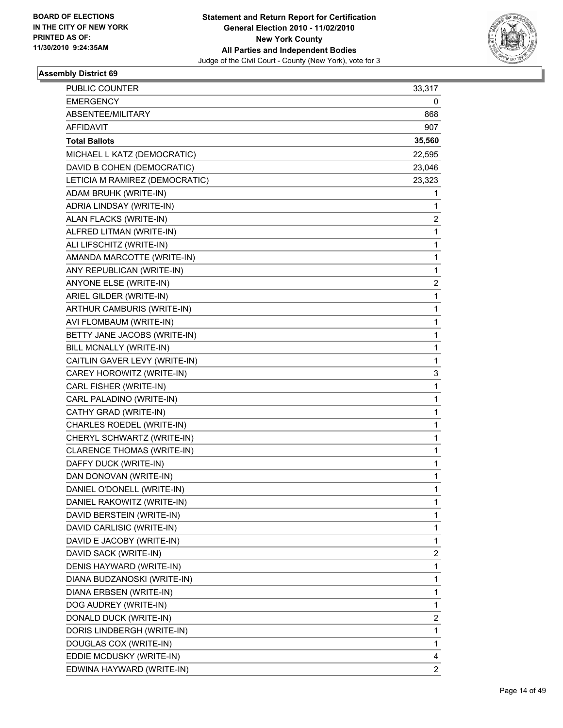BOARD OF ELECTIONS
IN THE CITY OF NEW YORK
PRINTED AS OF:
11/30/2010 9:24:35AM

**Statement and Return Report for Certification**
**General Election 2010 - 11/02/2010**
**New York County**
**All Parties and Independent Bodies**
Judge of the Civil Court - County (New York), vote for 3

## Assembly District 69

| | |
|---|---|
| PUBLIC COUNTER | 33,317 |
| EMERGENCY | 0 |
| ABSENTEE/MILITARY | 868 |
| AFFIDAVIT | 907 |
| **Total Ballots** | **35,560** |
| MICHAEL L KATZ (DEMOCRATIC) | 22,595 |
| DAVID B COHEN (DEMOCRATIC) | 23,046 |
| LETICIA M RAMIREZ (DEMOCRATIC) | 23,323 |
| ADAM BRUHK (WRITE-IN) | 1 |
| ADRIA LINDSAY (WRITE-IN) | 1 |
| ALAN FLACKS (WRITE-IN) | 2 |
| ALFRED LITMAN (WRITE-IN) | 1 |
| ALI LIFSCHITZ (WRITE-IN) | 1 |
| AMANDA MARCOTTE (WRITE-IN) | 1 |
| ANY REPUBLICAN (WRITE-IN) | 1 |
| ANYONE ELSE (WRITE-IN) | 2 |
| ARIEL GILDER (WRITE-IN) | 1 |
| ARTHUR CAMBURIS (WRITE-IN) | 1 |
| AVI FLOMBAUM (WRITE-IN) | 1 |
| BETTY JANE JACOBS (WRITE-IN) | 1 |
| BILL MCNALLY (WRITE-IN) | 1 |
| CAITLIN GAVER LEVY (WRITE-IN) | 1 |
| CAREY HOROWITZ (WRITE-IN) | 3 |
| CARL FISHER (WRITE-IN) | 1 |
| CARL PALADINO (WRITE-IN) | 1 |
| CATHY GRAD (WRITE-IN) | 1 |
| CHARLES ROEDEL (WRITE-IN) | 1 |
| CHERYL SCHWARTZ (WRITE-IN) | 1 |
| CLARENCE THOMAS (WRITE-IN) | 1 |
| DAFFY DUCK (WRITE-IN) | 1 |
| DAN DONOVAN (WRITE-IN) | 1 |
| DANIEL O'DONELL (WRITE-IN) | 1 |
| DANIEL RAKOWITZ (WRITE-IN) | 1 |
| DAVID BERSTEIN (WRITE-IN) | 1 |
| DAVID CARLISIC (WRITE-IN) | 1 |
| DAVID E JACOBY (WRITE-IN) | 1 |
| DAVID SACK (WRITE-IN) | 2 |
| DENIS HAYWARD (WRITE-IN) | 1 |
| DIANA BUDZANOSKI (WRITE-IN) | 1 |
| DIANA ERBSEN (WRITE-IN) | 1 |
| DOG AUDREY (WRITE-IN) | 1 |
| DONALD DUCK (WRITE-IN) | 2 |
| DORIS LINDBERGH (WRITE-IN) | 1 |
| DOUGLAS COX (WRITE-IN) | 1 |
| EDDIE MCDUSKY (WRITE-IN) | 4 |
| EDWINA HAYWARD (WRITE-IN) | 2 |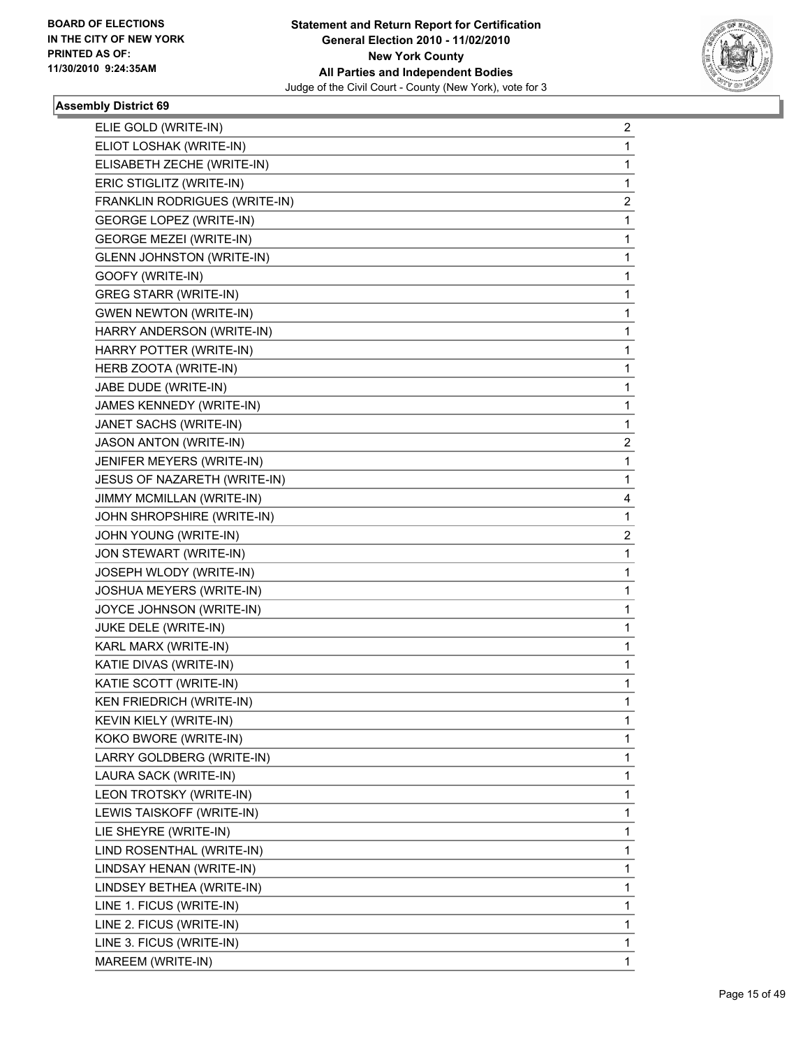BOARD OF ELECTIONS
IN THE CITY OF NEW YORK
PRINTED AS OF:
11/30/2010 9:24:35AM

**Statement and Return Report for Certification**
**General Election 2010 - 11/02/2010**
**New York County**
**All Parties and Independent Bodies**
Judge of the Civil Court - County (New York), vote for 3

### Assembly District 69

| | |
|---|---|
| ELIE GOLD (WRITE-IN) | 2 |
| ELIOT LOSHAK (WRITE-IN) | 1 |
| ELISABETH ZECHE (WRITE-IN) | 1 |
| ERIC STIGLITZ (WRITE-IN) | 1 |
| FRANKLIN RODRIGUES (WRITE-IN) | 2 |
| GEORGE LOPEZ (WRITE-IN) | 1 |
| GEORGE MEZEI (WRITE-IN) | 1 |
| GLENN JOHNSTON (WRITE-IN) | 1 |
| GOOFY (WRITE-IN) | 1 |
| GREG STARR (WRITE-IN) | 1 |
| GWEN NEWTON (WRITE-IN) | 1 |
| HARRY ANDERSON (WRITE-IN) | 1 |
| HARRY POTTER (WRITE-IN) | 1 |
| HERB ZOOTA (WRITE-IN) | 1 |
| JABE DUDE (WRITE-IN) | 1 |
| JAMES KENNEDY (WRITE-IN) | 1 |
| JANET SACHS (WRITE-IN) | 1 |
| JASON ANTON (WRITE-IN) | 2 |
| JENIFER MEYERS (WRITE-IN) | 1 |
| JESUS OF NAZARETH (WRITE-IN) | 1 |
| JIMMY MCMILLAN (WRITE-IN) | 4 |
| JOHN SHROPSHIRE (WRITE-IN) | 1 |
| JOHN YOUNG (WRITE-IN) | 2 |
| JON STEWART (WRITE-IN) | 1 |
| JOSEPH WLODY (WRITE-IN) | 1 |
| JOSHUA MEYERS (WRITE-IN) | 1 |
| JOYCE JOHNSON (WRITE-IN) | 1 |
| JUKE DELE (WRITE-IN) | 1 |
| KARL MARX (WRITE-IN) | 1 |
| KATIE DIVAS (WRITE-IN) | 1 |
| KATIE SCOTT (WRITE-IN) | 1 |
| KEN FRIEDRICH (WRITE-IN) | 1 |
| KEVIN KIELY (WRITE-IN) | 1 |
| KOKO BWORE (WRITE-IN) | 1 |
| LARRY GOLDBERG (WRITE-IN) | 1 |
| LAURA SACK (WRITE-IN) | 1 |
| LEON TROTSKY (WRITE-IN) | 1 |
| LEWIS TAISKOFF (WRITE-IN) | 1 |
| LIE SHEYRE (WRITE-IN) | 1 |
| LIND ROSENTHAL (WRITE-IN) | 1 |
| LINDSAY HENAN (WRITE-IN) | 1 |
| LINDSEY BETHEA (WRITE-IN) | 1 |
| LINE 1. FICUS (WRITE-IN) | 1 |
| LINE 2. FICUS (WRITE-IN) | 1 |
| LINE 3. FICUS (WRITE-IN) | 1 |
| MAREEM (WRITE-IN) | 1 |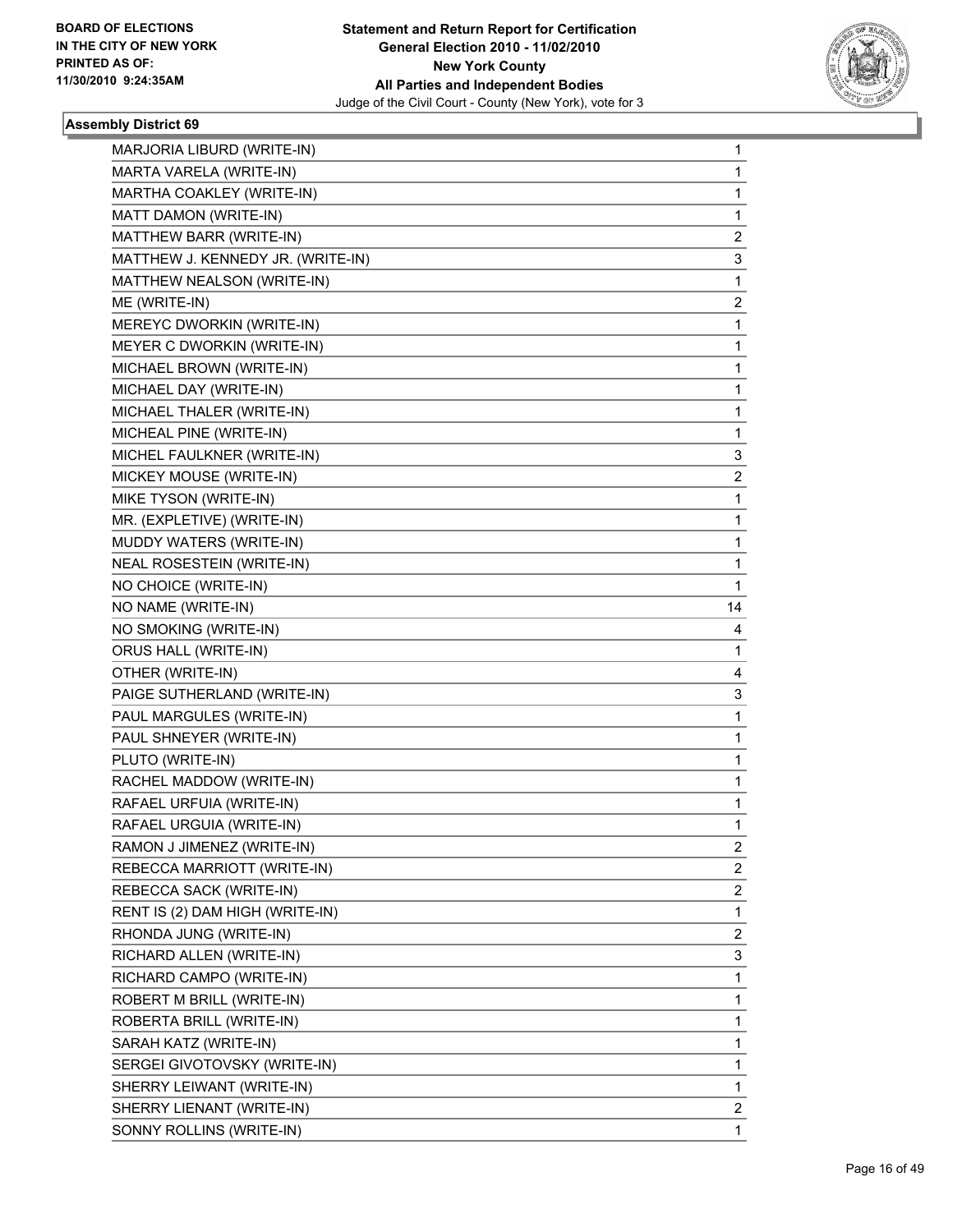BOARD OF ELECTIONS
IN THE CITY OF NEW YORK
PRINTED AS OF:
11/30/2010 9:24:35AM

**Statement and Return Report for Certification**
**General Election 2010 - 11/02/2010**
**New York County**
**All Parties and Independent Bodies**
Judge of the Civil Court - County (New York), vote for 3

### Assembly District 69

| | |
|---|---|
| MARJORIA LIBURD (WRITE-IN) | 1 |
| MARTA VARELA (WRITE-IN) | 1 |
| MARTHA COAKLEY (WRITE-IN) | 1 |
| MATT DAMON (WRITE-IN) | 1 |
| MATTHEW BARR (WRITE-IN) | 2 |
| MATTHEW J. KENNEDY JR. (WRITE-IN) | 3 |
| MATTHEW NEALSON (WRITE-IN) | 1 |
| ME (WRITE-IN) | 2 |
| MEREYC DWORKIN (WRITE-IN) | 1 |
| MEYER C DWORKIN (WRITE-IN) | 1 |
| MICHAEL BROWN (WRITE-IN) | 1 |
| MICHAEL DAY (WRITE-IN) | 1 |
| MICHAEL THALER (WRITE-IN) | 1 |
| MICHEAL PINE (WRITE-IN) | 1 |
| MICHEL FAULKNER (WRITE-IN) | 3 |
| MICKEY MOUSE (WRITE-IN) | 2 |
| MIKE TYSON (WRITE-IN) | 1 |
| MR. (EXPLETIVE) (WRITE-IN) | 1 |
| MUDDY WATERS (WRITE-IN) | 1 |
| NEAL ROSESTEIN (WRITE-IN) | 1 |
| NO CHOICE (WRITE-IN) | 1 |
| NO NAME (WRITE-IN) | 14 |
| NO SMOKING (WRITE-IN) | 4 |
| ORUS HALL (WRITE-IN) | 1 |
| OTHER (WRITE-IN) | 4 |
| PAIGE SUTHERLAND (WRITE-IN) | 3 |
| PAUL MARGULES (WRITE-IN) | 1 |
| PAUL SHNEYER (WRITE-IN) | 1 |
| PLUTO (WRITE-IN) | 1 |
| RACHEL MADDOW (WRITE-IN) | 1 |
| RAFAEL URFUIA (WRITE-IN) | 1 |
| RAFAEL URGUIA (WRITE-IN) | 1 |
| RAMON J JIMENEZ (WRITE-IN) | 2 |
| REBECCA MARRIOTT (WRITE-IN) | 2 |
| REBECCA SACK (WRITE-IN) | 2 |
| RENT IS (2) DAM HIGH (WRITE-IN) | 1 |
| RHONDA JUNG (WRITE-IN) | 2 |
| RICHARD ALLEN (WRITE-IN) | 3 |
| RICHARD CAMPO (WRITE-IN) | 1 |
| ROBERT M BRILL (WRITE-IN) | 1 |
| ROBERTA BRILL (WRITE-IN) | 1 |
| SARAH KATZ (WRITE-IN) | 1 |
| SERGEI GIVOTOVSKY (WRITE-IN) | 1 |
| SHERRY LEIWANT (WRITE-IN) | 1 |
| SHERRY LIENANT (WRITE-IN) | 2 |
| SONNY ROLLINS (WRITE-IN) | 1 |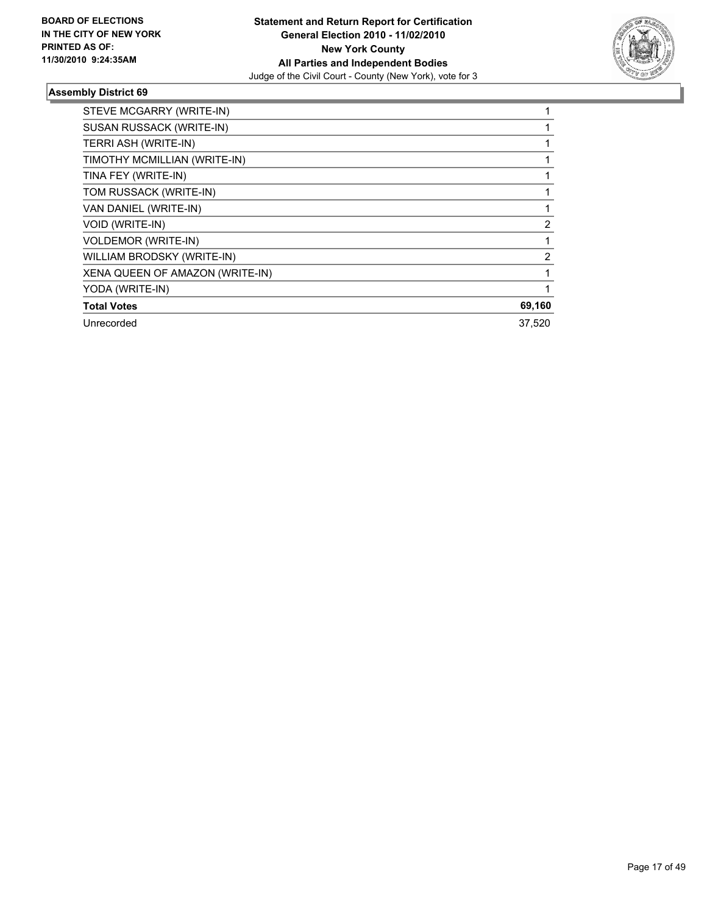**BOARD OF ELECTIONS IN THE CITY OF NEW YORK PRINTED AS OF: 11/30/2010 9:24:35AM**

**Statement and Return Report for Certification**
**General Election 2010 - 11/02/2010**
**New York County**
**All Parties and Independent Bodies**
Judge of the Civil Court - County (New York), vote for 3

### Assembly District 69

| | |
|---|---|
| STEVE MCGARRY (WRITE-IN) | 1 |
| SUSAN RUSSACK (WRITE-IN) | 1 |
| TERRI ASH (WRITE-IN) | 1 |
| TIMOTHY MCMILLIAN (WRITE-IN) | 1 |
| TINA FEY (WRITE-IN) | 1 |
| TOM RUSSACK (WRITE-IN) | 1 |
| VAN DANIEL (WRITE-IN) | 1 |
| VOID (WRITE-IN) | 2 |
| VOLDEMOR (WRITE-IN) | 1 |
| WILLIAM BRODSKY (WRITE-IN) | 2 |
| XENA QUEEN OF AMAZON (WRITE-IN) | 1 |
| YODA (WRITE-IN) | 1 |
| **Total Votes** | **69,160** |
| Unrecorded | 37,520 |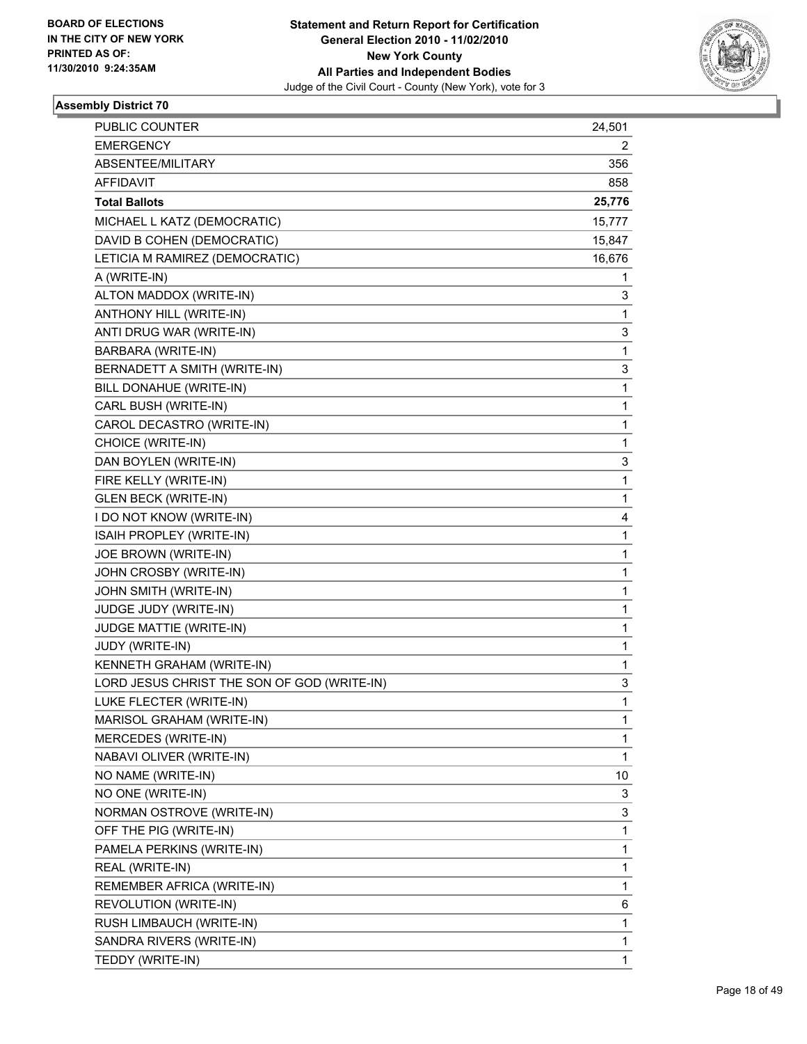BOARD OF ELECTIONS
IN THE CITY OF NEW YORK
PRINTED AS OF:
11/30/2010 9:24:35AM

**Statement and Return Report for Certification**
**General Election 2010 - 11/02/2010**
**New York County**
**All Parties and Independent Bodies**
Judge of the Civil Court - County (New York), vote for 3

### Assembly District 70

| | |
|---|---|
| PUBLIC COUNTER | 24,501 |
| EMERGENCY | 2 |
| ABSENTEE/MILITARY | 356 |
| AFFIDAVIT | 858 |
| **Total Ballots** | **25,776** |
| MICHAEL L KATZ (DEMOCRATIC) | 15,777 |
| DAVID B COHEN (DEMOCRATIC) | 15,847 |
| LETICIA M RAMIREZ (DEMOCRATIC) | 16,676 |
| A (WRITE-IN) | 1 |
| ALTON MADDOX (WRITE-IN) | 3 |
| ANTHONY HILL (WRITE-IN) | 1 |
| ANTI DRUG WAR (WRITE-IN) | 3 |
| BARBARA (WRITE-IN) | 1 |
| BERNADETT A SMITH (WRITE-IN) | 3 |
| BILL DONAHUE (WRITE-IN) | 1 |
| CARL BUSH (WRITE-IN) | 1 |
| CAROL DECASTRO (WRITE-IN) | 1 |
| CHOICE (WRITE-IN) | 1 |
| DAN BOYLEN (WRITE-IN) | 3 |
| FIRE KELLY (WRITE-IN) | 1 |
| GLEN BECK (WRITE-IN) | 1 |
| I DO NOT KNOW (WRITE-IN) | 4 |
| ISAIH PROPLEY (WRITE-IN) | 1 |
| JOE BROWN (WRITE-IN) | 1 |
| JOHN CROSBY (WRITE-IN) | 1 |
| JOHN SMITH (WRITE-IN) | 1 |
| JUDGE JUDY (WRITE-IN) | 1 |
| JUDGE MATTIE (WRITE-IN) | 1 |
| JUDY (WRITE-IN) | 1 |
| KENNETH GRAHAM (WRITE-IN) | 1 |
| LORD JESUS CHRIST THE SON OF GOD (WRITE-IN) | 3 |
| LUKE FLECTER (WRITE-IN) | 1 |
| MARISOL GRAHAM (WRITE-IN) | 1 |
| MERCEDES (WRITE-IN) | 1 |
| NABAVI OLIVER (WRITE-IN) | 1 |
| NO NAME (WRITE-IN) | 10 |
| NO ONE (WRITE-IN) | 3 |
| NORMAN OSTROVE (WRITE-IN) | 3 |
| OFF THE PIG (WRITE-IN) | 1 |
| PAMELA PERKINS (WRITE-IN) | 1 |
| REAL (WRITE-IN) | 1 |
| REMEMBER AFRICA (WRITE-IN) | 1 |
| REVOLUTION (WRITE-IN) | 6 |
| RUSH LIMBAUCH (WRITE-IN) | 1 |
| SANDRA RIVERS (WRITE-IN) | 1 |
| TEDDY (WRITE-IN) | 1 |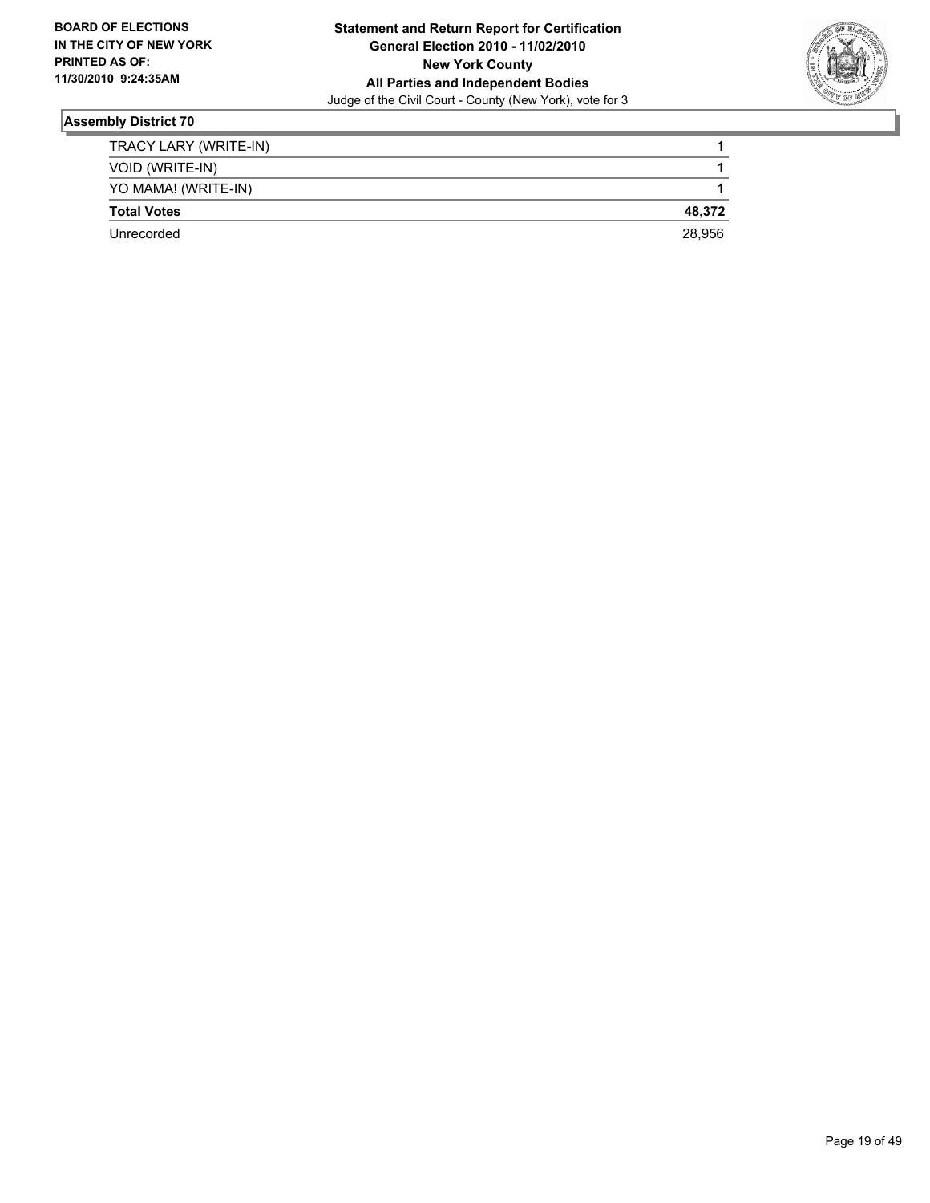**BOARD OF ELECTIONS IN THE CITY OF NEW YORK PRINTED AS OF: 11/30/2010 9:24:35AM**

**Statement and Return Report for Certification**
**General Election 2010 - 11/02/2010**
**New York County**
**All Parties and Independent Bodies**
Judge of the Civil Court - County (New York), vote for 3

### Assembly District 70

| | |
|---|---|
| TRACY LARY (WRITE-IN) | 1 |
| VOID (WRITE-IN) | 1 |
| YO MAMA! (WRITE-IN) | 1 |
| **Total Votes** | **48,372** |
| Unrecorded | 28,956 |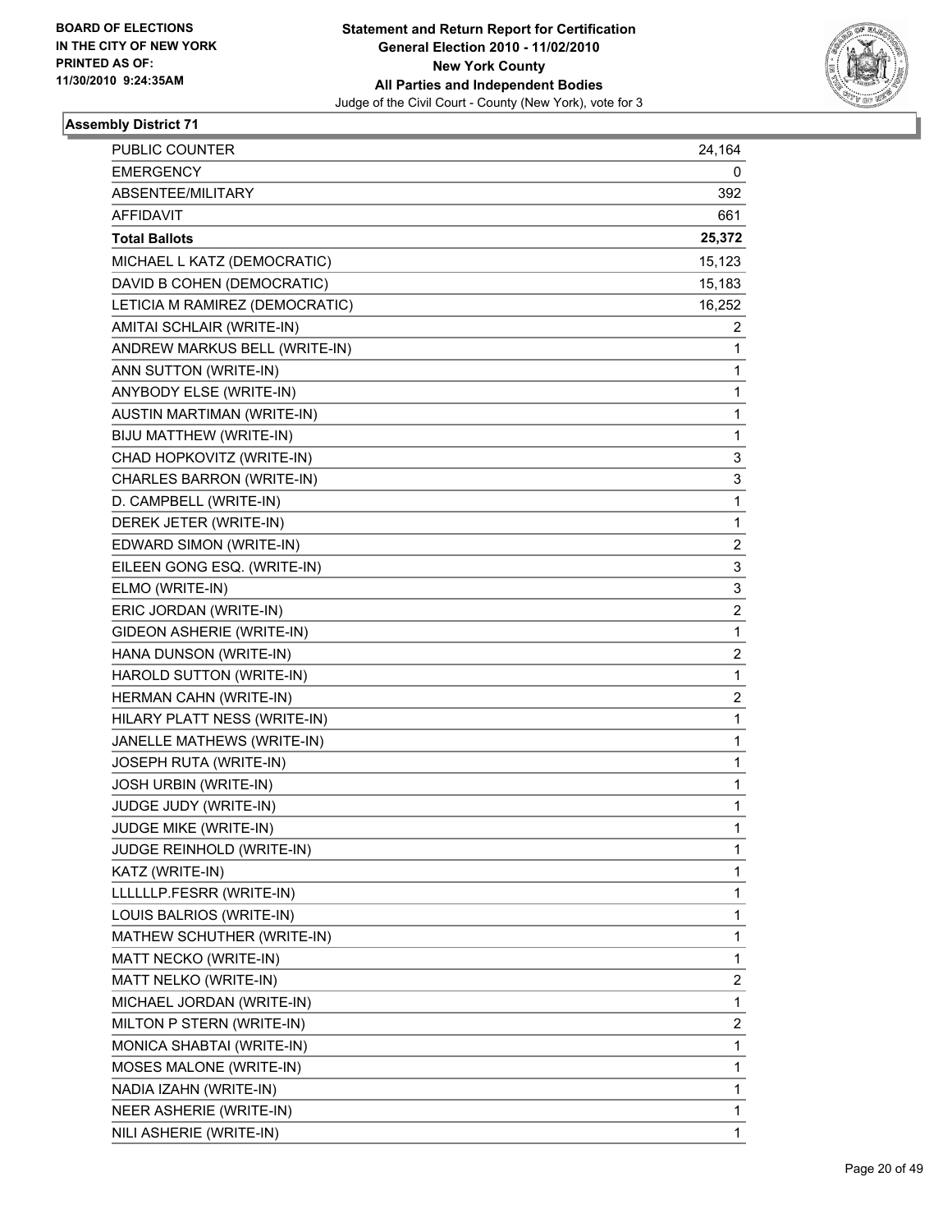**BOARD OF ELECTIONS IN THE CITY OF NEW YORK PRINTED AS OF: 11/30/2010 9:24:35AM**

**Statement and Return Report for Certification General Election 2010 - 11/02/2010 New York County All Parties and Independent Bodies**

Judge of the Civil Court - County (New York), vote for 3

### Assembly District 71

| | |
|---|---|
| PUBLIC COUNTER | 24,164 |
| EMERGENCY | 0 |
| ABSENTEE/MILITARY | 392 |
| AFFIDAVIT | 661 |
| **Total Ballots** | **25,372** |
| MICHAEL L KATZ (DEMOCRATIC) | 15,123 |
| DAVID B COHEN (DEMOCRATIC) | 15,183 |
| LETICIA M RAMIREZ (DEMOCRATIC) | 16,252 |
| AMITAI SCHLAIR (WRITE-IN) | 2 |
| ANDREW MARKUS BELL (WRITE-IN) | 1 |
| ANN SUTTON (WRITE-IN) | 1 |
| ANYBODY ELSE (WRITE-IN) | 1 |
| AUSTIN MARTIMAN (WRITE-IN) | 1 |
| BIJU MATTHEW (WRITE-IN) | 1 |
| CHAD HOPKOVITZ (WRITE-IN) | 3 |
| CHARLES BARRON (WRITE-IN) | 3 |
| D. CAMPBELL (WRITE-IN) | 1 |
| DEREK JETER (WRITE-IN) | 1 |
| EDWARD SIMON (WRITE-IN) | 2 |
| EILEEN GONG ESQ. (WRITE-IN) | 3 |
| ELMO (WRITE-IN) | 3 |
| ERIC JORDAN (WRITE-IN) | 2 |
| GIDEON ASHERIE (WRITE-IN) | 1 |
| HANA DUNSON (WRITE-IN) | 2 |
| HAROLD SUTTON (WRITE-IN) | 1 |
| HERMAN CAHN (WRITE-IN) | 2 |
| HILARY PLATT NESS (WRITE-IN) | 1 |
| JANELLE MATHEWS (WRITE-IN) | 1 |
| JOSEPH RUTA (WRITE-IN) | 1 |
| JOSH URBIN (WRITE-IN) | 1 |
| JUDGE JUDY (WRITE-IN) | 1 |
| JUDGE MIKE (WRITE-IN) | 1 |
| JUDGE REINHOLD (WRITE-IN) | 1 |
| KATZ (WRITE-IN) | 1 |
| LLLLLLP.FESRR (WRITE-IN) | 1 |
| LOUIS BALRIOS (WRITE-IN) | 1 |
| MATHEW SCHUTHER (WRITE-IN) | 1 |
| MATT NECKO (WRITE-IN) | 1 |
| MATT NELKO (WRITE-IN) | 2 |
| MICHAEL JORDAN (WRITE-IN) | 1 |
| MILTON P STERN (WRITE-IN) | 2 |
| MONICA SHABTAI (WRITE-IN) | 1 |
| MOSES MALONE (WRITE-IN) | 1 |
| NADIA IZAHN (WRITE-IN) | 1 |
| NEER ASHERIE (WRITE-IN) | 1 |
| NILI ASHERIE (WRITE-IN) | 1 |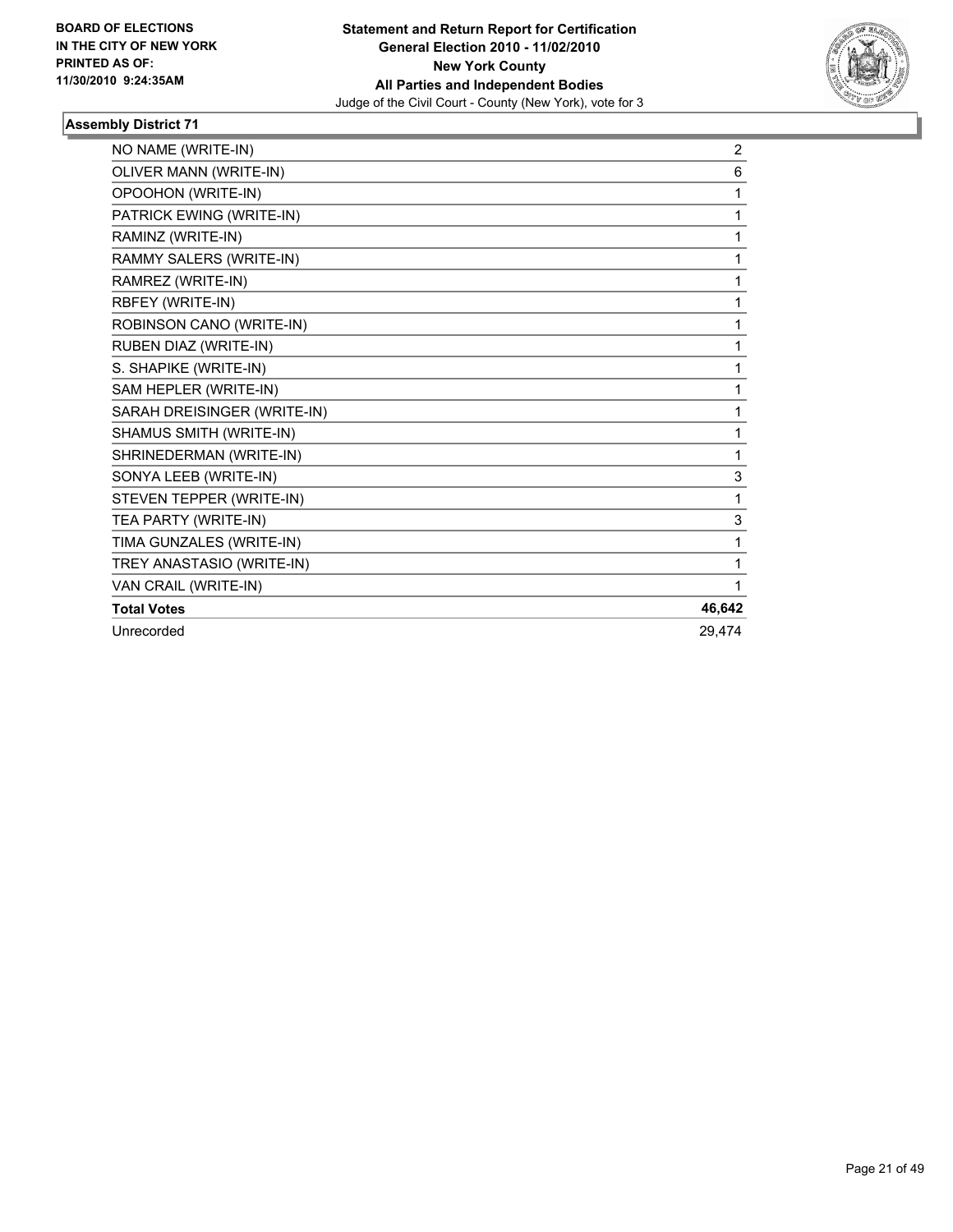**BOARD OF ELECTIONS IN THE CITY OF NEW YORK PRINTED AS OF: 11/30/2010 9:24:35AM**

**Statement and Return Report for Certification**
**General Election 2010 - 11/02/2010**
**New York County**
**All Parties and Independent Bodies**
Judge of the Civil Court - County (New York), vote for 3

### Assembly District 71

| | |
|---|---|
| NO NAME (WRITE-IN) | 2 |
| OLIVER MANN (WRITE-IN) | 6 |
| OPOOHON (WRITE-IN) | 1 |
| PATRICK EWING (WRITE-IN) | 1 |
| RAMINZ (WRITE-IN) | 1 |
| RAMMY SALERS (WRITE-IN) | 1 |
| RAMREZ (WRITE-IN) | 1 |
| RBFEY (WRITE-IN) | 1 |
| ROBINSON CANO (WRITE-IN) | 1 |
| RUBEN DIAZ (WRITE-IN) | 1 |
| S. SHAPIKE (WRITE-IN) | 1 |
| SAM HEPLER (WRITE-IN) | 1 |
| SARAH DREISINGER (WRITE-IN) | 1 |
| SHAMUS SMITH (WRITE-IN) | 1 |
| SHRINEDERMAN (WRITE-IN) | 1 |
| SONYA LEEB (WRITE-IN) | 3 |
| STEVEN TEPPER (WRITE-IN) | 1 |
| TEA PARTY (WRITE-IN) | 3 |
| TIMA GUNZALES (WRITE-IN) | 1 |
| TREY ANASTASIO (WRITE-IN) | 1 |
| VAN CRAIL (WRITE-IN) | 1 |
| **Total Votes** | **46,642** |
| Unrecorded | 29,474 |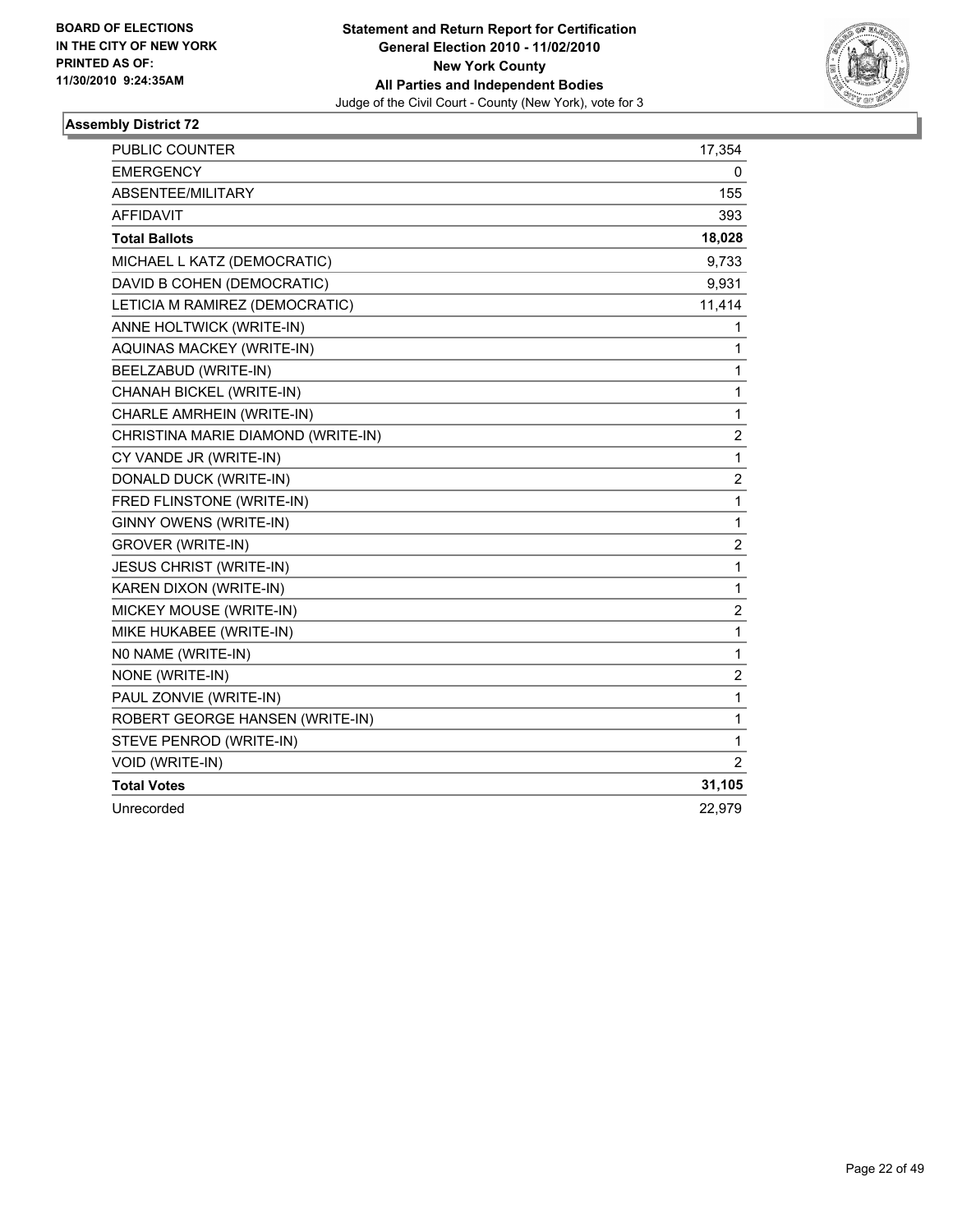**BOARD OF ELECTIONS IN THE CITY OF NEW YORK PRINTED AS OF: 11/30/2010 9:24:35AM**

**Statement and Return Report for Certification General Election 2010 - 11/02/2010 New York County All Parties and Independent Bodies**
Judge of the Civil Court - County (New York), vote for 3

### Assembly District 72

| | |
|---|---|
| PUBLIC COUNTER | 17,354 |
| EMERGENCY | 0 |
| ABSENTEE/MILITARY | 155 |
| AFFIDAVIT | 393 |
| **Total Ballots** | **18,028** |
| MICHAEL L KATZ (DEMOCRATIC) | 9,733 |
| DAVID B COHEN (DEMOCRATIC) | 9,931 |
| LETICIA M RAMIREZ (DEMOCRATIC) | 11,414 |
| ANNE HOLTWICK (WRITE-IN) | 1 |
| AQUINAS MACKEY (WRITE-IN) | 1 |
| BEELZABUD (WRITE-IN) | 1 |
| CHANAH BICKEL (WRITE-IN) | 1 |
| CHARLE AMRHEIN (WRITE-IN) | 1 |
| CHRISTINA MARIE DIAMOND (WRITE-IN) | 2 |
| CY VANDE JR (WRITE-IN) | 1 |
| DONALD DUCK (WRITE-IN) | 2 |
| FRED FLINSTONE (WRITE-IN) | 1 |
| GINNY OWENS (WRITE-IN) | 1 |
| GROVER (WRITE-IN) | 2 |
| JESUS CHRIST (WRITE-IN) | 1 |
| KAREN DIXON (WRITE-IN) | 1 |
| MICKEY MOUSE (WRITE-IN) | 2 |
| MIKE HUKABEE (WRITE-IN) | 1 |
| N0 NAME (WRITE-IN) | 1 |
| NONE (WRITE-IN) | 2 |
| PAUL ZONVIE (WRITE-IN) | 1 |
| ROBERT GEORGE HANSEN (WRITE-IN) | 1 |
| STEVE PENROD (WRITE-IN) | 1 |
| VOID (WRITE-IN) | 2 |
| **Total Votes** | **31,105** |
| Unrecorded | 22,979 |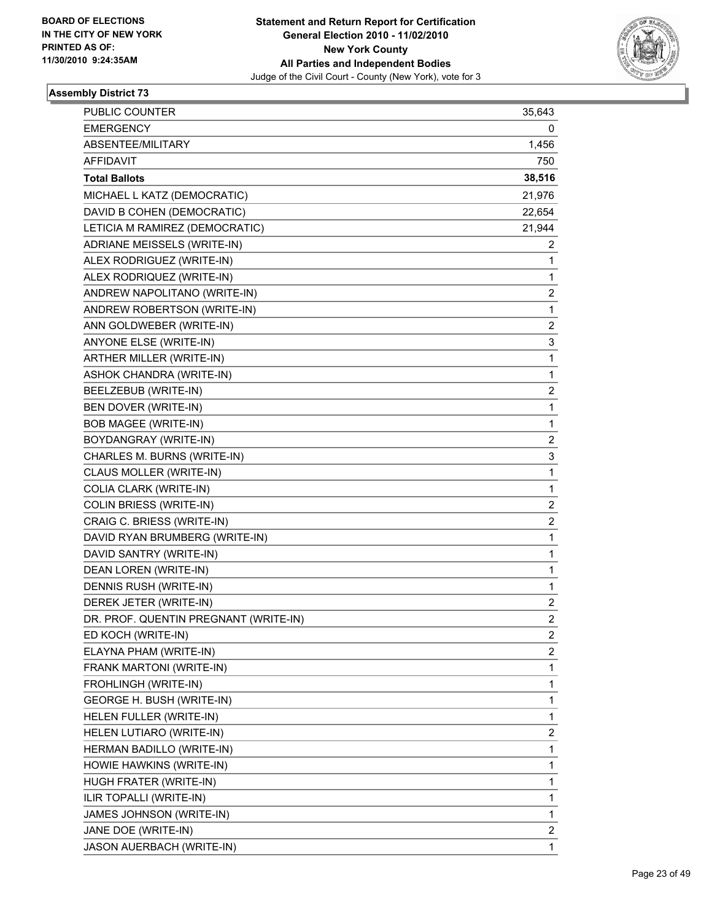BOARD OF ELECTIONS
IN THE CITY OF NEW YORK
PRINTED AS OF:
11/30/2010 9:24:35AM

**Statement and Return Report for Certification**
**General Election 2010 - 11/02/2010**
**New York County**
**All Parties and Independent Bodies**
Judge of the Civil Court - County (New York), vote for 3

### Assembly District 73

| | |
|---|---|
| PUBLIC COUNTER | 35,643 |
| EMERGENCY | 0 |
| ABSENTEE/MILITARY | 1,456 |
| AFFIDAVIT | 750 |
| **Total Ballots** | **38,516** |
| MICHAEL L KATZ (DEMOCRATIC) | 21,976 |
| DAVID B COHEN (DEMOCRATIC) | 22,654 |
| LETICIA M RAMIREZ (DEMOCRATIC) | 21,944 |
| ADRIANE MEISSELS (WRITE-IN) | 2 |
| ALEX RODRIGUEZ (WRITE-IN) | 1 |
| ALEX RODRIQUEZ (WRITE-IN) | 1 |
| ANDREW NAPOLITANO (WRITE-IN) | 2 |
| ANDREW ROBERTSON (WRITE-IN) | 1 |
| ANN GOLDWEBER (WRITE-IN) | 2 |
| ANYONE ELSE (WRITE-IN) | 3 |
| ARTHER MILLER (WRITE-IN) | 1 |
| ASHOK CHANDRA (WRITE-IN) | 1 |
| BEELZEBUB (WRITE-IN) | 2 |
| BEN DOVER (WRITE-IN) | 1 |
| BOB MAGEE (WRITE-IN) | 1 |
| BOYDANGRAY (WRITE-IN) | 2 |
| CHARLES M. BURNS (WRITE-IN) | 3 |
| CLAUS MOLLER (WRITE-IN) | 1 |
| COLIA CLARK (WRITE-IN) | 1 |
| COLIN BRIESS (WRITE-IN) | 2 |
| CRAIG C. BRIESS (WRITE-IN) | 2 |
| DAVID RYAN BRUMBERG (WRITE-IN) | 1 |
| DAVID SANTRY (WRITE-IN) | 1 |
| DEAN LOREN (WRITE-IN) | 1 |
| DENNIS RUSH (WRITE-IN) | 1 |
| DEREK JETER (WRITE-IN) | 2 |
| DR. PROF. QUENTIN PREGNANT (WRITE-IN) | 2 |
| ED KOCH (WRITE-IN) | 2 |
| ELAYNA PHAM (WRITE-IN) | 2 |
| FRANK MARTONI (WRITE-IN) | 1 |
| FROHLINGH (WRITE-IN) | 1 |
| GEORGE H. BUSH (WRITE-IN) | 1 |
| HELEN FULLER (WRITE-IN) | 1 |
| HELEN LUTIARO (WRITE-IN) | 2 |
| HERMAN BADILLO (WRITE-IN) | 1 |
| HOWIE HAWKINS (WRITE-IN) | 1 |
| HUGH FRATER (WRITE-IN) | 1 |
| ILIR TOPALLI (WRITE-IN) | 1 |
| JAMES JOHNSON (WRITE-IN) | 1 |
| JANE DOE (WRITE-IN) | 2 |
| JASON AUERBACH (WRITE-IN) | 1 |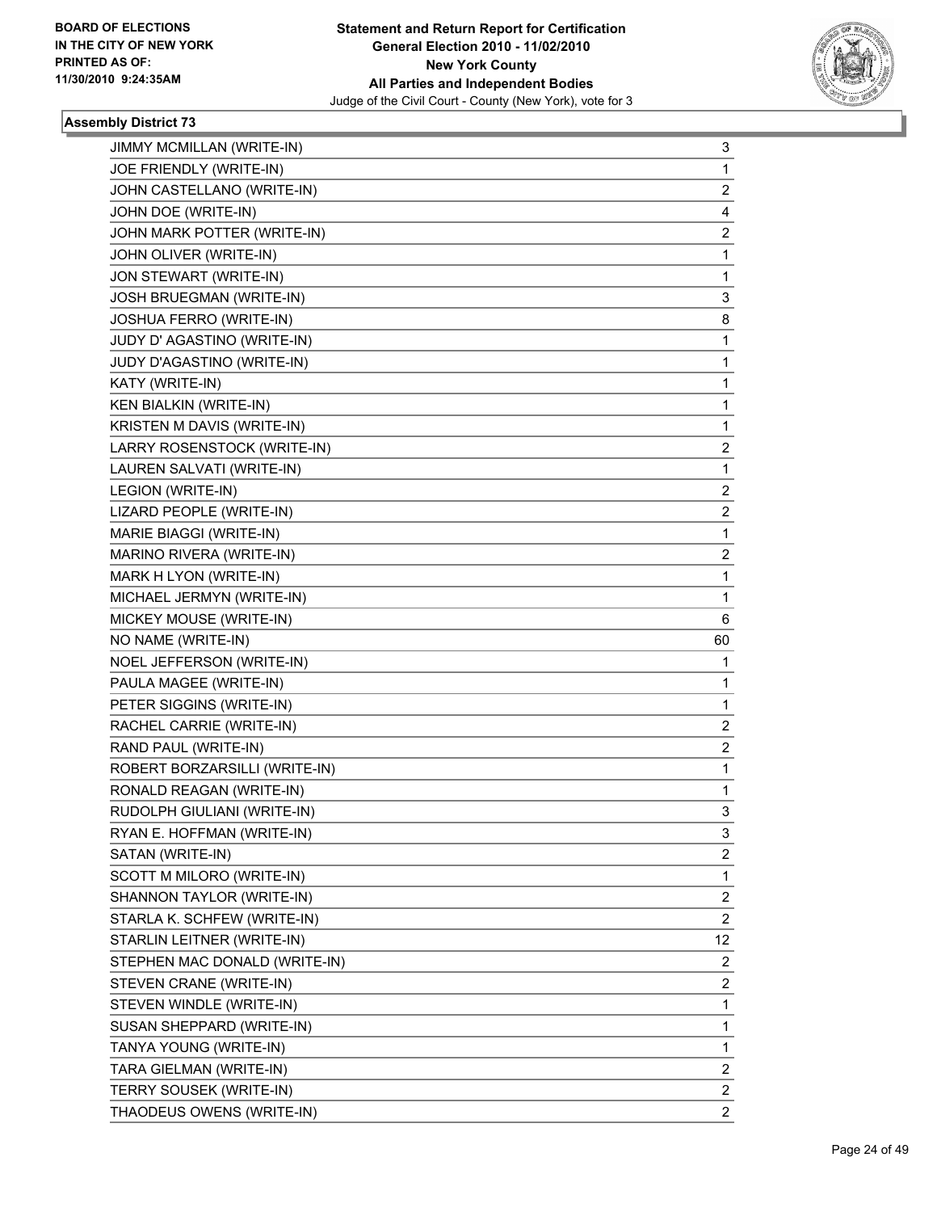BOARD OF ELECTIONS
IN THE CITY OF NEW YORK
PRINTED AS OF:
11/30/2010 9:24:35AM

**Statement and Return Report for Certification**
**General Election 2010 - 11/02/2010**
**New York County**
**All Parties and Independent Bodies**
Judge of the Civil Court - County (New York), vote for 3

### Assembly District 73

| | |
|---|---|
| JIMMY MCMILLAN (WRITE-IN) | 3 |
| JOE FRIENDLY (WRITE-IN) | 1 |
| JOHN CASTELLANO (WRITE-IN) | 2 |
| JOHN DOE (WRITE-IN) | 4 |
| JOHN MARK POTTER (WRITE-IN) | 2 |
| JOHN OLIVER (WRITE-IN) | 1 |
| JON STEWART (WRITE-IN) | 1 |
| JOSH BRUEGMAN (WRITE-IN) | 3 |
| JOSHUA FERRO (WRITE-IN) | 8 |
| JUDY D' AGASTINO (WRITE-IN) | 1 |
| JUDY D'AGASTINO (WRITE-IN) | 1 |
| KATY (WRITE-IN) | 1 |
| KEN BIALKIN (WRITE-IN) | 1 |
| KRISTEN M DAVIS (WRITE-IN) | 1 |
| LARRY ROSENSTOCK (WRITE-IN) | 2 |
| LAUREN SALVATI (WRITE-IN) | 1 |
| LEGION (WRITE-IN) | 2 |
| LIZARD PEOPLE (WRITE-IN) | 2 |
| MARIE BIAGGI (WRITE-IN) | 1 |
| MARINO RIVERA (WRITE-IN) | 2 |
| MARK H LYON (WRITE-IN) | 1 |
| MICHAEL JERMYN (WRITE-IN) | 1 |
| MICKEY MOUSE (WRITE-IN) | 6 |
| NO NAME (WRITE-IN) | 60 |
| NOEL JEFFERSON (WRITE-IN) | 1 |
| PAULA MAGEE (WRITE-IN) | 1 |
| PETER SIGGINS (WRITE-IN) | 1 |
| RACHEL CARRIE (WRITE-IN) | 2 |
| RAND PAUL (WRITE-IN) | 2 |
| ROBERT BORZARSILLI (WRITE-IN) | 1 |
| RONALD REAGAN (WRITE-IN) | 1 |
| RUDOLPH GIULIANI (WRITE-IN) | 3 |
| RYAN E. HOFFMAN (WRITE-IN) | 3 |
| SATAN (WRITE-IN) | 2 |
| SCOTT M MILORO (WRITE-IN) | 1 |
| SHANNON TAYLOR (WRITE-IN) | 2 |
| STARLA K. SCHFEW (WRITE-IN) | 2 |
| STARLIN LEITNER (WRITE-IN) | 12 |
| STEPHEN MAC DONALD (WRITE-IN) | 2 |
| STEVEN CRANE (WRITE-IN) | 2 |
| STEVEN WINDLE (WRITE-IN) | 1 |
| SUSAN SHEPPARD (WRITE-IN) | 1 |
| TANYA YOUNG (WRITE-IN) | 1 |
| TARA GIELMAN (WRITE-IN) | 2 |
| TERRY SOUSEK (WRITE-IN) | 2 |
| THAODEUS OWENS (WRITE-IN) | 2 |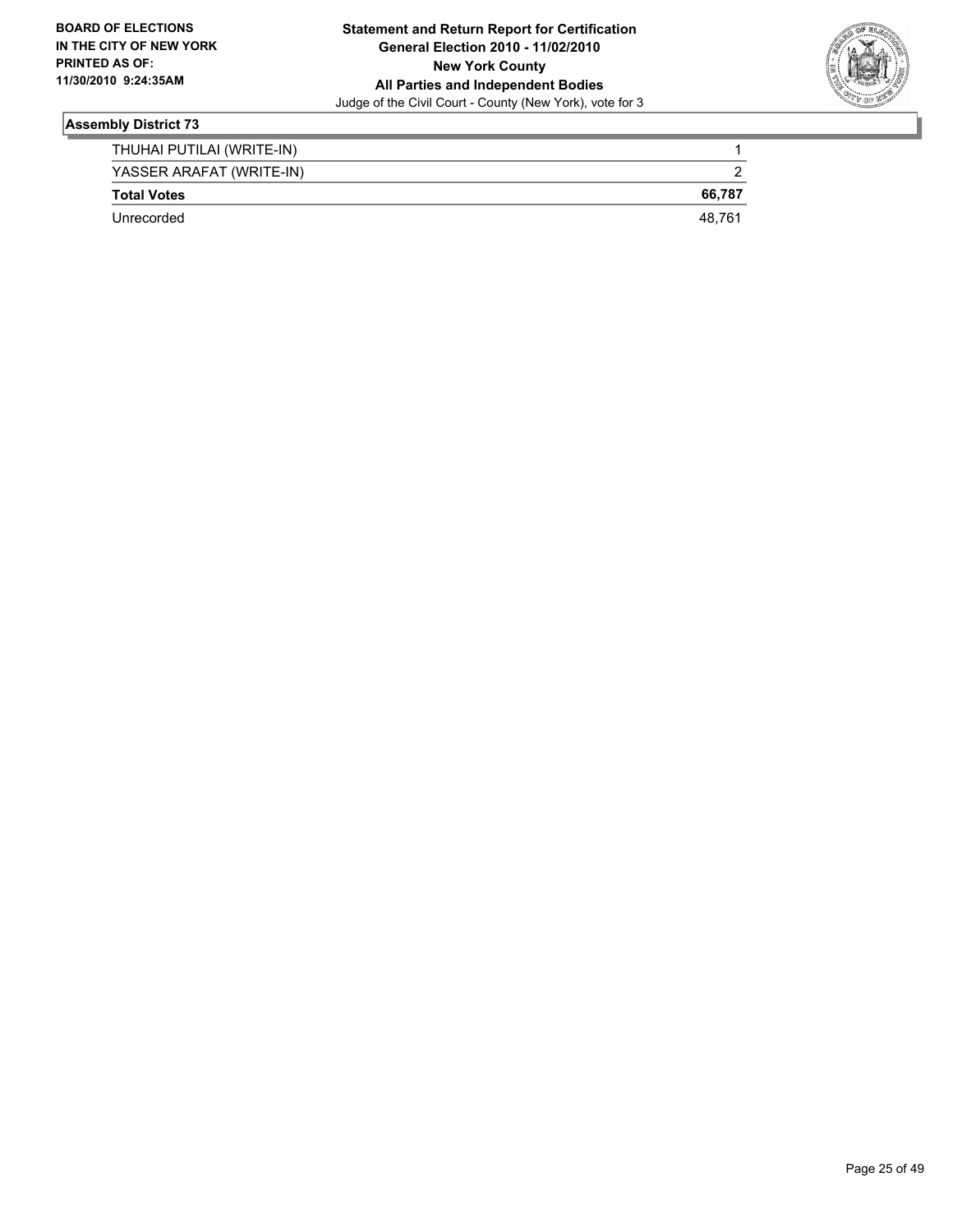**BOARD OF ELECTIONS IN THE CITY OF NEW YORK PRINTED AS OF: 11/30/2010 9:24:35AM**

**Statement and Return Report for Certification**
**General Election 2010 - 11/02/2010**
**New York County**
**All Parties and Independent Bodies**
Judge of the Civil Court - County (New York), vote for 3

### Assembly District 73

| | |
|---|---|
| THUHAI PUTILAI (WRITE-IN) | 1 |
| YASSER ARAFAT (WRITE-IN) | 2 |
| **Total Votes** | **66,787** |
| Unrecorded | 48,761 |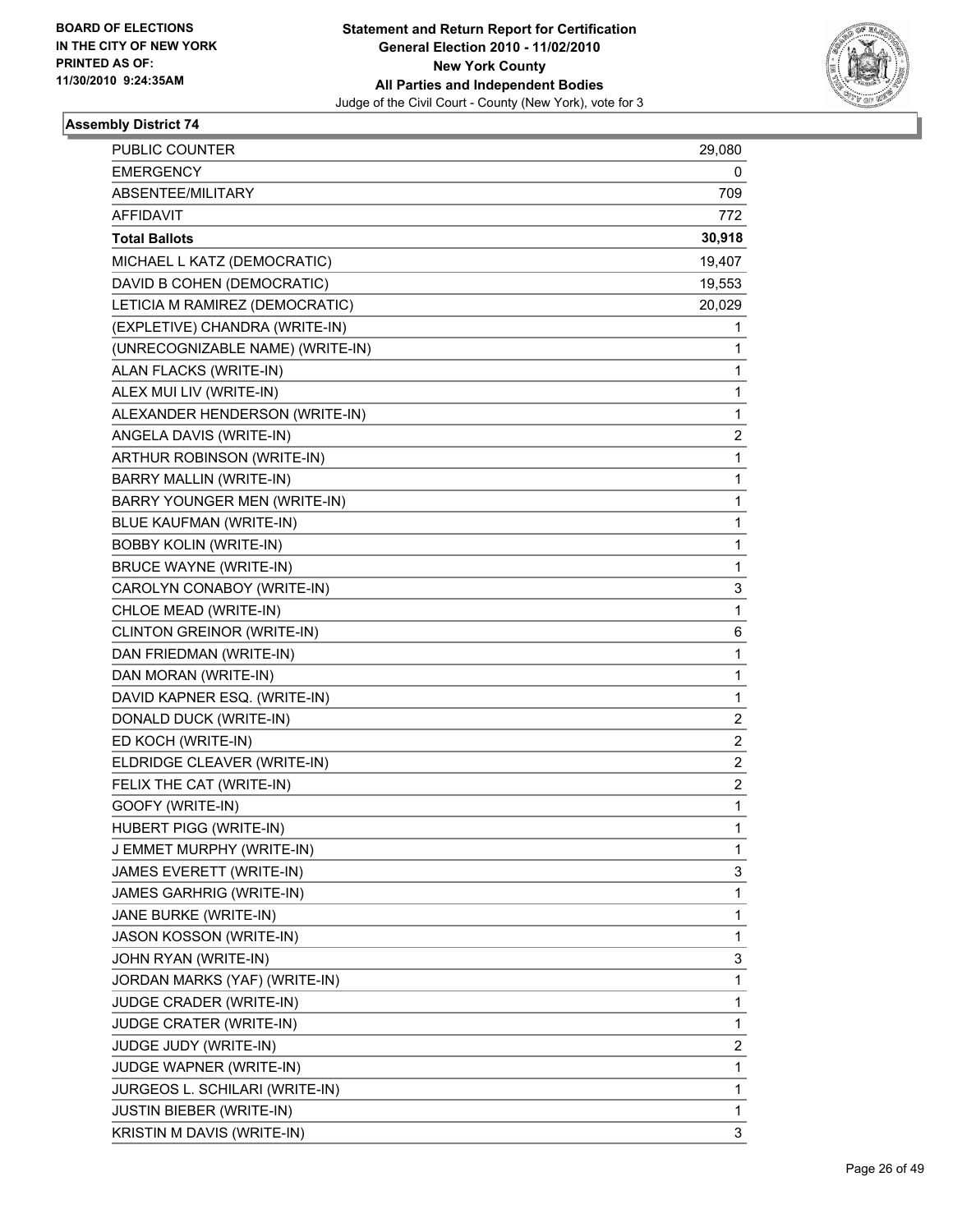BOARD OF ELECTIONS
IN THE CITY OF NEW YORK
PRINTED AS OF:
11/30/2010 9:24:35AM

**Statement and Return Report for Certification**
**General Election 2010 - 11/02/2010**
**New York County**
**All Parties and Independent Bodies**
Judge of the Civil Court - County (New York), vote for 3

### Assembly District 74

| | |
|---|---|
| PUBLIC COUNTER | 29,080 |
| EMERGENCY | 0 |
| ABSENTEE/MILITARY | 709 |
| AFFIDAVIT | 772 |
| **Total Ballots** | **30,918** |
| MICHAEL L KATZ (DEMOCRATIC) | 19,407 |
| DAVID B COHEN (DEMOCRATIC) | 19,553 |
| LETICIA M RAMIREZ (DEMOCRATIC) | 20,029 |
| (EXPLETIVE) CHANDRA (WRITE-IN) | 1 |
| (UNRECOGNIZABLE NAME) (WRITE-IN) | 1 |
| ALAN FLACKS (WRITE-IN) | 1 |
| ALEX MUI LIV (WRITE-IN) | 1 |
| ALEXANDER HENDERSON (WRITE-IN) | 1 |
| ANGELA DAVIS (WRITE-IN) | 2 |
| ARTHUR ROBINSON (WRITE-IN) | 1 |
| BARRY MALLIN (WRITE-IN) | 1 |
| BARRY YOUNGER MEN (WRITE-IN) | 1 |
| BLUE KAUFMAN (WRITE-IN) | 1 |
| BOBBY KOLIN (WRITE-IN) | 1 |
| BRUCE WAYNE (WRITE-IN) | 1 |
| CAROLYN CONABOY (WRITE-IN) | 3 |
| CHLOE MEAD (WRITE-IN) | 1 |
| CLINTON GREINOR (WRITE-IN) | 6 |
| DAN FRIEDMAN (WRITE-IN) | 1 |
| DAN MORAN (WRITE-IN) | 1 |
| DAVID KAPNER ESQ. (WRITE-IN) | 1 |
| DONALD DUCK (WRITE-IN) | 2 |
| ED KOCH (WRITE-IN) | 2 |
| ELDRIDGE CLEAVER (WRITE-IN) | 2 |
| FELIX THE CAT (WRITE-IN) | 2 |
| GOOFY (WRITE-IN) | 1 |
| HUBERT PIGG (WRITE-IN) | 1 |
| J EMMET MURPHY (WRITE-IN) | 1 |
| JAMES EVERETT (WRITE-IN) | 3 |
| JAMES GARHRIG (WRITE-IN) | 1 |
| JANE BURKE (WRITE-IN) | 1 |
| JASON KOSSON (WRITE-IN) | 1 |
| JOHN RYAN (WRITE-IN) | 3 |
| JORDAN MARKS (YAF) (WRITE-IN) | 1 |
| JUDGE CRADER (WRITE-IN) | 1 |
| JUDGE CRATER (WRITE-IN) | 1 |
| JUDGE JUDY (WRITE-IN) | 2 |
| JUDGE WAPNER (WRITE-IN) | 1 |
| JURGEOS L. SCHILARI (WRITE-IN) | 1 |
| JUSTIN BIEBER (WRITE-IN) | 1 |
| KRISTIN M DAVIS (WRITE-IN) | 3 |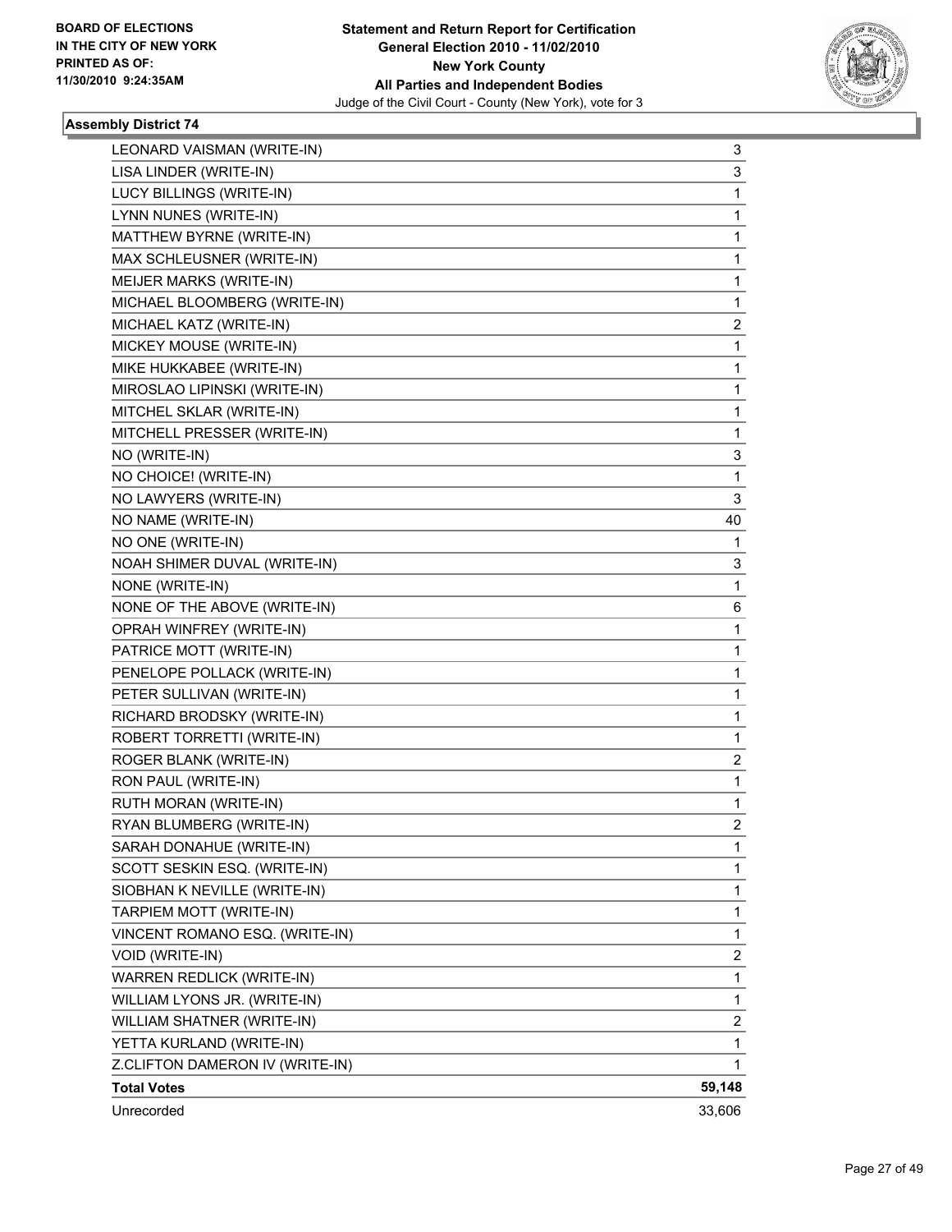BOARD OF ELECTIONS
IN THE CITY OF NEW YORK
PRINTED AS OF:
11/30/2010 9:24:35AM

**Statement and Return Report for Certification**
**General Election 2010 - 11/02/2010**
**New York County**
**All Parties and Independent Bodies**
Judge of the Civil Court - County (New York), vote for 3

### Assembly District 74

| | |
|---|---|
| LEONARD VAISMAN (WRITE-IN) | 3 |
| LISA LINDER (WRITE-IN) | 3 |
| LUCY BILLINGS (WRITE-IN) | 1 |
| LYNN NUNES (WRITE-IN) | 1 |
| MATTHEW BYRNE (WRITE-IN) | 1 |
| MAX SCHLEUSNER (WRITE-IN) | 1 |
| MEIJER MARKS (WRITE-IN) | 1 |
| MICHAEL BLOOMBERG (WRITE-IN) | 1 |
| MICHAEL KATZ (WRITE-IN) | 2 |
| MICKEY MOUSE (WRITE-IN) | 1 |
| MIKE HUKKABEE (WRITE-IN) | 1 |
| MIROSLAO LIPINSKI (WRITE-IN) | 1 |
| MITCHEL SKLAR (WRITE-IN) | 1 |
| MITCHELL PRESSER (WRITE-IN) | 1 |
| NO (WRITE-IN) | 3 |
| NO CHOICE! (WRITE-IN) | 1 |
| NO LAWYERS (WRITE-IN) | 3 |
| NO NAME (WRITE-IN) | 40 |
| NO ONE (WRITE-IN) | 1 |
| NOAH SHIMER DUVAL (WRITE-IN) | 3 |
| NONE (WRITE-IN) | 1 |
| NONE OF THE ABOVE (WRITE-IN) | 6 |
| OPRAH WINFREY (WRITE-IN) | 1 |
| PATRICE MOTT (WRITE-IN) | 1 |
| PENELOPE POLLACK (WRITE-IN) | 1 |
| PETER SULLIVAN (WRITE-IN) | 1 |
| RICHARD BRODSKY (WRITE-IN) | 1 |
| ROBERT TORRETTI (WRITE-IN) | 1 |
| ROGER BLANK (WRITE-IN) | 2 |
| RON PAUL (WRITE-IN) | 1 |
| RUTH MORAN (WRITE-IN) | 1 |
| RYAN BLUMBERG (WRITE-IN) | 2 |
| SARAH DONAHUE (WRITE-IN) | 1 |
| SCOTT SESKIN ESQ. (WRITE-IN) | 1 |
| SIOBHAN K NEVILLE (WRITE-IN) | 1 |
| TARPIEM MOTT (WRITE-IN) | 1 |
| VINCENT ROMANO ESQ. (WRITE-IN) | 1 |
| VOID (WRITE-IN) | 2 |
| WARREN REDLICK (WRITE-IN) | 1 |
| WILLIAM LYONS JR. (WRITE-IN) | 1 |
| WILLIAM SHATNER (WRITE-IN) | 2 |
| YETTA KURLAND (WRITE-IN) | 1 |
| Z.CLIFTON DAMERON IV (WRITE-IN) | 1 |
| **Total Votes** | **59,148** |
| Unrecorded | 33,606 |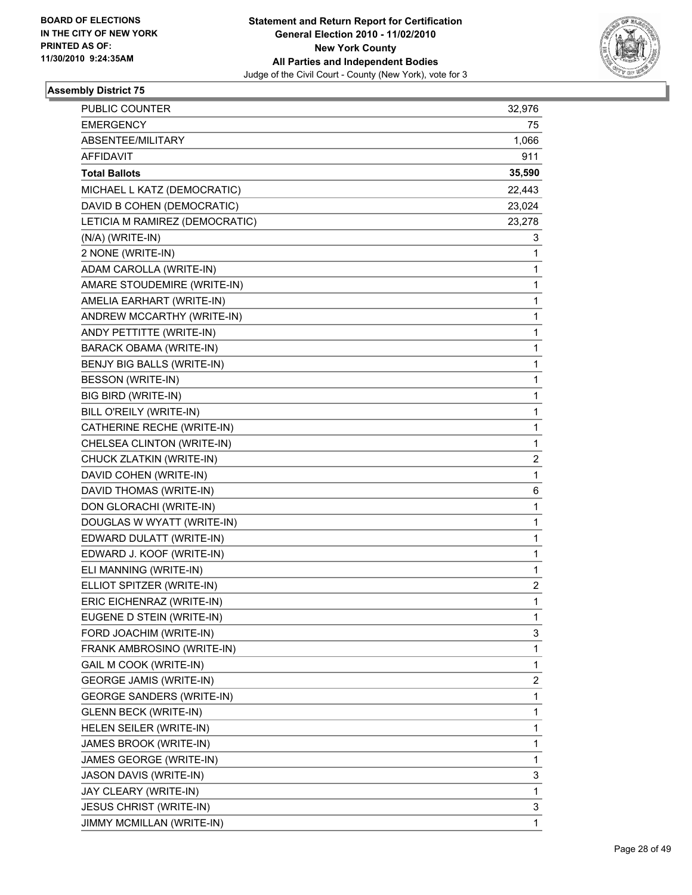BOARD OF ELECTIONS
IN THE CITY OF NEW YORK
PRINTED AS OF:
11/30/2010 9:24:35AM

**Statement and Return Report for Certification**
**General Election 2010 - 11/02/2010**
**New York County**
**All Parties and Independent Bodies**
Judge of the Civil Court - County (New York), vote for 3

### Assembly District 75

| | |
|---|---|
| PUBLIC COUNTER | 32,976 |
| EMERGENCY | 75 |
| ABSENTEE/MILITARY | 1,066 |
| AFFIDAVIT | 911 |
| **Total Ballots** | **35,590** |
| MICHAEL L KATZ (DEMOCRATIC) | 22,443 |
| DAVID B COHEN (DEMOCRATIC) | 23,024 |
| LETICIA M RAMIREZ (DEMOCRATIC) | 23,278 |
| (N/A) (WRITE-IN) | 3 |
| 2 NONE (WRITE-IN) | 1 |
| ADAM CAROLLA (WRITE-IN) | 1 |
| AMARE STOUDEMIRE (WRITE-IN) | 1 |
| AMELIA EARHART (WRITE-IN) | 1 |
| ANDREW MCCARTHY (WRITE-IN) | 1 |
| ANDY PETTITTE (WRITE-IN) | 1 |
| BARACK OBAMA (WRITE-IN) | 1 |
| BENJY BIG BALLS (WRITE-IN) | 1 |
| BESSON (WRITE-IN) | 1 |
| BIG BIRD (WRITE-IN) | 1 |
| BILL O'REILY (WRITE-IN) | 1 |
| CATHERINE RECHE (WRITE-IN) | 1 |
| CHELSEA CLINTON (WRITE-IN) | 1 |
| CHUCK ZLATKIN (WRITE-IN) | 2 |
| DAVID COHEN (WRITE-IN) | 1 |
| DAVID THOMAS (WRITE-IN) | 6 |
| DON GLORACHI (WRITE-IN) | 1 |
| DOUGLAS W WYATT (WRITE-IN) | 1 |
| EDWARD DULATT (WRITE-IN) | 1 |
| EDWARD J. KOOF (WRITE-IN) | 1 |
| ELI MANNING (WRITE-IN) | 1 |
| ELLIOT SPITZER (WRITE-IN) | 2 |
| ERIC EICHENRAZ (WRITE-IN) | 1 |
| EUGENE D STEIN (WRITE-IN) | 1 |
| FORD JOACHIM (WRITE-IN) | 3 |
| FRANK AMBROSINO (WRITE-IN) | 1 |
| GAIL M COOK (WRITE-IN) | 1 |
| GEORGE JAMIS (WRITE-IN) | 2 |
| GEORGE SANDERS (WRITE-IN) | 1 |
| GLENN BECK (WRITE-IN) | 1 |
| HELEN SEILER (WRITE-IN) | 1 |
| JAMES BROOK (WRITE-IN) | 1 |
| JAMES GEORGE (WRITE-IN) | 1 |
| JASON DAVIS (WRITE-IN) | 3 |
| JAY CLEARY (WRITE-IN) | 1 |
| JESUS CHRIST (WRITE-IN) | 3 |
| JIMMY MCMILLAN (WRITE-IN) | 1 |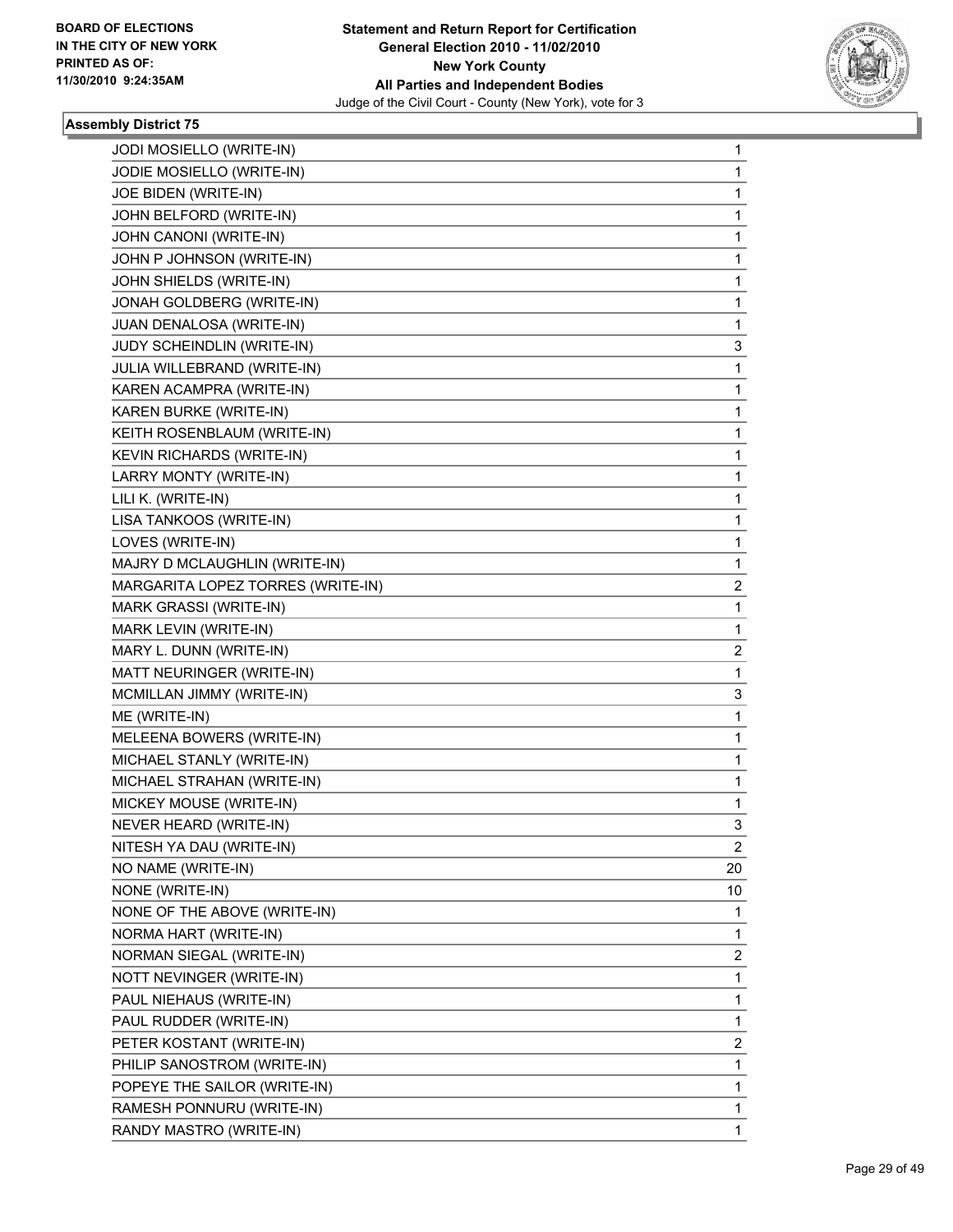**BOARD OF ELECTIONS IN THE CITY OF NEW YORK PRINTED AS OF: 11/30/2010 9:24:35AM**

**Statement and Return Report for Certification General Election 2010 - 11/02/2010 New York County All Parties and Independent Bodies**

Judge of the Civil Court - County (New York), vote for 3

### Assembly District 75

| | |
|---|---|
| JODI MOSIELLO (WRITE-IN) | 1 |
| JODIE MOSIELLO (WRITE-IN) | 1 |
| JOE BIDEN (WRITE-IN) | 1 |
| JOHN BELFORD (WRITE-IN) | 1 |
| JOHN CANONI (WRITE-IN) | 1 |
| JOHN P JOHNSON (WRITE-IN) | 1 |
| JOHN SHIELDS (WRITE-IN) | 1 |
| JONAH GOLDBERG (WRITE-IN) | 1 |
| JUAN DENALOSA (WRITE-IN) | 1 |
| JUDY SCHEINDLIN (WRITE-IN) | 3 |
| JULIA WILLEBRAND (WRITE-IN) | 1 |
| KAREN ACAMPRA (WRITE-IN) | 1 |
| KAREN BURKE (WRITE-IN) | 1 |
| KEITH ROSENBLAUM (WRITE-IN) | 1 |
| KEVIN RICHARDS (WRITE-IN) | 1 |
| LARRY MONTY (WRITE-IN) | 1 |
| LILI K. (WRITE-IN) | 1 |
| LISA TANKOOS (WRITE-IN) | 1 |
| LOVES (WRITE-IN) | 1 |
| MAJRY D MCLAUGHLIN (WRITE-IN) | 1 |
| MARGARITA LOPEZ TORRES (WRITE-IN) | 2 |
| MARK GRASSI (WRITE-IN) | 1 |
| MARK LEVIN (WRITE-IN) | 1 |
| MARY L. DUNN (WRITE-IN) | 2 |
| MATT NEURINGER (WRITE-IN) | 1 |
| MCMILLAN JIMMY (WRITE-IN) | 3 |
| ME (WRITE-IN) | 1 |
| MELEENA BOWERS (WRITE-IN) | 1 |
| MICHAEL STANLY (WRITE-IN) | 1 |
| MICHAEL STRAHAN (WRITE-IN) | 1 |
| MICKEY MOUSE (WRITE-IN) | 1 |
| NEVER HEARD (WRITE-IN) | 3 |
| NITESH YA DAU (WRITE-IN) | 2 |
| NO NAME (WRITE-IN) | 20 |
| NONE (WRITE-IN) | 10 |
| NONE OF THE ABOVE (WRITE-IN) | 1 |
| NORMA HART (WRITE-IN) | 1 |
| NORMAN SIEGAL (WRITE-IN) | 2 |
| NOTT NEVINGER (WRITE-IN) | 1 |
| PAUL NIEHAUS (WRITE-IN) | 1 |
| PAUL RUDDER (WRITE-IN) | 1 |
| PETER KOSTANT (WRITE-IN) | 2 |
| PHILIP SANOSTROM (WRITE-IN) | 1 |
| POPEYE THE SAILOR (WRITE-IN) | 1 |
| RAMESH PONNURU (WRITE-IN) | 1 |
| RANDY MASTRO (WRITE-IN) | 1 |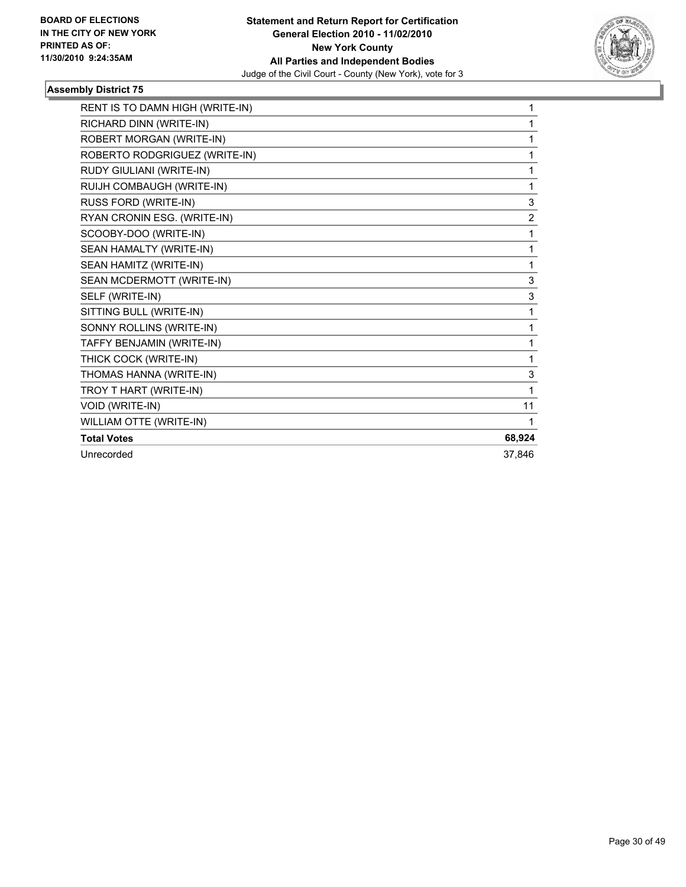**BOARD OF ELECTIONS IN THE CITY OF NEW YORK PRINTED AS OF: 11/30/2010 9:24:35AM**

**Statement and Return Report for Certification General Election 2010 - 11/02/2010 New York County All Parties and Independent Bodies**

Judge of the Civil Court - County (New York), vote for 3

### Assembly District 75

| | |
|---|---|
| RENT IS TO DAMN HIGH (WRITE-IN) | 1 |
| RICHARD DINN (WRITE-IN) | 1 |
| ROBERT MORGAN (WRITE-IN) | 1 |
| ROBERTO RODGRIGUEZ (WRITE-IN) | 1 |
| RUDY GIULIANI (WRITE-IN) | 1 |
| RUIJH COMBAUGH (WRITE-IN) | 1 |
| RUSS FORD (WRITE-IN) | 3 |
| RYAN CRONIN ESG. (WRITE-IN) | 2 |
| SCOOBY-DOO (WRITE-IN) | 1 |
| SEAN HAMALTY (WRITE-IN) | 1 |
| SEAN HAMITZ (WRITE-IN) | 1 |
| SEAN MCDERMOTT (WRITE-IN) | 3 |
| SELF (WRITE-IN) | 3 |
| SITTING BULL (WRITE-IN) | 1 |
| SONNY ROLLINS (WRITE-IN) | 1 |
| TAFFY BENJAMIN (WRITE-IN) | 1 |
| THICK COCK (WRITE-IN) | 1 |
| THOMAS HANNA (WRITE-IN) | 3 |
| TROY T HART (WRITE-IN) | 1 |
| VOID (WRITE-IN) | 11 |
| WILLIAM OTTE (WRITE-IN) | 1 |
| **Total Votes** | **68,924** |
| Unrecorded | 37,846 |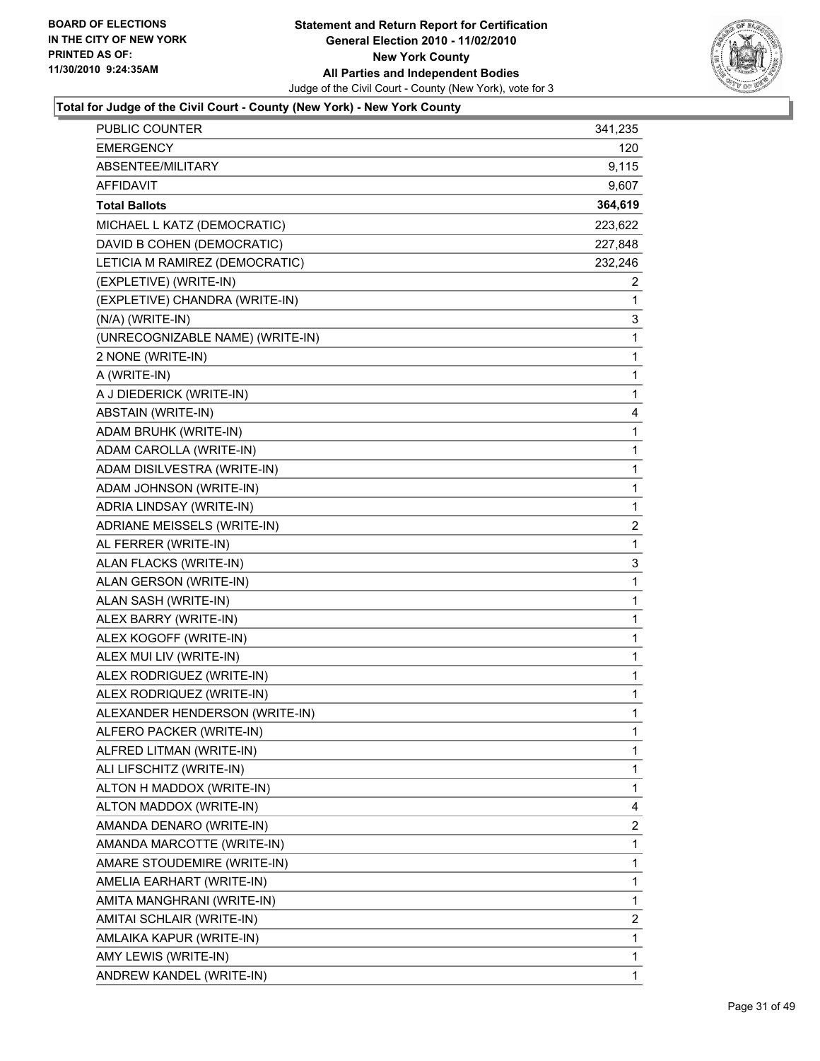BOARD OF ELECTIONS
IN THE CITY OF NEW YORK
PRINTED AS OF:
11/30/2010 9:24:35AM

**Statement and Return Report for Certification**
**General Election 2010 - 11/02/2010**
**New York County**
**All Parties and Independent Bodies**
Judge of the Civil Court - County (New York), vote for 3

**Total for Judge of the Civil Court - County (New York) - New York County**

| | |
|---|---|
| PUBLIC COUNTER | 341,235 |
| EMERGENCY | 120 |
| ABSENTEE/MILITARY | 9,115 |
| AFFIDAVIT | 9,607 |
| **Total Ballots** | **364,619** |
| MICHAEL L KATZ (DEMOCRATIC) | 223,622 |
| DAVID B COHEN (DEMOCRATIC) | 227,848 |
| LETICIA M RAMIREZ (DEMOCRATIC) | 232,246 |
| (EXPLETIVE) (WRITE-IN) | 2 |
| (EXPLETIVE) CHANDRA (WRITE-IN) | 1 |
| (N/A) (WRITE-IN) | 3 |
| (UNRECOGNIZABLE NAME) (WRITE-IN) | 1 |
| 2 NONE (WRITE-IN) | 1 |
| A (WRITE-IN) | 1 |
| A J DIEDERICK (WRITE-IN) | 1 |
| ABSTAIN (WRITE-IN) | 4 |
| ADAM BRUHK (WRITE-IN) | 1 |
| ADAM CAROLLA (WRITE-IN) | 1 |
| ADAM DISILVESTRA (WRITE-IN) | 1 |
| ADAM JOHNSON (WRITE-IN) | 1 |
| ADRIA LINDSAY (WRITE-IN) | 1 |
| ADRIANE MEISSELS (WRITE-IN) | 2 |
| AL FERRER (WRITE-IN) | 1 |
| ALAN FLACKS (WRITE-IN) | 3 |
| ALAN GERSON (WRITE-IN) | 1 |
| ALAN SASH (WRITE-IN) | 1 |
| ALEX BARRY (WRITE-IN) | 1 |
| ALEX KOGOFF (WRITE-IN) | 1 |
| ALEX MUI LIV (WRITE-IN) | 1 |
| ALEX RODRIGUEZ (WRITE-IN) | 1 |
| ALEX RODRIQUEZ (WRITE-IN) | 1 |
| ALEXANDER HENDERSON (WRITE-IN) | 1 |
| ALFERO PACKER (WRITE-IN) | 1 |
| ALFRED LITMAN (WRITE-IN) | 1 |
| ALI LIFSCHITZ (WRITE-IN) | 1 |
| ALTON H MADDOX (WRITE-IN) | 1 |
| ALTON MADDOX (WRITE-IN) | 4 |
| AMANDA DENARO (WRITE-IN) | 2 |
| AMANDA MARCOTTE (WRITE-IN) | 1 |
| AMARE STOUDEMIRE (WRITE-IN) | 1 |
| AMELIA EARHART (WRITE-IN) | 1 |
| AMITA MANGHRANI (WRITE-IN) | 1 |
| AMITAI SCHLAIR (WRITE-IN) | 2 |
| AMLAIKA KAPUR (WRITE-IN) | 1 |
| AMY LEWIS (WRITE-IN) | 1 |
| ANDREW KANDEL (WRITE-IN) | 1 |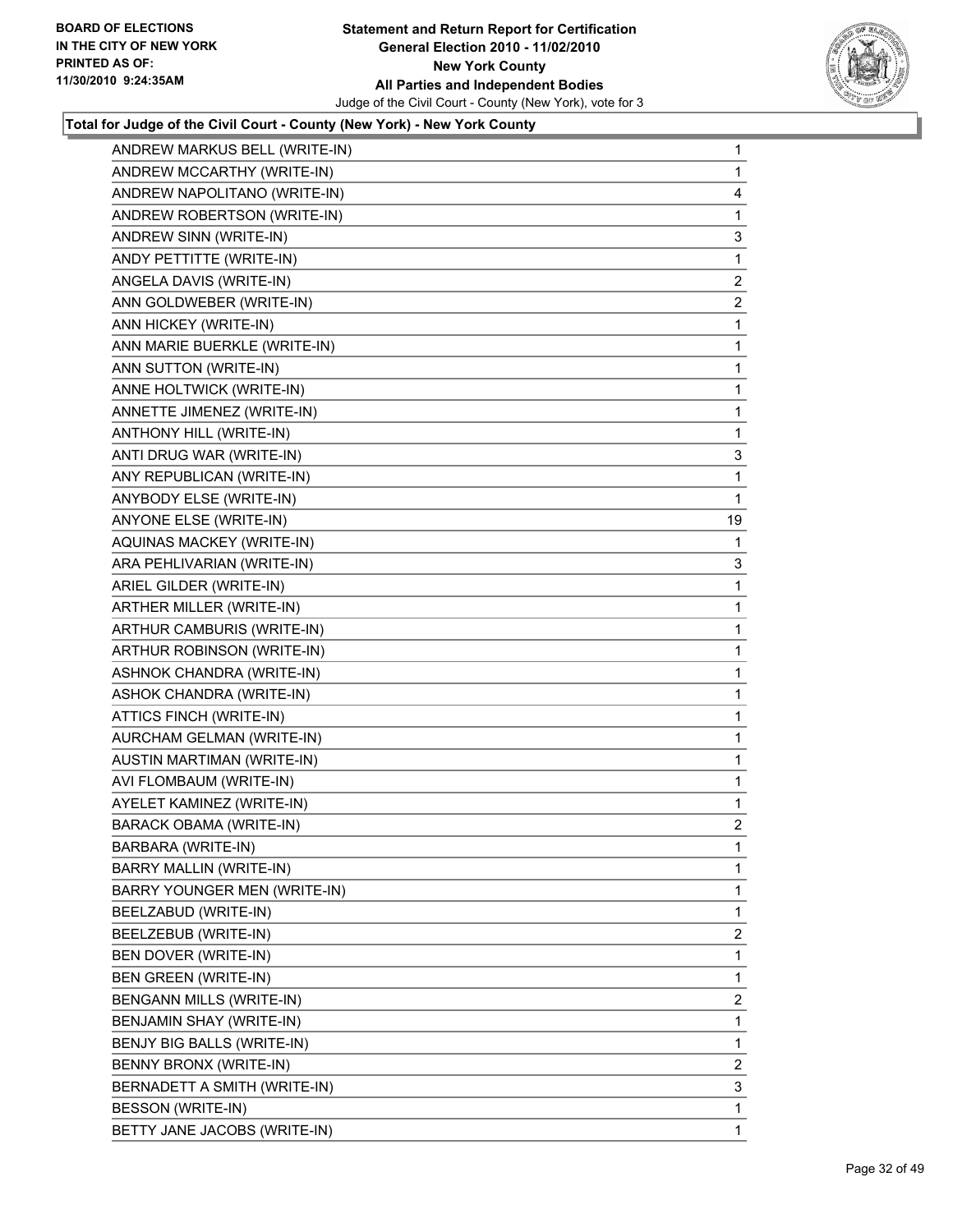**BOARD OF ELECTIONS IN THE CITY OF NEW YORK PRINTED AS OF: 11/30/2010 9:24:35AM**

**Statement and Return Report for Certification General Election 2010 - 11/02/2010 New York County All Parties and Independent Bodies**

Judge of the Civil Court - County (New York), vote for 3

**Total for Judge of the Civil Court - County (New York) - New York County**

| | |
|---|---|
| ANDREW MARKUS BELL (WRITE-IN) | 1 |
| ANDREW MCCARTHY (WRITE-IN) | 1 |
| ANDREW NAPOLITANO (WRITE-IN) | 4 |
| ANDREW ROBERTSON (WRITE-IN) | 1 |
| ANDREW SINN (WRITE-IN) | 3 |
| ANDY PETTITTE (WRITE-IN) | 1 |
| ANGELA DAVIS (WRITE-IN) | 2 |
| ANN GOLDWEBER (WRITE-IN) | 2 |
| ANN HICKEY (WRITE-IN) | 1 |
| ANN MARIE BUERKLE (WRITE-IN) | 1 |
| ANN SUTTON (WRITE-IN) | 1 |
| ANNE HOLTWICK (WRITE-IN) | 1 |
| ANNETTE JIMENEZ (WRITE-IN) | 1 |
| ANTHONY HILL (WRITE-IN) | 1 |
| ANTI DRUG WAR (WRITE-IN) | 3 |
| ANY REPUBLICAN (WRITE-IN) | 1 |
| ANYBODY ELSE (WRITE-IN) | 1 |
| ANYONE ELSE (WRITE-IN) | 19 |
| AQUINAS MACKEY (WRITE-IN) | 1 |
| ARA PEHLIVARIAN (WRITE-IN) | 3 |
| ARIEL GILDER (WRITE-IN) | 1 |
| ARTHER MILLER (WRITE-IN) | 1 |
| ARTHUR CAMBURIS (WRITE-IN) | 1 |
| ARTHUR ROBINSON (WRITE-IN) | 1 |
| ASHNOK CHANDRA (WRITE-IN) | 1 |
| ASHOK CHANDRA (WRITE-IN) | 1 |
| ATTICS FINCH (WRITE-IN) | 1 |
| AURCHAM GELMAN (WRITE-IN) | 1 |
| AUSTIN MARTIMAN (WRITE-IN) | 1 |
| AVI FLOMBAUM (WRITE-IN) | 1 |
| AYELET KAMINEZ (WRITE-IN) | 1 |
| BARACK OBAMA (WRITE-IN) | 2 |
| BARBARA (WRITE-IN) | 1 |
| BARRY MALLIN (WRITE-IN) | 1 |
| BARRY YOUNGER MEN (WRITE-IN) | 1 |
| BEELZABUD (WRITE-IN) | 1 |
| BEELZEBUB (WRITE-IN) | 2 |
| BEN DOVER (WRITE-IN) | 1 |
| BEN GREEN (WRITE-IN) | 1 |
| BENGANN MILLS (WRITE-IN) | 2 |
| BENJAMIN SHAY (WRITE-IN) | 1 |
| BENJY BIG BALLS (WRITE-IN) | 1 |
| BENNY BRONX (WRITE-IN) | 2 |
| BERNADETT A SMITH (WRITE-IN) | 3 |
| BESSON (WRITE-IN) | 1 |
| BETTY JANE JACOBS (WRITE-IN) | 1 |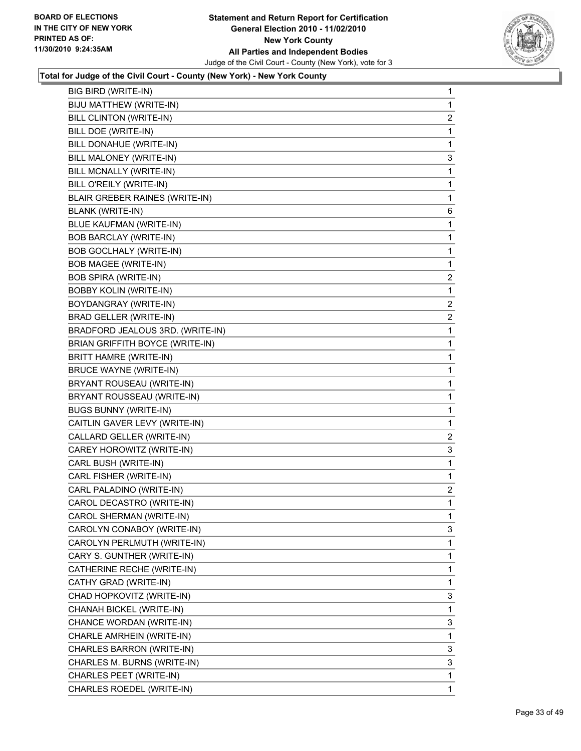**BOARD OF ELECTIONS IN THE CITY OF NEW YORK PRINTED AS OF: 11/30/2010 9:24:35AM**

**Statement and Return Report for Certification General Election 2010 - 11/02/2010 New York County All Parties and Independent Bodies**

Judge of the Civil Court - County (New York), vote for 3

**Total for Judge of the Civil Court - County (New York) - New York County**

| | |
|---|---|
| BIG BIRD (WRITE-IN) | 1 |
| BIJU MATTHEW (WRITE-IN) | 1 |
| BILL CLINTON (WRITE-IN) | 2 |
| BILL DOE (WRITE-IN) | 1 |
| BILL DONAHUE (WRITE-IN) | 1 |
| BILL MALONEY (WRITE-IN) | 3 |
| BILL MCNALLY (WRITE-IN) | 1 |
| BILL O'REILY (WRITE-IN) | 1 |
| BLAIR GREBER RAINES (WRITE-IN) | 1 |
| BLANK (WRITE-IN) | 6 |
| BLUE KAUFMAN (WRITE-IN) | 1 |
| BOB BARCLAY (WRITE-IN) | 1 |
| BOB GOCLHALY (WRITE-IN) | 1 |
| BOB MAGEE (WRITE-IN) | 1 |
| BOB SPIRA (WRITE-IN) | 2 |
| BOBBY KOLIN (WRITE-IN) | 1 |
| BOYDANGRAY (WRITE-IN) | 2 |
| BRAD GELLER (WRITE-IN) | 2 |
| BRADFORD JEALOUS 3RD. (WRITE-IN) | 1 |
| BRIAN GRIFFITH BOYCE (WRITE-IN) | 1 |
| BRITT HAMRE (WRITE-IN) | 1 |
| BRUCE WAYNE (WRITE-IN) | 1 |
| BRYANT ROUSEAU (WRITE-IN) | 1 |
| BRYANT ROUSSEAU (WRITE-IN) | 1 |
| BUGS BUNNY (WRITE-IN) | 1 |
| CAITLIN GAVER LEVY (WRITE-IN) | 1 |
| CALLARD GELLER (WRITE-IN) | 2 |
| CAREY HOROWITZ (WRITE-IN) | 3 |
| CARL BUSH (WRITE-IN) | 1 |
| CARL FISHER (WRITE-IN) | 1 |
| CARL PALADINO (WRITE-IN) | 2 |
| CAROL DECASTRO (WRITE-IN) | 1 |
| CAROL SHERMAN (WRITE-IN) | 1 |
| CAROLYN CONABOY (WRITE-IN) | 3 |
| CAROLYN PERLMUTH (WRITE-IN) | 1 |
| CARY S. GUNTHER (WRITE-IN) | 1 |
| CATHERINE RECHE (WRITE-IN) | 1 |
| CATHY GRAD (WRITE-IN) | 1 |
| CHAD HOPKOVITZ (WRITE-IN) | 3 |
| CHANAH BICKEL (WRITE-IN) | 1 |
| CHANCE WORDAN (WRITE-IN) | 3 |
| CHARLE AMRHEIN (WRITE-IN) | 1 |
| CHARLES BARRON (WRITE-IN) | 3 |
| CHARLES M. BURNS (WRITE-IN) | 3 |
| CHARLES PEET (WRITE-IN) | 1 |
| CHARLES ROEDEL (WRITE-IN) | 1 |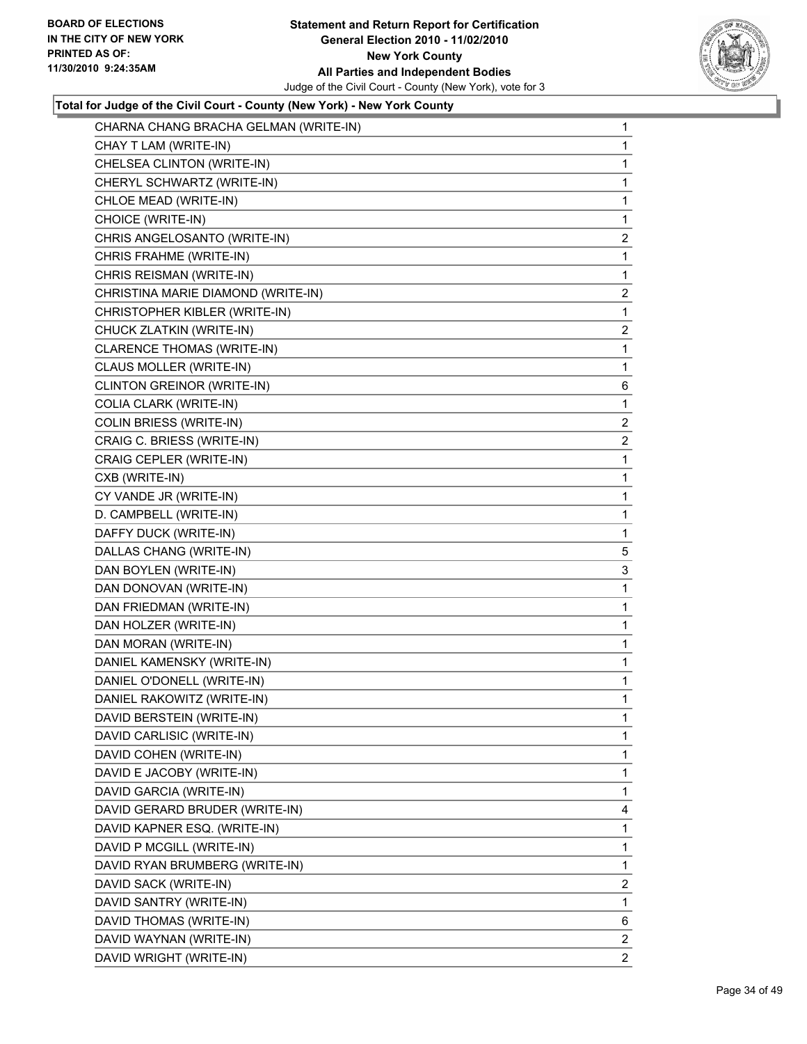BOARD OF ELECTIONS
IN THE CITY OF NEW YORK
PRINTED AS OF:
11/30/2010 9:24:35AM

**Statement and Return Report for Certification**
**General Election 2010 - 11/02/2010**
**New York County**
**All Parties and Independent Bodies**
Judge of the Civil Court - County (New York), vote for 3

**Total for Judge of the Civil Court - County (New York) - New York County**

| | |
|---|---|
| CHARNA CHANG BRACHA GELMAN (WRITE-IN) | 1 |
| CHAY T LAM (WRITE-IN) | 1 |
| CHELSEA CLINTON (WRITE-IN) | 1 |
| CHERYL SCHWARTZ (WRITE-IN) | 1 |
| CHLOE MEAD (WRITE-IN) | 1 |
| CHOICE (WRITE-IN) | 1 |
| CHRIS ANGELOSANTO (WRITE-IN) | 2 |
| CHRIS FRAHME (WRITE-IN) | 1 |
| CHRIS REISMAN (WRITE-IN) | 1 |
| CHRISTINA MARIE DIAMOND (WRITE-IN) | 2 |
| CHRISTOPHER KIBLER (WRITE-IN) | 1 |
| CHUCK ZLATKIN (WRITE-IN) | 2 |
| CLARENCE THOMAS (WRITE-IN) | 1 |
| CLAUS MOLLER (WRITE-IN) | 1 |
| CLINTON GREINOR (WRITE-IN) | 6 |
| COLIA CLARK (WRITE-IN) | 1 |
| COLIN BRIESS (WRITE-IN) | 2 |
| CRAIG C. BRIESS (WRITE-IN) | 2 |
| CRAIG CEPLER (WRITE-IN) | 1 |
| CXB (WRITE-IN) | 1 |
| CY VANDE JR (WRITE-IN) | 1 |
| D. CAMPBELL (WRITE-IN) | 1 |
| DAFFY DUCK (WRITE-IN) | 1 |
| DALLAS CHANG (WRITE-IN) | 5 |
| DAN BOYLEN (WRITE-IN) | 3 |
| DAN DONOVAN (WRITE-IN) | 1 |
| DAN FRIEDMAN (WRITE-IN) | 1 |
| DAN HOLZER (WRITE-IN) | 1 |
| DAN MORAN (WRITE-IN) | 1 |
| DANIEL KAMENSKY (WRITE-IN) | 1 |
| DANIEL O'DONELL (WRITE-IN) | 1 |
| DANIEL RAKOWITZ (WRITE-IN) | 1 |
| DAVID BERSTEIN (WRITE-IN) | 1 |
| DAVID CARLISIC (WRITE-IN) | 1 |
| DAVID COHEN (WRITE-IN) | 1 |
| DAVID E JACOBY (WRITE-IN) | 1 |
| DAVID GARCIA (WRITE-IN) | 1 |
| DAVID GERARD BRUDER (WRITE-IN) | 4 |
| DAVID KAPNER ESQ. (WRITE-IN) | 1 |
| DAVID P MCGILL (WRITE-IN) | 1 |
| DAVID RYAN BRUMBERG (WRITE-IN) | 1 |
| DAVID SACK (WRITE-IN) | 2 |
| DAVID SANTRY (WRITE-IN) | 1 |
| DAVID THOMAS (WRITE-IN) | 6 |
| DAVID WAYNAN (WRITE-IN) | 2 |
| DAVID WRIGHT (WRITE-IN) | 2 |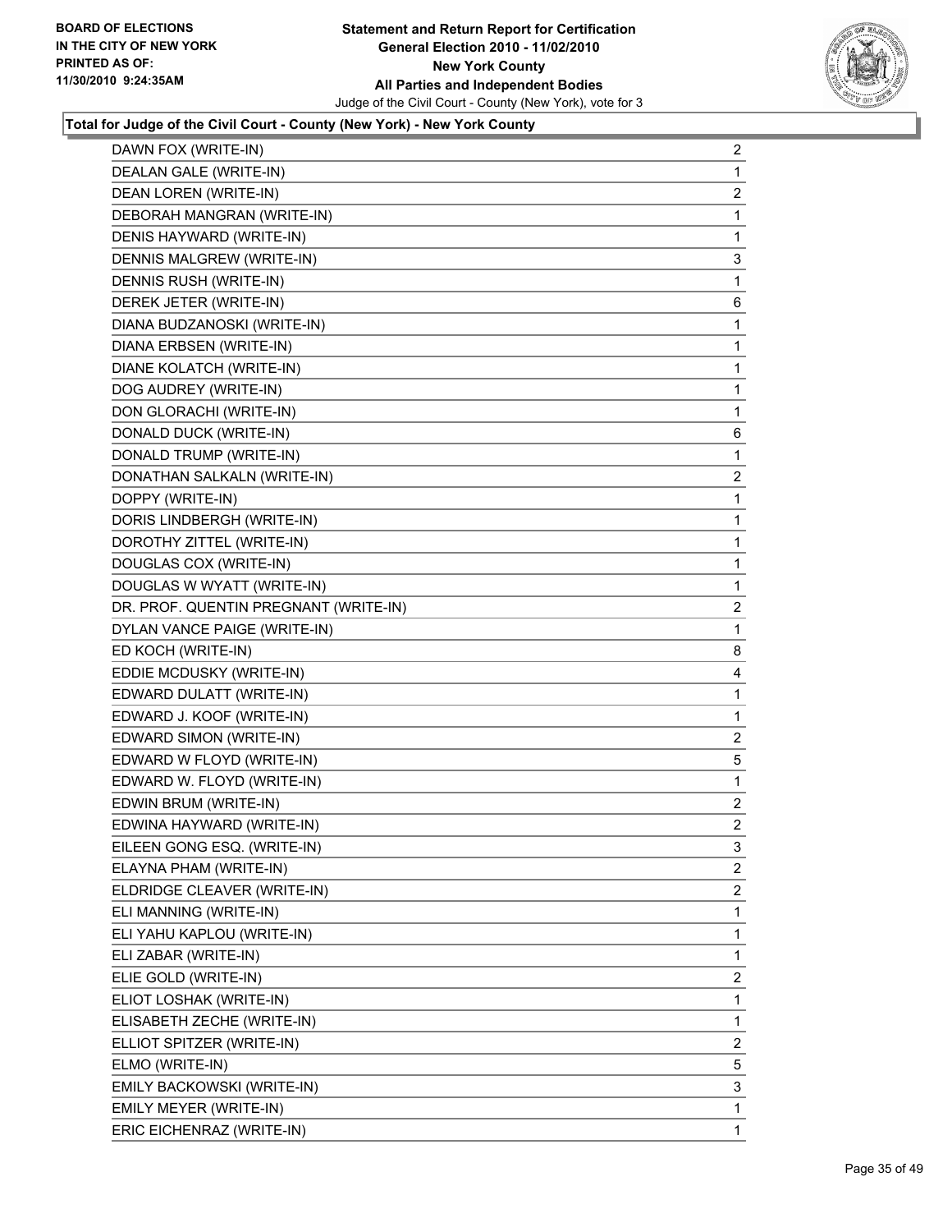**BOARD OF ELECTIONS IN THE CITY OF NEW YORK PRINTED AS OF: 11/30/2010 9:24:35AM**

**Statement and Return Report for Certification General Election 2010 - 11/02/2010 New York County All Parties and Independent Bodies**

Judge of the Civil Court - County (New York), vote for 3

**Total for Judge of the Civil Court - County (New York) - New York County**

| Candidate | Votes |
|---|---|
| DAWN FOX (WRITE-IN) | 2 |
| DEALAN GALE (WRITE-IN) | 1 |
| DEAN LOREN (WRITE-IN) | 2 |
| DEBORAH MANGRAN (WRITE-IN) | 1 |
| DENIS HAYWARD (WRITE-IN) | 1 |
| DENNIS MALGREW (WRITE-IN) | 3 |
| DENNIS RUSH (WRITE-IN) | 1 |
| DEREK JETER (WRITE-IN) | 6 |
| DIANA BUDZANOSKI (WRITE-IN) | 1 |
| DIANA ERBSEN (WRITE-IN) | 1 |
| DIANE KOLATCH (WRITE-IN) | 1 |
| DOG AUDREY (WRITE-IN) | 1 |
| DON GLORACHI (WRITE-IN) | 1 |
| DONALD DUCK (WRITE-IN) | 6 |
| DONALD TRUMP (WRITE-IN) | 1 |
| DONATHAN SALKALN (WRITE-IN) | 2 |
| DOPPY (WRITE-IN) | 1 |
| DORIS LINDBERGH (WRITE-IN) | 1 |
| DOROTHY ZITTEL (WRITE-IN) | 1 |
| DOUGLAS COX (WRITE-IN) | 1 |
| DOUGLAS W WYATT (WRITE-IN) | 1 |
| DR. PROF. QUENTIN PREGNANT (WRITE-IN) | 2 |
| DYLAN VANCE PAIGE (WRITE-IN) | 1 |
| ED KOCH (WRITE-IN) | 8 |
| EDDIE MCDUSKY (WRITE-IN) | 4 |
| EDWARD DULATT (WRITE-IN) | 1 |
| EDWARD J. KOOF (WRITE-IN) | 1 |
| EDWARD SIMON (WRITE-IN) | 2 |
| EDWARD W FLOYD (WRITE-IN) | 5 |
| EDWARD W. FLOYD (WRITE-IN) | 1 |
| EDWIN BRUM (WRITE-IN) | 2 |
| EDWINA HAYWARD (WRITE-IN) | 2 |
| EILEEN GONG ESQ. (WRITE-IN) | 3 |
| ELAYNA PHAM (WRITE-IN) | 2 |
| ELDRIDGE CLEAVER (WRITE-IN) | 2 |
| ELI MANNING (WRITE-IN) | 1 |
| ELI YAHU KAPLOU (WRITE-IN) | 1 |
| ELI ZABAR (WRITE-IN) | 1 |
| ELIE GOLD (WRITE-IN) | 2 |
| ELIOT LOSHAK (WRITE-IN) | 1 |
| ELISABETH ZECHE (WRITE-IN) | 1 |
| ELLIOT SPITZER (WRITE-IN) | 2 |
| ELMO (WRITE-IN) | 5 |
| EMILY BACKOWSKI (WRITE-IN) | 3 |
| EMILY MEYER (WRITE-IN) | 1 |
| ERIC EICHENRAZ (WRITE-IN) | 1 |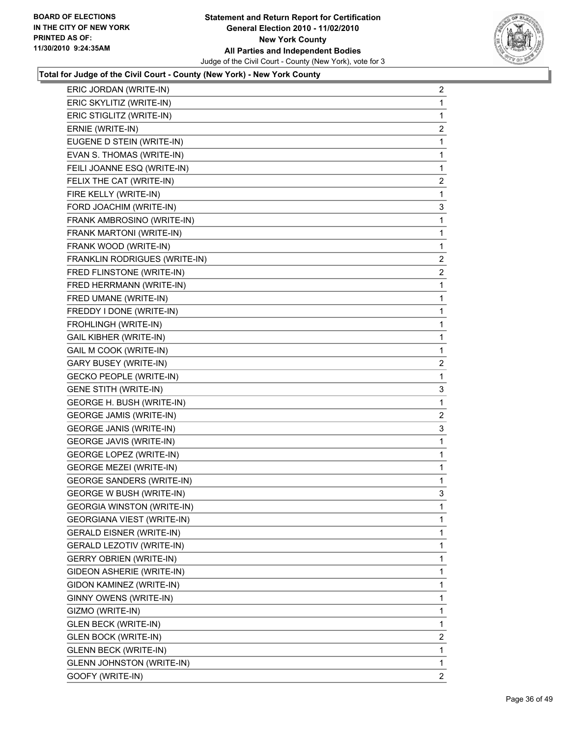**Total for Judge of the Civil Court - County (New York) - New York County**

| | |
|---|---|
| ERIC JORDAN (WRITE-IN) | 2 |
| ERIC SKYLITIZ (WRITE-IN) | 1 |
| ERIC STIGLITZ (WRITE-IN) | 1 |
| ERNIE (WRITE-IN) | 2 |
| EUGENE D STEIN (WRITE-IN) | 1 |
| EVAN S. THOMAS (WRITE-IN) | 1 |
| FEILI JOANNE ESQ (WRITE-IN) | 1 |
| FELIX THE CAT (WRITE-IN) | 2 |
| FIRE KELLY (WRITE-IN) | 1 |
| FORD JOACHIM (WRITE-IN) | 3 |
| FRANK AMBROSINO (WRITE-IN) | 1 |
| FRANK MARTONI (WRITE-IN) | 1 |
| FRANK WOOD (WRITE-IN) | 1 |
| FRANKLIN RODRIGUES (WRITE-IN) | 2 |
| FRED FLINSTONE (WRITE-IN) | 2 |
| FRED HERRMANN (WRITE-IN) | 1 |
| FRED UMANE (WRITE-IN) | 1 |
| FREDDY I DONE (WRITE-IN) | 1 |
| FROHLINGH (WRITE-IN) | 1 |
| GAIL KIBHER (WRITE-IN) | 1 |
| GAIL M COOK (WRITE-IN) | 1 |
| GARY BUSEY (WRITE-IN) | 2 |
| GECKO PEOPLE (WRITE-IN) | 1 |
| GENE STITH (WRITE-IN) | 3 |
| GEORGE H. BUSH (WRITE-IN) | 1 |
| GEORGE JAMIS (WRITE-IN) | 2 |
| GEORGE JANIS (WRITE-IN) | 3 |
| GEORGE JAVIS (WRITE-IN) | 1 |
| GEORGE LOPEZ (WRITE-IN) | 1 |
| GEORGE MEZEI (WRITE-IN) | 1 |
| GEORGE SANDERS (WRITE-IN) | 1 |
| GEORGE W BUSH (WRITE-IN) | 3 |
| GEORGIA WINSTON (WRITE-IN) | 1 |
| GEORGIANA VIEST (WRITE-IN) | 1 |
| GERALD EISNER (WRITE-IN) | 1 |
| GERALD LEZOTIV (WRITE-IN) | 1 |
| GERRY OBRIEN (WRITE-IN) | 1 |
| GIDEON ASHERIE (WRITE-IN) | 1 |
| GIDON KAMINEZ (WRITE-IN) | 1 |
| GINNY OWENS (WRITE-IN) | 1 |
| GIZMO (WRITE-IN) | 1 |
| GLEN BECK (WRITE-IN) | 1 |
| GLEN BOCK (WRITE-IN) | 2 |
| GLENN BECK (WRITE-IN) | 1 |
| GLENN JOHNSTON (WRITE-IN) | 1 |
| GOOFY (WRITE-IN) | 2 |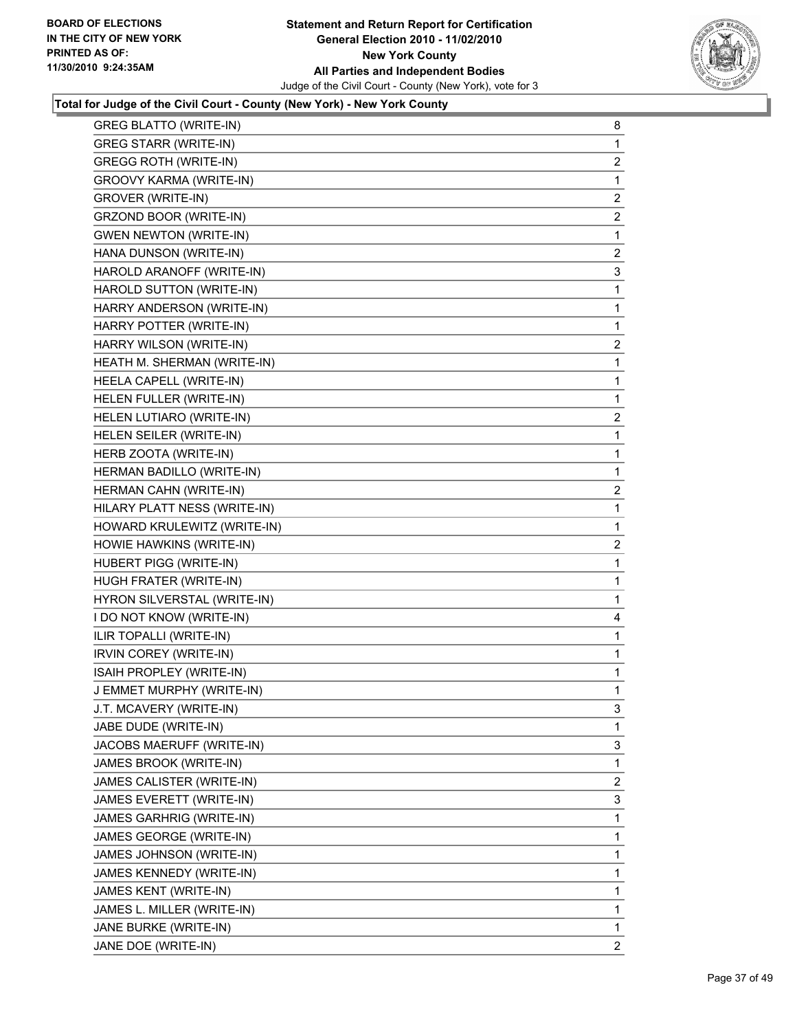**BOARD OF ELECTIONS IN THE CITY OF NEW YORK PRINTED AS OF: 11/30/2010 9:24:35AM**

# Statement and Return Report for Certification
## General Election 2010 - 11/02/2010
## New York County
## All Parties and Independent Bodies
Judge of the Civil Court - County (New York), vote for 3

### Total for Judge of the Civil Court - County (New York) - New York County

| | |
|---|---|
| GREG BLATTO (WRITE-IN) | 8 |
| GREG STARR (WRITE-IN) | 1 |
| GREGG ROTH (WRITE-IN) | 2 |
| GROOVY KARMA (WRITE-IN) | 1 |
| GROVER (WRITE-IN) | 2 |
| GRZOND BOOR (WRITE-IN) | 2 |
| GWEN NEWTON (WRITE-IN) | 1 |
| HANA DUNSON (WRITE-IN) | 2 |
| HAROLD ARANOFF (WRITE-IN) | 3 |
| HAROLD SUTTON (WRITE-IN) | 1 |
| HARRY ANDERSON (WRITE-IN) | 1 |
| HARRY POTTER (WRITE-IN) | 1 |
| HARRY WILSON (WRITE-IN) | 2 |
| HEATH M. SHERMAN (WRITE-IN) | 1 |
| HEELA CAPELL (WRITE-IN) | 1 |
| HELEN FULLER (WRITE-IN) | 1 |
| HELEN LUTIARO (WRITE-IN) | 2 |
| HELEN SEILER (WRITE-IN) | 1 |
| HERB ZOOTA (WRITE-IN) | 1 |
| HERMAN BADILLO (WRITE-IN) | 1 |
| HERMAN CAHN (WRITE-IN) | 2 |
| HILARY PLATT NESS (WRITE-IN) | 1 |
| HOWARD KRULEWITZ (WRITE-IN) | 1 |
| HOWIE HAWKINS (WRITE-IN) | 2 |
| HUBERT PIGG (WRITE-IN) | 1 |
| HUGH FRATER (WRITE-IN) | 1 |
| HYRON SILVERSTAL (WRITE-IN) | 1 |
| I DO NOT KNOW (WRITE-IN) | 4 |
| ILIR TOPALLI (WRITE-IN) | 1 |
| IRVIN COREY (WRITE-IN) | 1 |
| ISAIH PROPLEY (WRITE-IN) | 1 |
| J EMMET MURPHY (WRITE-IN) | 1 |
| J.T. MCAVERY (WRITE-IN) | 3 |
| JABE DUDE (WRITE-IN) | 1 |
| JACOBS MAERUFF (WRITE-IN) | 3 |
| JAMES BROOK (WRITE-IN) | 1 |
| JAMES CALISTER (WRITE-IN) | 2 |
| JAMES EVERETT (WRITE-IN) | 3 |
| JAMES GARHRIG (WRITE-IN) | 1 |
| JAMES GEORGE (WRITE-IN) | 1 |
| JAMES JOHNSON (WRITE-IN) | 1 |
| JAMES KENNEDY (WRITE-IN) | 1 |
| JAMES KENT (WRITE-IN) | 1 |
| JAMES L. MILLER (WRITE-IN) | 1 |
| JANE BURKE (WRITE-IN) | 1 |
| JANE DOE (WRITE-IN) | 2 |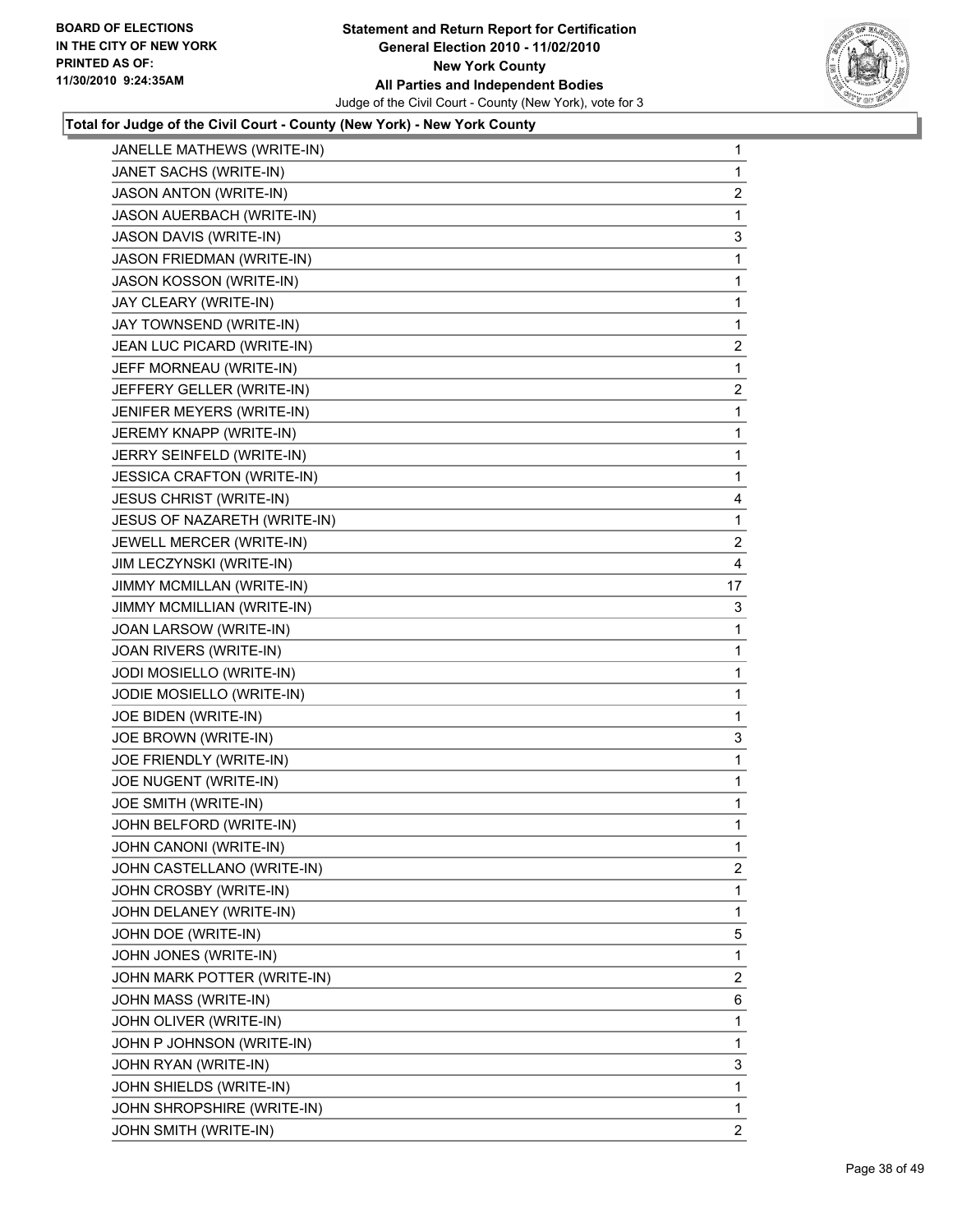**Total for Judge of the Civil Court - County (New York) - New York County**

| Candidate | Votes |
|---|---|
| JANELLE MATHEWS (WRITE-IN) | 1 |
| JANET SACHS (WRITE-IN) | 1 |
| JASON ANTON (WRITE-IN) | 2 |
| JASON AUERBACH (WRITE-IN) | 1 |
| JASON DAVIS (WRITE-IN) | 3 |
| JASON FRIEDMAN (WRITE-IN) | 1 |
| JASON KOSSON (WRITE-IN) | 1 |
| JAY CLEARY (WRITE-IN) | 1 |
| JAY TOWNSEND (WRITE-IN) | 1 |
| JEAN LUC PICARD (WRITE-IN) | 2 |
| JEFF MORNEAU (WRITE-IN) | 1 |
| JEFFERY GELLER (WRITE-IN) | 2 |
| JENIFER MEYERS (WRITE-IN) | 1 |
| JEREMY KNAPP (WRITE-IN) | 1 |
| JERRY SEINFELD (WRITE-IN) | 1 |
| JESSICA CRAFTON (WRITE-IN) | 1 |
| JESUS CHRIST (WRITE-IN) | 4 |
| JESUS OF NAZARETH (WRITE-IN) | 1 |
| JEWELL MERCER (WRITE-IN) | 2 |
| JIM LECZYNSKI (WRITE-IN) | 4 |
| JIMMY MCMILLAN (WRITE-IN) | 17 |
| JIMMY MCMILLIAN (WRITE-IN) | 3 |
| JOAN LARSOW (WRITE-IN) | 1 |
| JOAN RIVERS (WRITE-IN) | 1 |
| JODI MOSIELLO (WRITE-IN) | 1 |
| JODIE MOSIELLO (WRITE-IN) | 1 |
| JOE BIDEN (WRITE-IN) | 1 |
| JOE BROWN (WRITE-IN) | 3 |
| JOE FRIENDLY (WRITE-IN) | 1 |
| JOE NUGENT (WRITE-IN) | 1 |
| JOE SMITH (WRITE-IN) | 1 |
| JOHN BELFORD (WRITE-IN) | 1 |
| JOHN CANONI (WRITE-IN) | 1 |
| JOHN CASTELLANO (WRITE-IN) | 2 |
| JOHN CROSBY (WRITE-IN) | 1 |
| JOHN DELANEY (WRITE-IN) | 1 |
| JOHN DOE (WRITE-IN) | 5 |
| JOHN JONES (WRITE-IN) | 1 |
| JOHN MARK POTTER (WRITE-IN) | 2 |
| JOHN MASS (WRITE-IN) | 6 |
| JOHN OLIVER (WRITE-IN) | 1 |
| JOHN P JOHNSON (WRITE-IN) | 1 |
| JOHN RYAN (WRITE-IN) | 3 |
| JOHN SHIELDS (WRITE-IN) | 1 |
| JOHN SHROPSHIRE (WRITE-IN) | 1 |
| JOHN SMITH (WRITE-IN) | 2 |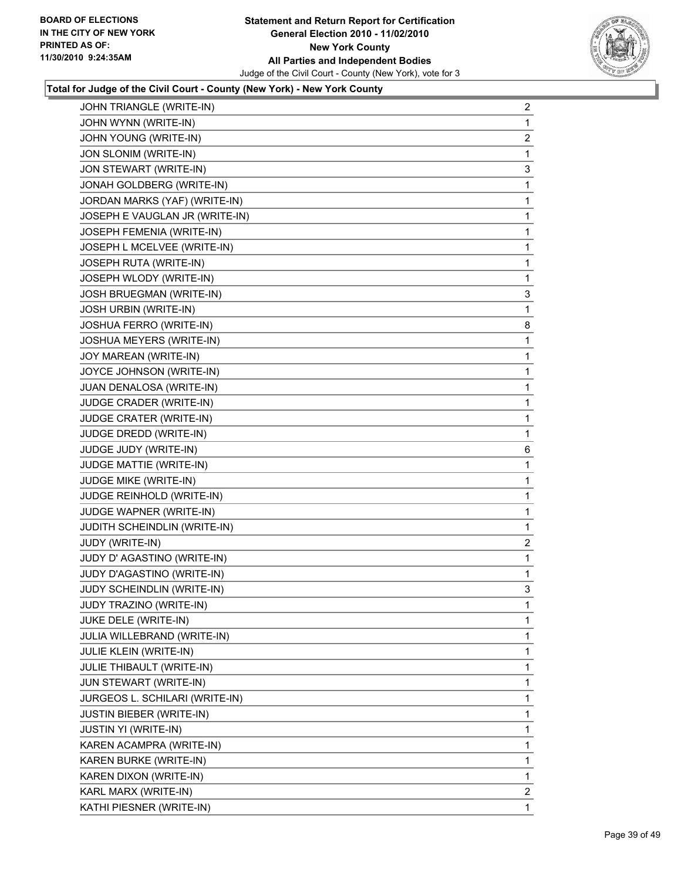**Total for Judge of the Civil Court - County (New York) - New York County**

| | |
|---|---|
| JOHN TRIANGLE (WRITE-IN) | 2 |
| JOHN WYNN (WRITE-IN) | 1 |
| JOHN YOUNG (WRITE-IN) | 2 |
| JON SLONIM (WRITE-IN) | 1 |
| JON STEWART (WRITE-IN) | 3 |
| JONAH GOLDBERG (WRITE-IN) | 1 |
| JORDAN MARKS (YAF) (WRITE-IN) | 1 |
| JOSEPH E VAUGLAN JR (WRITE-IN) | 1 |
| JOSEPH FEMENIA (WRITE-IN) | 1 |
| JOSEPH L MCELVEE (WRITE-IN) | 1 |
| JOSEPH RUTA (WRITE-IN) | 1 |
| JOSEPH WLODY (WRITE-IN) | 1 |
| JOSH BRUEGMAN (WRITE-IN) | 3 |
| JOSH URBIN (WRITE-IN) | 1 |
| JOSHUA FERRO (WRITE-IN) | 8 |
| JOSHUA MEYERS (WRITE-IN) | 1 |
| JOY MAREAN (WRITE-IN) | 1 |
| JOYCE JOHNSON (WRITE-IN) | 1 |
| JUAN DENALOSA (WRITE-IN) | 1 |
| JUDGE CRADER (WRITE-IN) | 1 |
| JUDGE CRATER (WRITE-IN) | 1 |
| JUDGE DREDD (WRITE-IN) | 1 |
| JUDGE JUDY (WRITE-IN) | 6 |
| JUDGE MATTIE (WRITE-IN) | 1 |
| JUDGE MIKE (WRITE-IN) | 1 |
| JUDGE REINHOLD (WRITE-IN) | 1 |
| JUDGE WAPNER (WRITE-IN) | 1 |
| JUDITH SCHEINDLIN (WRITE-IN) | 1 |
| JUDY (WRITE-IN) | 2 |
| JUDY D' AGASTINO (WRITE-IN) | 1 |
| JUDY D'AGASTINO (WRITE-IN) | 1 |
| JUDY SCHEINDLIN (WRITE-IN) | 3 |
| JUDY TRAZINO (WRITE-IN) | 1 |
| JUKE DELE (WRITE-IN) | 1 |
| JULIA WILLEBRAND (WRITE-IN) | 1 |
| JULIE KLEIN (WRITE-IN) | 1 |
| JULIE THIBAULT (WRITE-IN) | 1 |
| JUN STEWART (WRITE-IN) | 1 |
| JURGEOS L. SCHILARI (WRITE-IN) | 1 |
| JUSTIN BIEBER (WRITE-IN) | 1 |
| JUSTIN YI (WRITE-IN) | 1 |
| KAREN ACAMPRA (WRITE-IN) | 1 |
| KAREN BURKE (WRITE-IN) | 1 |
| KAREN DIXON (WRITE-IN) | 1 |
| KARL MARX (WRITE-IN) | 2 |
| KATHI PIESNER (WRITE-IN) | 1 |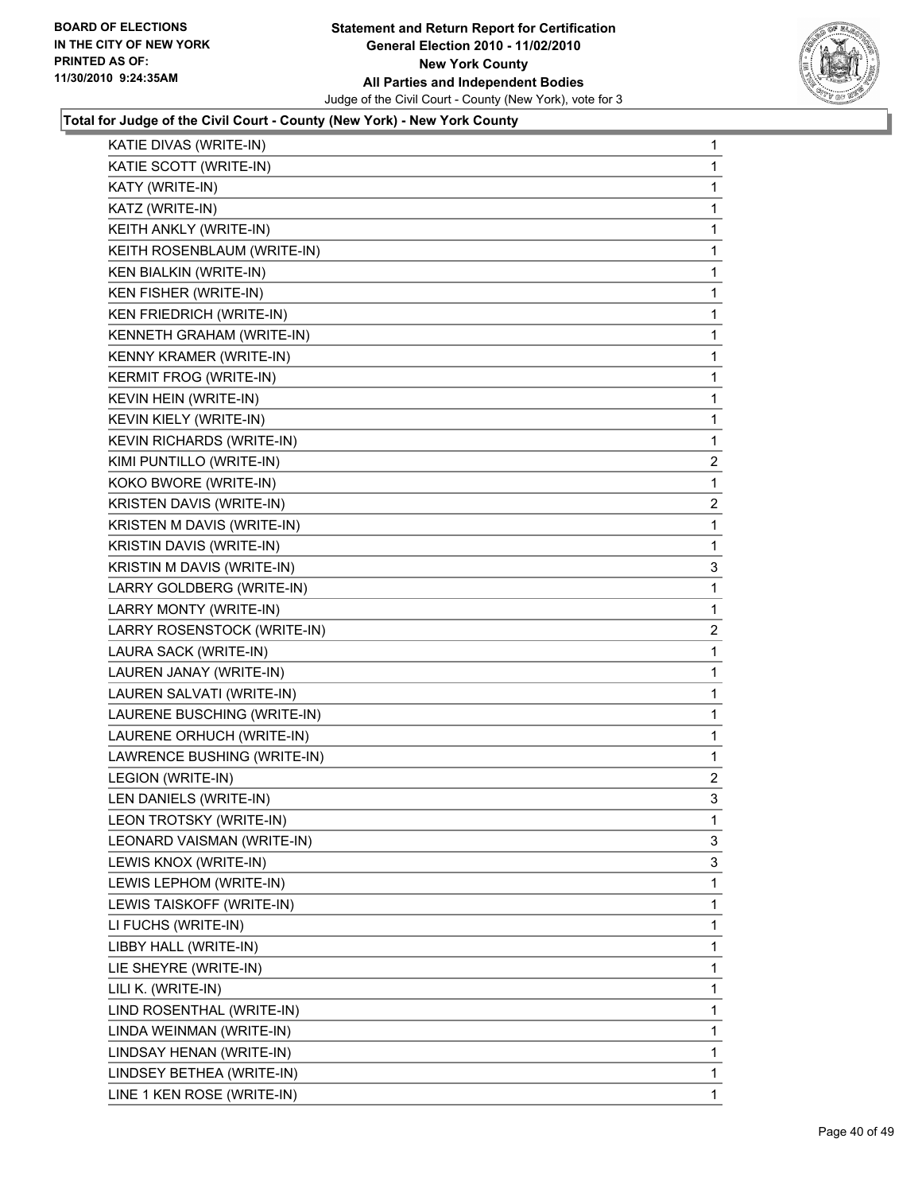BOARD OF ELECTIONS
IN THE CITY OF NEW YORK
PRINTED AS OF:
11/30/2010 9:24:35AM

**Statement and Return Report for Certification**
**General Election 2010 - 11/02/2010**
**New York County**
**All Parties and Independent Bodies**
Judge of the Civil Court - County (New York), vote for 3

**Total for Judge of the Civil Court - County (New York) - New York County**

| | |
|---|---|
| KATIE DIVAS (WRITE-IN) | 1 |
| KATIE SCOTT (WRITE-IN) | 1 |
| KATY (WRITE-IN) | 1 |
| KATZ (WRITE-IN) | 1 |
| KEITH ANKLY (WRITE-IN) | 1 |
| KEITH ROSENBLAUM (WRITE-IN) | 1 |
| KEN BIALKIN (WRITE-IN) | 1 |
| KEN FISHER (WRITE-IN) | 1 |
| KEN FRIEDRICH (WRITE-IN) | 1 |
| KENNETH GRAHAM (WRITE-IN) | 1 |
| KENNY KRAMER (WRITE-IN) | 1 |
| KERMIT FROG (WRITE-IN) | 1 |
| KEVIN HEIN (WRITE-IN) | 1 |
| KEVIN KIELY (WRITE-IN) | 1 |
| KEVIN RICHARDS (WRITE-IN) | 1 |
| KIMI PUNTILLO (WRITE-IN) | 2 |
| KOKO BWORE (WRITE-IN) | 1 |
| KRISTEN DAVIS (WRITE-IN) | 2 |
| KRISTEN M DAVIS (WRITE-IN) | 1 |
| KRISTIN DAVIS (WRITE-IN) | 1 |
| KRISTIN M DAVIS (WRITE-IN) | 3 |
| LARRY GOLDBERG (WRITE-IN) | 1 |
| LARRY MONTY (WRITE-IN) | 1 |
| LARRY ROSENSTOCK (WRITE-IN) | 2 |
| LAURA SACK (WRITE-IN) | 1 |
| LAUREN JANAY (WRITE-IN) | 1 |
| LAUREN SALVATI (WRITE-IN) | 1 |
| LAURENE BUSCHING (WRITE-IN) | 1 |
| LAURENE ORHUCH (WRITE-IN) | 1 |
| LAWRENCE BUSHING (WRITE-IN) | 1 |
| LEGION (WRITE-IN) | 2 |
| LEN DANIELS (WRITE-IN) | 3 |
| LEON TROTSKY (WRITE-IN) | 1 |
| LEONARD VAISMAN (WRITE-IN) | 3 |
| LEWIS KNOX (WRITE-IN) | 3 |
| LEWIS LEPHOM (WRITE-IN) | 1 |
| LEWIS TAISKOFF (WRITE-IN) | 1 |
| LI FUCHS (WRITE-IN) | 1 |
| LIBBY HALL (WRITE-IN) | 1 |
| LIE SHEYRE (WRITE-IN) | 1 |
| LILI K. (WRITE-IN) | 1 |
| LIND ROSENTHAL (WRITE-IN) | 1 |
| LINDA WEINMAN (WRITE-IN) | 1 |
| LINDSAY HENAN (WRITE-IN) | 1 |
| LINDSEY BETHEA (WRITE-IN) | 1 |
| LINE 1 KEN ROSE (WRITE-IN) | 1 |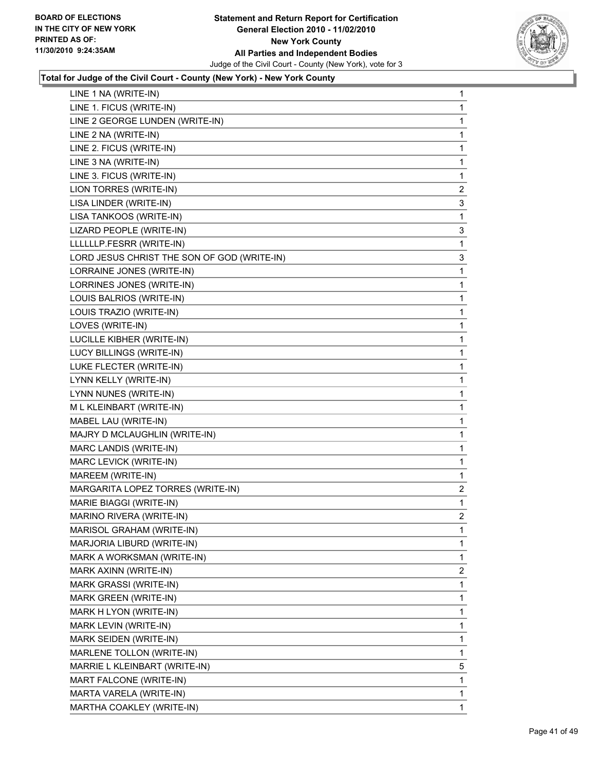**Total for Judge of the Civil Court - County (New York) - New York County**

| | |
|---|---|
| LINE 1 NA (WRITE-IN) | 1 |
| LINE 1. FICUS (WRITE-IN) | 1 |
| LINE 2 GEORGE LUNDEN (WRITE-IN) | 1 |
| LINE 2 NA (WRITE-IN) | 1 |
| LINE 2. FICUS (WRITE-IN) | 1 |
| LINE 3 NA (WRITE-IN) | 1 |
| LINE 3. FICUS (WRITE-IN) | 1 |
| LION TORRES (WRITE-IN) | 2 |
| LISA LINDER (WRITE-IN) | 3 |
| LISA TANKOOS (WRITE-IN) | 1 |
| LIZARD PEOPLE (WRITE-IN) | 3 |
| LLLLLLP.FESRR (WRITE-IN) | 1 |
| LORD JESUS CHRIST THE SON OF GOD (WRITE-IN) | 3 |
| LORRAINE JONES (WRITE-IN) | 1 |
| LORRINES JONES (WRITE-IN) | 1 |
| LOUIS BALRIOS (WRITE-IN) | 1 |
| LOUIS TRAZIO (WRITE-IN) | 1 |
| LOVES (WRITE-IN) | 1 |
| LUCILLE KIBHER (WRITE-IN) | 1 |
| LUCY BILLINGS (WRITE-IN) | 1 |
| LUKE FLECTER (WRITE-IN) | 1 |
| LYNN KELLY (WRITE-IN) | 1 |
| LYNN NUNES (WRITE-IN) | 1 |
| M L KLEINBART (WRITE-IN) | 1 |
| MABEL LAU (WRITE-IN) | 1 |
| MAJRY D MCLAUGHLIN (WRITE-IN) | 1 |
| MARC LANDIS (WRITE-IN) | 1 |
| MARC LEVICK (WRITE-IN) | 1 |
| MAREEM (WRITE-IN) | 1 |
| MARGARITA LOPEZ TORRES (WRITE-IN) | 2 |
| MARIE BIAGGI (WRITE-IN) | 1 |
| MARINO RIVERA (WRITE-IN) | 2 |
| MARISOL GRAHAM (WRITE-IN) | 1 |
| MARJORIA LIBURD (WRITE-IN) | 1 |
| MARK A WORKSMAN (WRITE-IN) | 1 |
| MARK AXINN (WRITE-IN) | 2 |
| MARK GRASSI (WRITE-IN) | 1 |
| MARK GREEN (WRITE-IN) | 1 |
| MARK H LYON (WRITE-IN) | 1 |
| MARK LEVIN (WRITE-IN) | 1 |
| MARK SEIDEN (WRITE-IN) | 1 |
| MARLENE TOLLON (WRITE-IN) | 1 |
| MARRIE L KLEINBART (WRITE-IN) | 5 |
| MART FALCONE (WRITE-IN) | 1 |
| MARTA VARELA (WRITE-IN) | 1 |
| MARTHA COAKLEY (WRITE-IN) | 1 |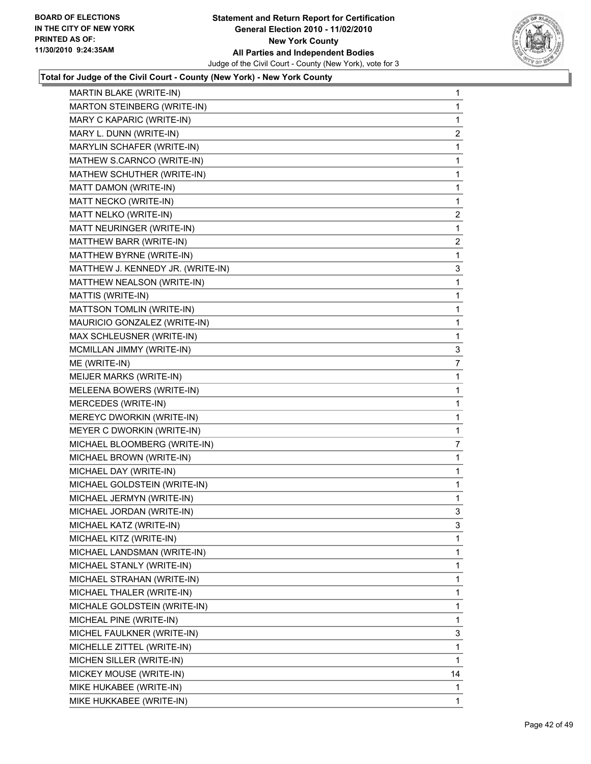BOARD OF ELECTIONS
IN THE CITY OF NEW YORK
PRINTED AS OF:
11/30/2010 9:24:35AM

**Statement and Return Report for Certification**
**General Election 2010 - 11/02/2010**
**New York County**
**All Parties and Independent Bodies**
Judge of the Civil Court - County (New York), vote for 3

**Total for Judge of the Civil Court - County (New York) - New York County**

| | |
|---|---|
| MARTIN BLAKE (WRITE-IN) | 1 |
| MARTON STEINBERG (WRITE-IN) | 1 |
| MARY C KAPARIC (WRITE-IN) | 1 |
| MARY L. DUNN (WRITE-IN) | 2 |
| MARYLIN SCHAFER (WRITE-IN) | 1 |
| MATHEW S.CARNCO (WRITE-IN) | 1 |
| MATHEW SCHUTHER (WRITE-IN) | 1 |
| MATT DAMON (WRITE-IN) | 1 |
| MATT NECKO (WRITE-IN) | 1 |
| MATT NELKO (WRITE-IN) | 2 |
| MATT NEURINGER (WRITE-IN) | 1 |
| MATTHEW BARR (WRITE-IN) | 2 |
| MATTHEW BYRNE (WRITE-IN) | 1 |
| MATTHEW J. KENNEDY JR. (WRITE-IN) | 3 |
| MATTHEW NEALSON (WRITE-IN) | 1 |
| MATTIS (WRITE-IN) | 1 |
| MATTSON TOMLIN (WRITE-IN) | 1 |
| MAURICIO GONZALEZ (WRITE-IN) | 1 |
| MAX SCHLEUSNER (WRITE-IN) | 1 |
| MCMILLAN JIMMY (WRITE-IN) | 3 |
| ME (WRITE-IN) | 7 |
| MEIJER MARKS (WRITE-IN) | 1 |
| MELEENA BOWERS (WRITE-IN) | 1 |
| MERCEDES (WRITE-IN) | 1 |
| MEREYC DWORKIN (WRITE-IN) | 1 |
| MEYER C DWORKIN (WRITE-IN) | 1 |
| MICHAEL BLOOMBERG (WRITE-IN) | 7 |
| MICHAEL BROWN (WRITE-IN) | 1 |
| MICHAEL DAY (WRITE-IN) | 1 |
| MICHAEL GOLDSTEIN (WRITE-IN) | 1 |
| MICHAEL JERMYN (WRITE-IN) | 1 |
| MICHAEL JORDAN (WRITE-IN) | 3 |
| MICHAEL KATZ (WRITE-IN) | 3 |
| MICHAEL KITZ (WRITE-IN) | 1 |
| MICHAEL LANDSMAN (WRITE-IN) | 1 |
| MICHAEL STANLY (WRITE-IN) | 1 |
| MICHAEL STRAHAN (WRITE-IN) | 1 |
| MICHAEL THALER (WRITE-IN) | 1 |
| MICHALE GOLDSTEIN (WRITE-IN) | 1 |
| MICHEAL PINE (WRITE-IN) | 1 |
| MICHEL FAULKNER (WRITE-IN) | 3 |
| MICHELLE ZITTEL (WRITE-IN) | 1 |
| MICHEN SILLER (WRITE-IN) | 1 |
| MICKEY MOUSE (WRITE-IN) | 14 |
| MIKE HUKABEE (WRITE-IN) | 1 |
| MIKE HUKKABEE (WRITE-IN) | 1 |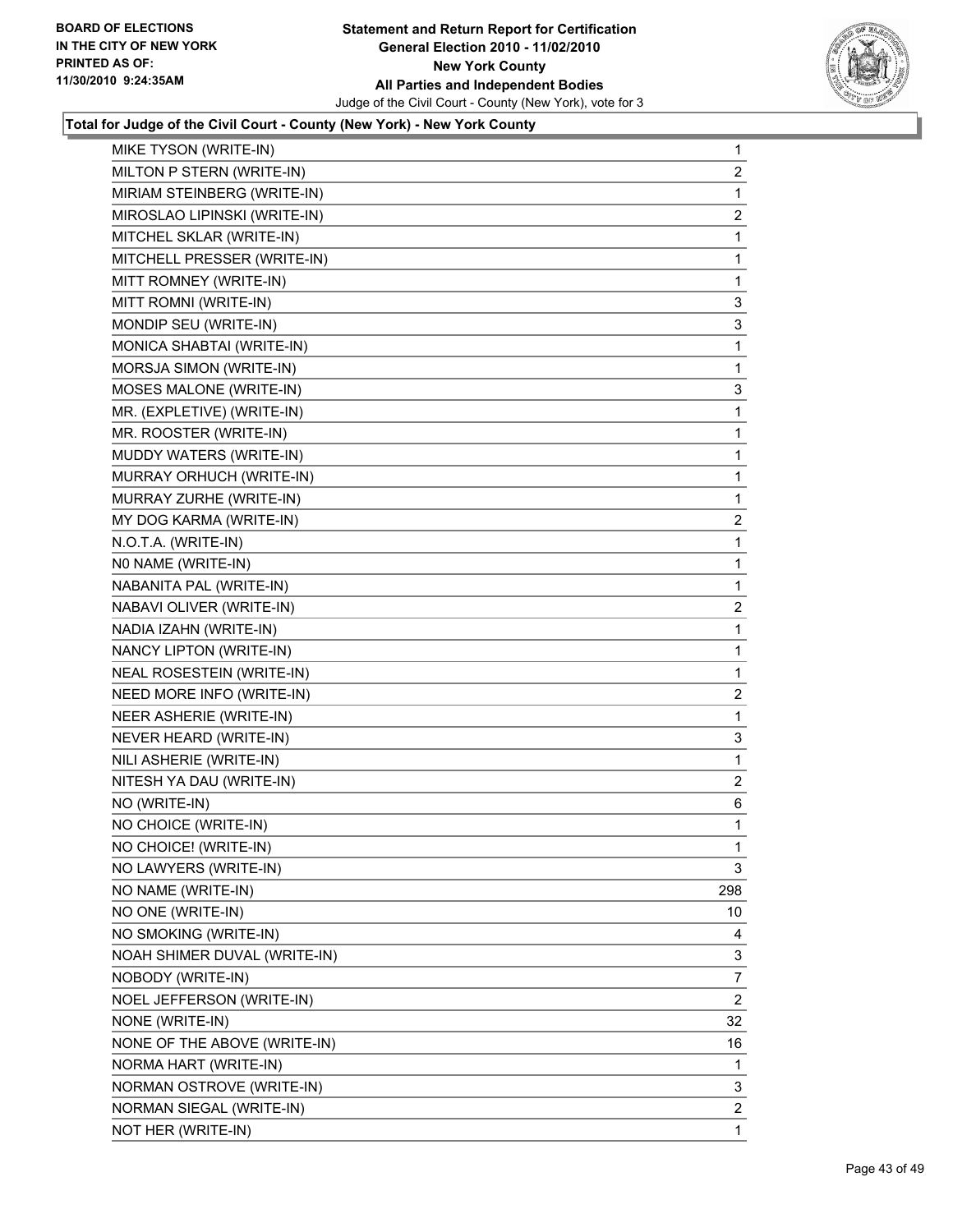**Statement and Return Report for Certification**
**General Election 2010 - 11/02/2010**
**New York County**
**All Parties and Independent Bodies**
Judge of the Civil Court - County (New York), vote for 3

BOARD OF ELECTIONS
IN THE CITY OF NEW YORK
PRINTED AS OF:
11/30/2010 9:24:35AM

**Total for Judge of the Civil Court - County (New York) - New York County**

| | |
|---|---|
| MIKE TYSON (WRITE-IN) | 1 |
| MILTON P STERN (WRITE-IN) | 2 |
| MIRIAM STEINBERG (WRITE-IN) | 1 |
| MIROSLAO LIPINSKI (WRITE-IN) | 2 |
| MITCHEL SKLAR (WRITE-IN) | 1 |
| MITCHELL PRESSER (WRITE-IN) | 1 |
| MITT ROMNEY (WRITE-IN) | 1 |
| MITT ROMNI (WRITE-IN) | 3 |
| MONDIP SEU (WRITE-IN) | 3 |
| MONICA SHABTAI (WRITE-IN) | 1 |
| MORSJA SIMON (WRITE-IN) | 1 |
| MOSES MALONE (WRITE-IN) | 3 |
| MR. (EXPLETIVE) (WRITE-IN) | 1 |
| MR. ROOSTER (WRITE-IN) | 1 |
| MUDDY WATERS (WRITE-IN) | 1 |
| MURRAY ORHUCH (WRITE-IN) | 1 |
| MURRAY ZURHE (WRITE-IN) | 1 |
| MY DOG KARMA (WRITE-IN) | 2 |
| N.O.T.A. (WRITE-IN) | 1 |
| N0 NAME (WRITE-IN) | 1 |
| NABANITA PAL (WRITE-IN) | 1 |
| NABAVI OLIVER (WRITE-IN) | 2 |
| NADIA IZAHN (WRITE-IN) | 1 |
| NANCY LIPTON (WRITE-IN) | 1 |
| NEAL ROSESTEIN (WRITE-IN) | 1 |
| NEED MORE INFO (WRITE-IN) | 2 |
| NEER ASHERIE (WRITE-IN) | 1 |
| NEVER HEARD (WRITE-IN) | 3 |
| NILI ASHERIE (WRITE-IN) | 1 |
| NITESH YA DAU (WRITE-IN) | 2 |
| NO (WRITE-IN) | 6 |
| NO CHOICE (WRITE-IN) | 1 |
| NO CHOICE! (WRITE-IN) | 1 |
| NO LAWYERS (WRITE-IN) | 3 |
| NO NAME (WRITE-IN) | 298 |
| NO ONE (WRITE-IN) | 10 |
| NO SMOKING (WRITE-IN) | 4 |
| NOAH SHIMER DUVAL (WRITE-IN) | 3 |
| NOBODY (WRITE-IN) | 7 |
| NOEL JEFFERSON (WRITE-IN) | 2 |
| NONE (WRITE-IN) | 32 |
| NONE OF THE ABOVE (WRITE-IN) | 16 |
| NORMA HART (WRITE-IN) | 1 |
| NORMAN OSTROVE (WRITE-IN) | 3 |
| NORMAN SIEGAL (WRITE-IN) | 2 |
| NOT HER (WRITE-IN) | 1 |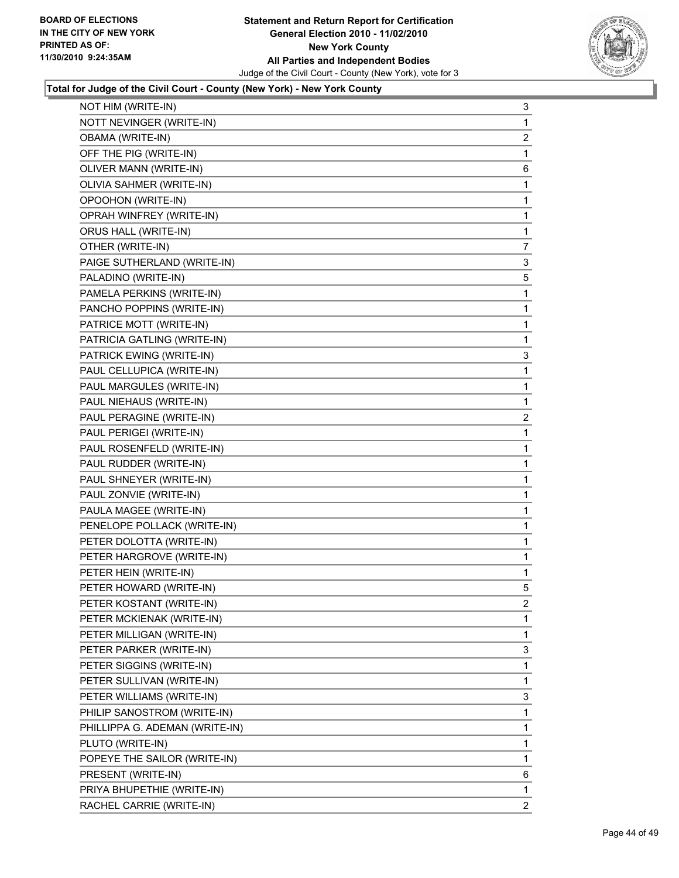**Total for Judge of the Civil Court - County (New York) - New York County**

| | |
|---|---|
| NOT HIM (WRITE-IN) | 3 |
| NOTT NEVINGER (WRITE-IN) | 1 |
| OBAMA (WRITE-IN) | 2 |
| OFF THE PIG (WRITE-IN) | 1 |
| OLIVER MANN (WRITE-IN) | 6 |
| OLIVIA SAHMER (WRITE-IN) | 1 |
| OPOOHON (WRITE-IN) | 1 |
| OPRAH WINFREY (WRITE-IN) | 1 |
| ORUS HALL (WRITE-IN) | 1 |
| OTHER (WRITE-IN) | 7 |
| PAIGE SUTHERLAND (WRITE-IN) | 3 |
| PALADINO (WRITE-IN) | 5 |
| PAMELA PERKINS (WRITE-IN) | 1 |
| PANCHO POPPINS (WRITE-IN) | 1 |
| PATRICE MOTT (WRITE-IN) | 1 |
| PATRICIA GATLING (WRITE-IN) | 1 |
| PATRICK EWING (WRITE-IN) | 3 |
| PAUL CELLUPICA (WRITE-IN) | 1 |
| PAUL MARGULES (WRITE-IN) | 1 |
| PAUL NIEHAUS (WRITE-IN) | 1 |
| PAUL PERAGINE (WRITE-IN) | 2 |
| PAUL PERIGEI (WRITE-IN) | 1 |
| PAUL ROSENFELD (WRITE-IN) | 1 |
| PAUL RUDDER (WRITE-IN) | 1 |
| PAUL SHNEYER (WRITE-IN) | 1 |
| PAUL ZONVIE (WRITE-IN) | 1 |
| PAULA MAGEE (WRITE-IN) | 1 |
| PENELOPE POLLACK (WRITE-IN) | 1 |
| PETER DOLOTTA (WRITE-IN) | 1 |
| PETER HARGROVE (WRITE-IN) | 1 |
| PETER HEIN (WRITE-IN) | 1 |
| PETER HOWARD (WRITE-IN) | 5 |
| PETER KOSTANT (WRITE-IN) | 2 |
| PETER MCKIENAK (WRITE-IN) | 1 |
| PETER MILLIGAN (WRITE-IN) | 1 |
| PETER PARKER (WRITE-IN) | 3 |
| PETER SIGGINS (WRITE-IN) | 1 |
| PETER SULLIVAN (WRITE-IN) | 1 |
| PETER WILLIAMS (WRITE-IN) | 3 |
| PHILIP SANOSTROM (WRITE-IN) | 1 |
| PHILLIPPA G. ADEMAN (WRITE-IN) | 1 |
| PLUTO (WRITE-IN) | 1 |
| POPEYE THE SAILOR (WRITE-IN) | 1 |
| PRESENT (WRITE-IN) | 6 |
| PRIYA BHUPETHIE (WRITE-IN) | 1 |
| RACHEL CARRIE (WRITE-IN) | 2 |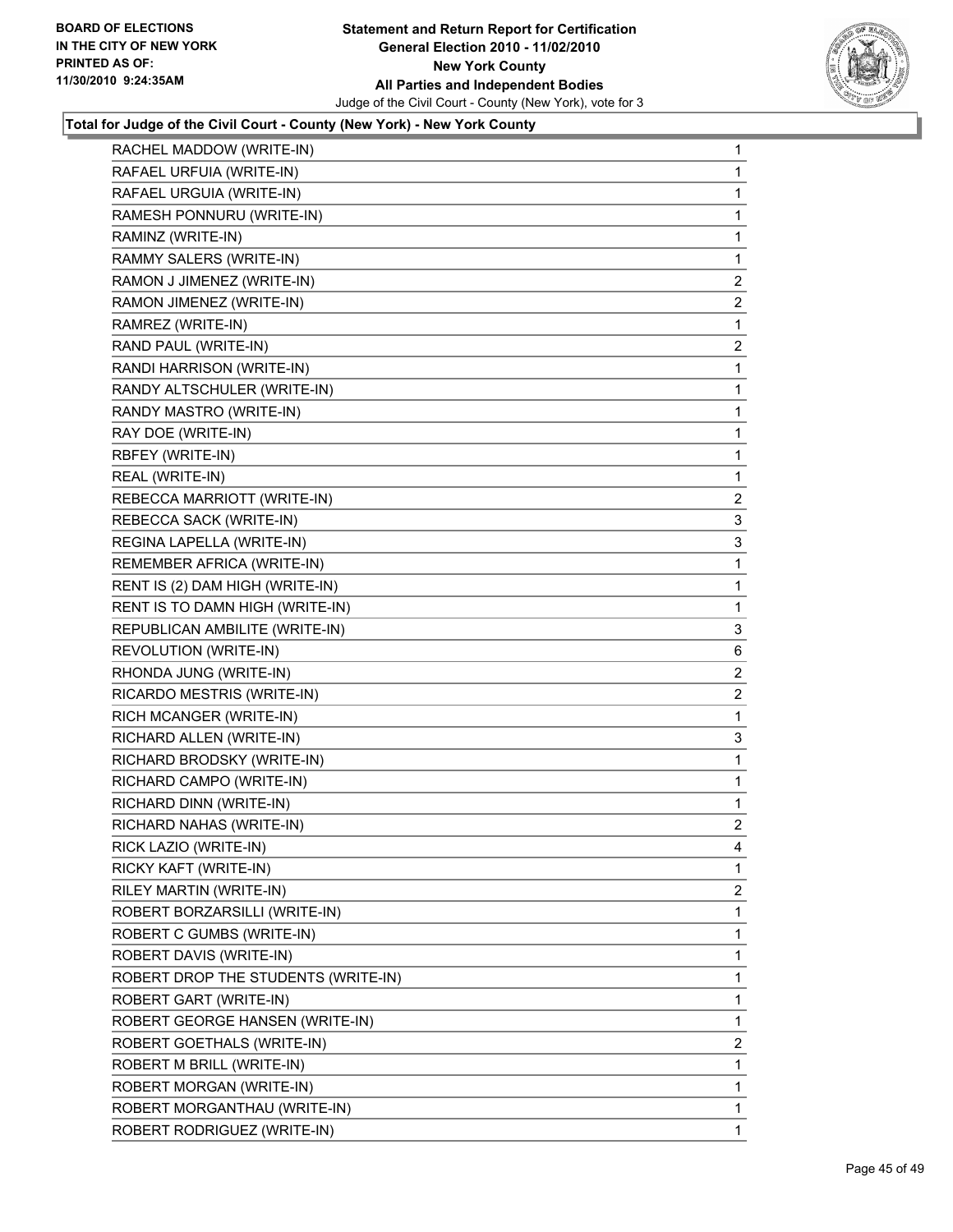**Total for Judge of the Civil Court - County (New York) - New York County**

| | |
|---|---|
| RACHEL MADDOW (WRITE-IN) | 1 |
| RAFAEL URFUIA (WRITE-IN) | 1 |
| RAFAEL URGUIA (WRITE-IN) | 1 |
| RAMESH PONNURU (WRITE-IN) | 1 |
| RAMINZ (WRITE-IN) | 1 |
| RAMMY SALERS (WRITE-IN) | 1 |
| RAMON J JIMENEZ (WRITE-IN) | 2 |
| RAMON JIMENEZ (WRITE-IN) | 2 |
| RAMREZ (WRITE-IN) | 1 |
| RAND PAUL (WRITE-IN) | 2 |
| RANDI HARRISON (WRITE-IN) | 1 |
| RANDY ALTSCHULER (WRITE-IN) | 1 |
| RANDY MASTRO (WRITE-IN) | 1 |
| RAY DOE (WRITE-IN) | 1 |
| RBFEY (WRITE-IN) | 1 |
| REAL (WRITE-IN) | 1 |
| REBECCA MARRIOTT (WRITE-IN) | 2 |
| REBECCA SACK (WRITE-IN) | 3 |
| REGINA LAPELLA (WRITE-IN) | 3 |
| REMEMBER AFRICA (WRITE-IN) | 1 |
| RENT IS (2) DAM HIGH (WRITE-IN) | 1 |
| RENT IS TO DAMN HIGH (WRITE-IN) | 1 |
| REPUBLICAN AMBILITE (WRITE-IN) | 3 |
| REVOLUTION (WRITE-IN) | 6 |
| RHONDA JUNG (WRITE-IN) | 2 |
| RICARDO MESTRIS (WRITE-IN) | 2 |
| RICH MCANGER (WRITE-IN) | 1 |
| RICHARD ALLEN (WRITE-IN) | 3 |
| RICHARD BRODSKY (WRITE-IN) | 1 |
| RICHARD CAMPO (WRITE-IN) | 1 |
| RICHARD DINN (WRITE-IN) | 1 |
| RICHARD NAHAS (WRITE-IN) | 2 |
| RICK LAZIO (WRITE-IN) | 4 |
| RICKY KAFT (WRITE-IN) | 1 |
| RILEY MARTIN (WRITE-IN) | 2 |
| ROBERT BORZARSILLI (WRITE-IN) | 1 |
| ROBERT C GUMBS (WRITE-IN) | 1 |
| ROBERT DAVIS (WRITE-IN) | 1 |
| ROBERT DROP THE STUDENTS (WRITE-IN) | 1 |
| ROBERT GART (WRITE-IN) | 1 |
| ROBERT GEORGE HANSEN (WRITE-IN) | 1 |
| ROBERT GOETHALS (WRITE-IN) | 2 |
| ROBERT M BRILL (WRITE-IN) | 1 |
| ROBERT MORGAN (WRITE-IN) | 1 |
| ROBERT MORGANTHAU (WRITE-IN) | 1 |
| ROBERT RODRIGUEZ (WRITE-IN) | 1 |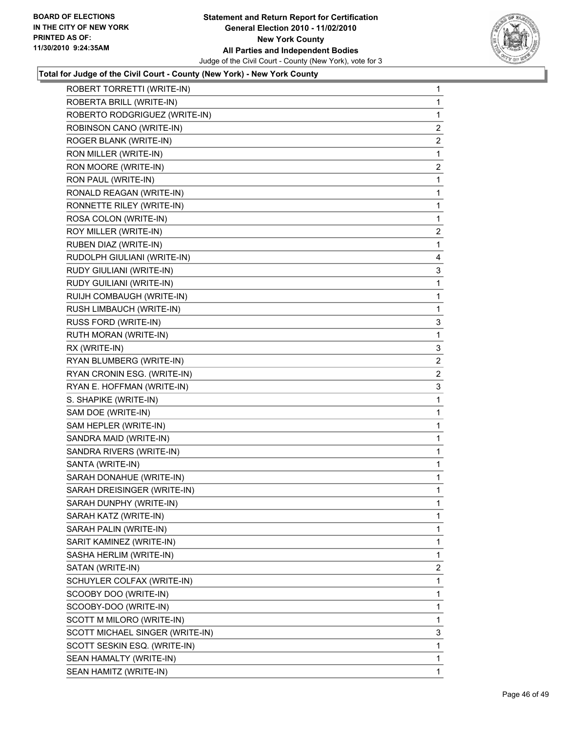BOARD OF ELECTIONS
IN THE CITY OF NEW YORK
PRINTED AS OF:
11/30/2010 9:24:35AM

**Statement and Return Report for Certification**
**General Election 2010 - 11/02/2010**
**New York County**
**All Parties and Independent Bodies**
Judge of the Civil Court - County (New York), vote for 3

**Total for Judge of the Civil Court - County (New York) - New York County**

| | |
|---|---|
| ROBERT TORRETTI (WRITE-IN) | 1 |
| ROBERTA BRILL (WRITE-IN) | 1 |
| ROBERTO RODGRIGUEZ (WRITE-IN) | 1 |
| ROBINSON CANO (WRITE-IN) | 2 |
| ROGER BLANK (WRITE-IN) | 2 |
| RON MILLER (WRITE-IN) | 1 |
| RON MOORE (WRITE-IN) | 2 |
| RON PAUL (WRITE-IN) | 1 |
| RONALD REAGAN (WRITE-IN) | 1 |
| RONNETTE RILEY (WRITE-IN) | 1 |
| ROSA COLON (WRITE-IN) | 1 |
| ROY MILLER (WRITE-IN) | 2 |
| RUBEN DIAZ (WRITE-IN) | 1 |
| RUDOLPH GIULIANI (WRITE-IN) | 4 |
| RUDY GIULIANI (WRITE-IN) | 3 |
| RUDY GUILIANI (WRITE-IN) | 1 |
| RUIJH COMBAUGH (WRITE-IN) | 1 |
| RUSH LIMBAUCH (WRITE-IN) | 1 |
| RUSS FORD (WRITE-IN) | 3 |
| RUTH MORAN (WRITE-IN) | 1 |
| RX (WRITE-IN) | 3 |
| RYAN BLUMBERG (WRITE-IN) | 2 |
| RYAN CRONIN ESG. (WRITE-IN) | 2 |
| RYAN E. HOFFMAN (WRITE-IN) | 3 |
| S. SHAPIKE (WRITE-IN) | 1 |
| SAM DOE (WRITE-IN) | 1 |
| SAM HEPLER (WRITE-IN) | 1 |
| SANDRA MAID (WRITE-IN) | 1 |
| SANDRA RIVERS (WRITE-IN) | 1 |
| SANTA (WRITE-IN) | 1 |
| SARAH DONAHUE (WRITE-IN) | 1 |
| SARAH DREISINGER (WRITE-IN) | 1 |
| SARAH DUNPHY (WRITE-IN) | 1 |
| SARAH KATZ (WRITE-IN) | 1 |
| SARAH PALIN (WRITE-IN) | 1 |
| SARIT KAMINEZ (WRITE-IN) | 1 |
| SASHA HERLIM (WRITE-IN) | 1 |
| SATAN (WRITE-IN) | 2 |
| SCHUYLER COLFAX (WRITE-IN) | 1 |
| SCOOBY DOO (WRITE-IN) | 1 |
| SCOOBY-DOO (WRITE-IN) | 1 |
| SCOTT M MILORO (WRITE-IN) | 1 |
| SCOTT MICHAEL SINGER (WRITE-IN) | 3 |
| SCOTT SESKIN ESQ. (WRITE-IN) | 1 |
| SEAN HAMALTY (WRITE-IN) | 1 |
| SEAN HAMITZ (WRITE-IN) | 1 |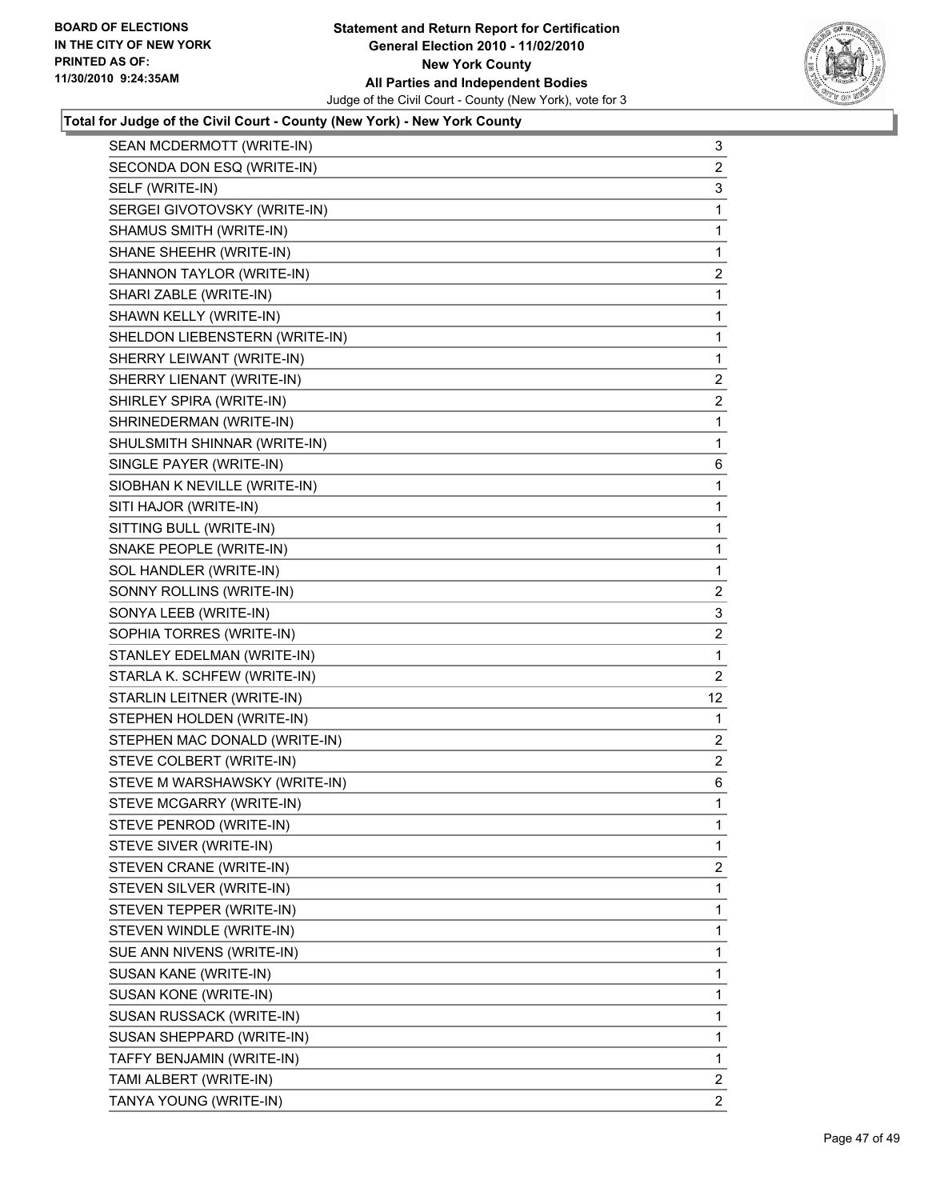BOARD OF ELECTIONS
IN THE CITY OF NEW YORK
PRINTED AS OF:
11/30/2010 9:24:35AM

**Statement and Return Report for Certification**
**General Election 2010 - 11/02/2010**
**New York County**
**All Parties and Independent Bodies**
Judge of the Civil Court - County (New York), vote for 3

**Total for Judge of the Civil Court - County (New York) - New York County**

| | |
|---|---|
| SEAN MCDERMOTT (WRITE-IN) | 3 |
| SECONDA DON ESQ (WRITE-IN) | 2 |
| SELF (WRITE-IN) | 3 |
| SERGEI GIVOTOVSKY (WRITE-IN) | 1 |
| SHAMUS SMITH (WRITE-IN) | 1 |
| SHANE SHEEHR (WRITE-IN) | 1 |
| SHANNON TAYLOR (WRITE-IN) | 2 |
| SHARI ZABLE (WRITE-IN) | 1 |
| SHAWN KELLY (WRITE-IN) | 1 |
| SHELDON LIEBENSTERN (WRITE-IN) | 1 |
| SHERRY LEIWANT (WRITE-IN) | 1 |
| SHERRY LIENANT (WRITE-IN) | 2 |
| SHIRLEY SPIRA (WRITE-IN) | 2 |
| SHRINEDERMAN (WRITE-IN) | 1 |
| SHULSMITH SHINNAR (WRITE-IN) | 1 |
| SINGLE PAYER (WRITE-IN) | 6 |
| SIOBHAN K NEVILLE (WRITE-IN) | 1 |
| SITI HAJOR (WRITE-IN) | 1 |
| SITTING BULL (WRITE-IN) | 1 |
| SNAKE PEOPLE (WRITE-IN) | 1 |
| SOL HANDLER (WRITE-IN) | 1 |
| SONNY ROLLINS (WRITE-IN) | 2 |
| SONYA LEEB (WRITE-IN) | 3 |
| SOPHIA TORRES (WRITE-IN) | 2 |
| STANLEY EDELMAN (WRITE-IN) | 1 |
| STARLA K. SCHFEW (WRITE-IN) | 2 |
| STARLIN LEITNER (WRITE-IN) | 12 |
| STEPHEN HOLDEN (WRITE-IN) | 1 |
| STEPHEN MAC DONALD (WRITE-IN) | 2 |
| STEVE COLBERT (WRITE-IN) | 2 |
| STEVE M WARSHAWSKY (WRITE-IN) | 6 |
| STEVE MCGARRY (WRITE-IN) | 1 |
| STEVE PENROD (WRITE-IN) | 1 |
| STEVE SIVER (WRITE-IN) | 1 |
| STEVEN CRANE (WRITE-IN) | 2 |
| STEVEN SILVER (WRITE-IN) | 1 |
| STEVEN TEPPER (WRITE-IN) | 1 |
| STEVEN WINDLE (WRITE-IN) | 1 |
| SUE ANN NIVENS (WRITE-IN) | 1 |
| SUSAN KANE (WRITE-IN) | 1 |
| SUSAN KONE (WRITE-IN) | 1 |
| SUSAN RUSSACK (WRITE-IN) | 1 |
| SUSAN SHEPPARD (WRITE-IN) | 1 |
| TAFFY BENJAMIN (WRITE-IN) | 1 |
| TAMI ALBERT (WRITE-IN) | 2 |
| TANYA YOUNG (WRITE-IN) | 2 |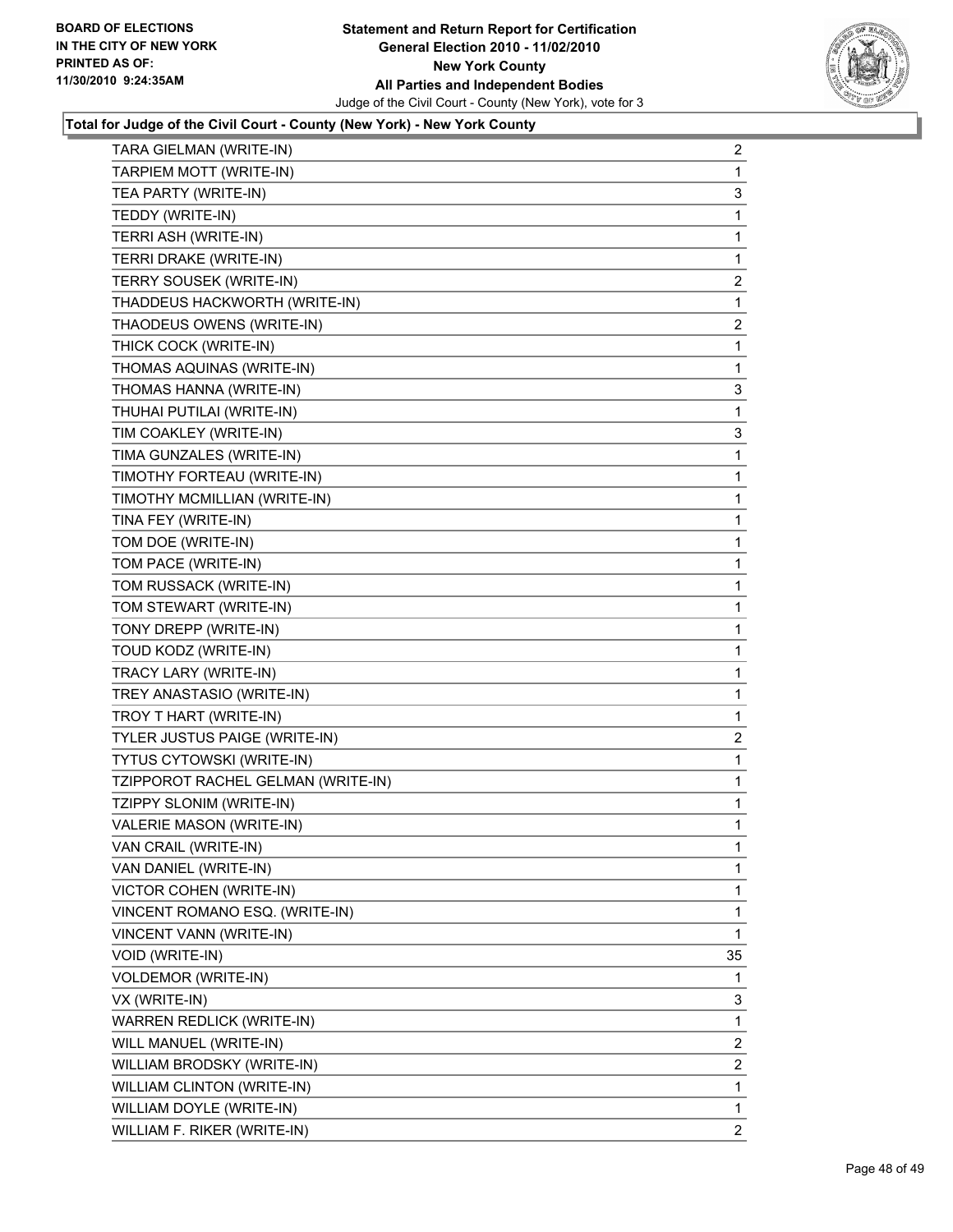**Total for Judge of the Civil Court - County (New York) - New York County**

| | |
|---|---|
| TARA GIELMAN (WRITE-IN) | 2 |
| TARPIEM MOTT (WRITE-IN) | 1 |
| TEA PARTY (WRITE-IN) | 3 |
| TEDDY (WRITE-IN) | 1 |
| TERRI ASH (WRITE-IN) | 1 |
| TERRI DRAKE (WRITE-IN) | 1 |
| TERRY SOUSEK (WRITE-IN) | 2 |
| THADDEUS HACKWORTH (WRITE-IN) | 1 |
| THAODEUS OWENS (WRITE-IN) | 2 |
| THICK COCK (WRITE-IN) | 1 |
| THOMAS AQUINAS (WRITE-IN) | 1 |
| THOMAS HANNA (WRITE-IN) | 3 |
| THUHAI PUTILAI (WRITE-IN) | 1 |
| TIM COAKLEY (WRITE-IN) | 3 |
| TIMA GUNZALES (WRITE-IN) | 1 |
| TIMOTHY FORTEAU (WRITE-IN) | 1 |
| TIMOTHY MCMILLIAN (WRITE-IN) | 1 |
| TINA FEY (WRITE-IN) | 1 |
| TOM DOE (WRITE-IN) | 1 |
| TOM PACE (WRITE-IN) | 1 |
| TOM RUSSACK (WRITE-IN) | 1 |
| TOM STEWART (WRITE-IN) | 1 |
| TONY DREPP (WRITE-IN) | 1 |
| TOUD KODZ (WRITE-IN) | 1 |
| TRACY LARY (WRITE-IN) | 1 |
| TREY ANASTASIO (WRITE-IN) | 1 |
| TROY T HART (WRITE-IN) | 1 |
| TYLER JUSTUS PAIGE (WRITE-IN) | 2 |
| TYTUS CYTOWSKI (WRITE-IN) | 1 |
| TZIPPOROT RACHEL GELMAN (WRITE-IN) | 1 |
| TZIPPY SLONIM (WRITE-IN) | 1 |
| VALERIE MASON (WRITE-IN) | 1 |
| VAN CRAIL (WRITE-IN) | 1 |
| VAN DANIEL (WRITE-IN) | 1 |
| VICTOR COHEN (WRITE-IN) | 1 |
| VINCENT ROMANO ESQ. (WRITE-IN) | 1 |
| VINCENT VANN (WRITE-IN) | 1 |
| VOID (WRITE-IN) | 35 |
| VOLDEMOR (WRITE-IN) | 1 |
| VX (WRITE-IN) | 3 |
| WARREN REDLICK (WRITE-IN) | 1 |
| WILL MANUEL (WRITE-IN) | 2 |
| WILLIAM BRODSKY (WRITE-IN) | 2 |
| WILLIAM CLINTON (WRITE-IN) | 1 |
| WILLIAM DOYLE (WRITE-IN) | 1 |
| WILLIAM F. RIKER (WRITE-IN) | 2 |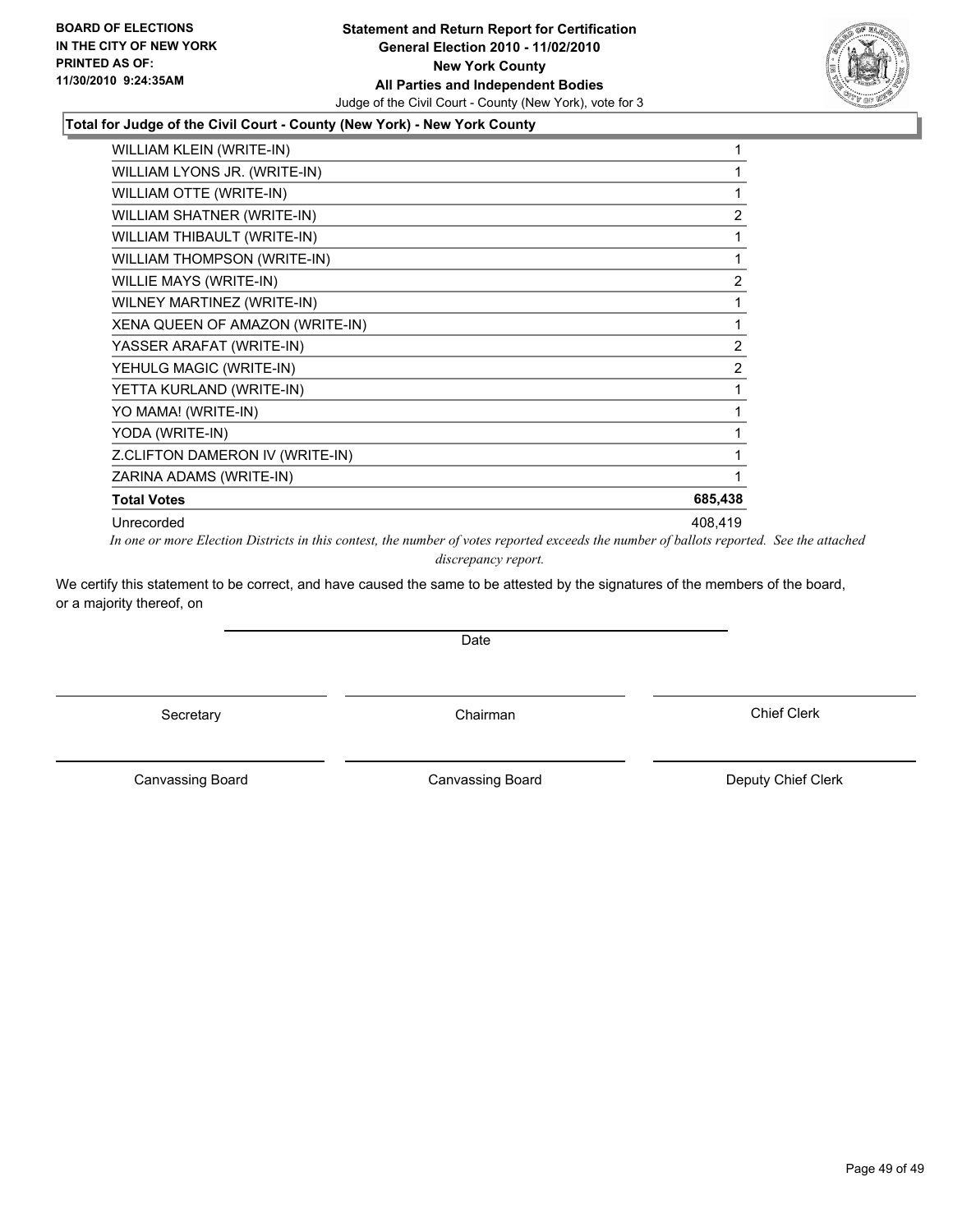**BOARD OF ELECTIONS IN THE CITY OF NEW YORK PRINTED AS OF: 11/30/2010 9:24:35AM**

**Statement and Return Report for Certification General Election 2010 - 11/02/2010 New York County All Parties and Independent Bodies**

Judge of the Civil Court - County (New York), vote for 3

### Total for Judge of the Civil Court - County (New York) - New York County

| | |
|---|---|
| WILLIAM KLEIN (WRITE-IN) | 1 |
| WILLIAM LYONS JR. (WRITE-IN) | 1 |
| WILLIAM OTTE (WRITE-IN) | 1 |
| WILLIAM SHATNER (WRITE-IN) | 2 |
| WILLIAM THIBAULT (WRITE-IN) | 1 |
| WILLIAM THOMPSON (WRITE-IN) | 1 |
| WILLIE MAYS (WRITE-IN) | 2 |
| WILNEY MARTINEZ (WRITE-IN) | 1 |
| XENA QUEEN OF AMAZON (WRITE-IN) | 1 |
| YASSER ARAFAT (WRITE-IN) | 2 |
| YEHULG MAGIC (WRITE-IN) | 2 |
| YETTA KURLAND (WRITE-IN) | 1 |
| YO MAMA! (WRITE-IN) | 1 |
| YODA (WRITE-IN) | 1 |
| Z.CLIFTON DAMERON IV (WRITE-IN) | 1 |
| ZARINA ADAMS (WRITE-IN) | 1 |
| **Total Votes** | **685,438** |
| Unrecorded | 408,419 |

*In one or more Election Districts in this contest, the number of votes reported exceeds the number of ballots reported. See the attached discrepancy report.*

We certify this statement to be correct, and have caused the same to be attested by the signatures of the members of the board, or a majority thereof, on

Date

Secretary　　Chairman　　Chief Clerk

Canvassing Board　　Canvassing Board　　Deputy Chief Clerk